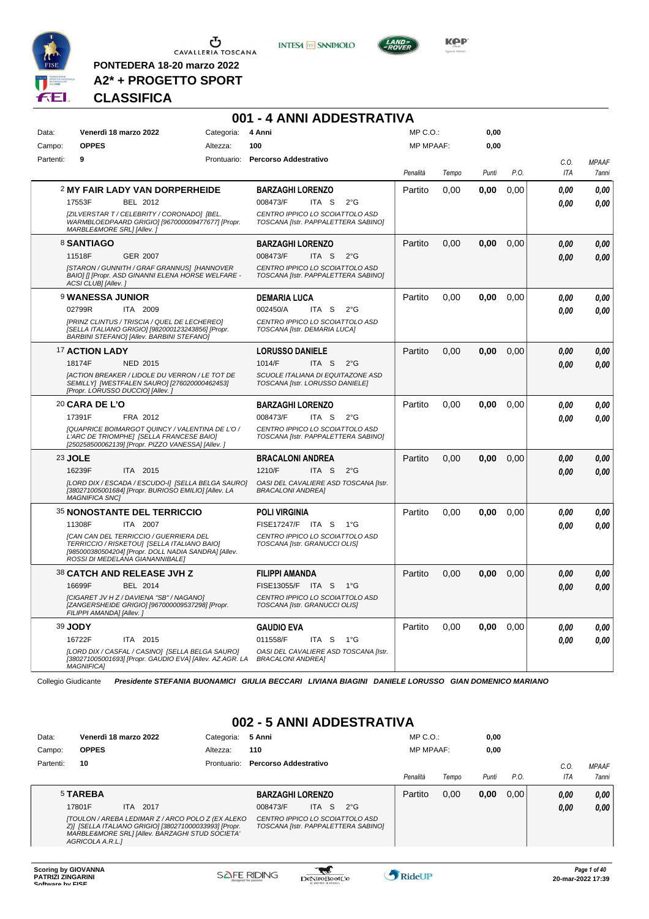**PONTEDERA 18-20 marzo 2022**

**A2\* + PROGETTO SPORT**

**CLASSIFICA**

# 001 - 4 ANNI ADDESTRATIVA

| | | | | | |
|---|---|---|---|---|---|
| Data: | **Venerdì 18 marzo 2022** | Categoria: | **4 Anni** | MP C.O.: | **0,00** |
| Campo: | **OPPES** | Altezza: | **100** | MP MPAAF: | **0,00** |
| Partenti: | **9** | Prontuario: | **Percorso Addestrativo** | | |

| Cavallo | Cavaliere | Penalità | Tempo | Punti | P.O. | C.O. ITA | MPAAF 7anni |
|---|---|---|---|---|---|---|---|
| 2 **MY FAIR LADY VAN DORPERHEIDE**<br>17553F BEL 2012<br>*[ZILVERSTAR T / CELEBRITY / CORONADO] [BEL. WARMBLOEDPAARD GRIGIO] [967000009477677] [Propr. MARBLE&MORE SRL] [Allev. ]* | **BARZAGHI LORENZO**<br>008473/F ITA S 2°G<br>*CENTRO IPPICO LO SCOIATTOLO ASD TOSCANA [Istr. PAPPALETTERA SABINO]* | Partito | 0,00 | **0,00** | 0,00 | **0,00**<br>**0,00** | **0,00**<br>**0,00** |
| 8 **SANTIAGO**<br>11518F GER 2007<br>*[STARON / GUNNITH / GRAF GRANNUS] [HANNOVER BAIO] [] [Propr. ASD GINANNI ELENA HORSE WELFARE - ACSI CLUB] [Allev. ]* | **BARZAGHI LORENZO**<br>008473/F ITA S 2°G<br>*CENTRO IPPICO LO SCOIATTOLO ASD TOSCANA [Istr. PAPPALETTERA SABINO]* | Partito | 0,00 | **0,00** | 0,00 | **0,00**<br>**0,00** | **0,00**<br>**0,00** |
| 9 **WANESSA JUNIOR**<br>02799R ITA 2009<br>*[PRINZ CLINTUS / TRISCIA / QUEL DE LECHEREO] [SELLA ITALIANO GRIGIO] [982000123243856] [Propr. BARBINI STEFANO] [Allev. BARBINI STEFANO]* | **DEMARIA LUCA**<br>002450/A ITA S 2°G<br>*CENTRO IPPICO LO SCOIATTOLO ASD TOSCANA [Istr. DEMARIA LUCA]* | Partito | 0,00 | **0,00** | 0,00 | **0,00**<br>**0,00** | **0,00**<br>**0,00** |
| 17 **ACTION LADY**<br>18174F NED 2015<br>*[ACTION BREAKER / LIDOLE DU VERRON / LE TOT DE SEMILLY] [WESTFALEN SAURO] [276020000462453] [Propr. LORUSSO DUCCIO] [Allev. ]* | **LORUSSO DANIELE**<br>1014/F ITA S 2°G<br>*SCUOLE ITALIANA DI EQUITAZONE ASD TOSCANA [Istr. LORUSSO DANIELE]* | Partito | 0,00 | **0,00** | 0,00 | **0,00**<br>**0,00** | **0,00**<br>**0,00** |
| 20 **CARA DE L'O**<br>17391F FRA 2012<br>*[QUAPRICE BOIMARGOT QUINCY / VALENTINA DE L'O / L'ARC DE TRIOMPHE] [SELLA FRANCESE BAIO] [250258500062139] [Propr. PIZZO VANESSA] [Allev. ]* | **BARZAGHI LORENZO**<br>008473/F ITA S 2°G<br>*CENTRO IPPICO LO SCOIATTOLO ASD TOSCANA [Istr. PAPPALETTERA SABINO]* | Partito | 0,00 | **0,00** | 0,00 | **0,00**<br>**0,00** | **0,00**<br>**0,00** |
| 23 **JOLE**<br>16239F ITA 2015<br>*[LORD DIX / ESCADA / ESCUDO-I] [SELLA BELGA SAURO] [380271005001684] [Propr. BURIOSO EMILIO] [Allev. LA MAGNIFICA SNC]* | **BRACALONI ANDREA**<br>1210/F ITA S 2°G<br>*OASI DEL CAVALIERE ASD TOSCANA [Istr. BRACALONI ANDREA]* | Partito | 0,00 | **0,00** | 0,00 | **0,00**<br>**0,00** | **0,00**<br>**0,00** |
| 35 **NONOSTANTE DEL TERRICCIO**<br>11308F ITA 2007<br>*[CAN CAN DEL TERRICCIO / GUERRIERA DEL TERRICCIO / RISKETOU] [SELLA ITALIANO BAIO] [985000380504204] [Propr. DOLL NADIA SANDRA] [Allev. ROSSI DI MEDELANA GIANANNIBALE]* | **POLI VIRGINIA**<br>FISE17247/F ITA S 1°G<br>*CENTRO IPPICO LO SCOIATTOLO ASD TOSCANA [Istr. GRANUCCI OLIS]* | Partito | 0,00 | **0,00** | 0,00 | **0,00**<br>**0,00** | **0,00**<br>**0,00** |
| 38 **CATCH AND RELEASE JVH Z**<br>16699F BEL 2014<br>*[CIGARET JV H Z / DAVIENA "SB" / NAGANO] [ZANGERSHEIDE GRIGIO] [967000009537298] [Propr. FILIPPI AMANDA] [Allev. ]* | **FILIPPI AMANDA**<br>FISE13055/F ITA S 1°G<br>*CENTRO IPPICO LO SCOIATTOLO ASD TOSCANA [Istr. GRANUCCI OLIS]* | Partito | 0,00 | **0,00** | 0,00 | **0,00**<br>**0,00** | **0,00**<br>**0,00** |
| 39 **JODY**<br>16722F ITA 2015<br>*[LORD DIX / CASFAL / CASINO] [SELLA BELGA SAURO] [380271005001693] [Propr. GAUDIO EVA] [Allev. AZ.AGR. LA MAGNIFICA]* | **GAUDIO EVA**<br>011558/F ITA S 1°G<br>*OASI DEL CAVALIERE ASD TOSCANA [Istr. BRACALONI ANDREA]* | Partito | 0,00 | **0,00** | 0,00 | **0,00**<br>**0,00** | **0,00**<br>**0,00** |

Collegio Giudicante *Presidente STEFANIA BUONAMICI GIULIA BECCARI LIVIANA BIAGINI DANIELE LORUSSO GIAN DOMENICO MARIANO*

# 002 - 5 ANNI ADDESTRATIVA

| | | | | | |
|---|---|---|---|---|---|
| Data: | **Venerdì 18 marzo 2022** | Categoria: | **5 Anni** | MP C.O.: | **0,00** |
| Campo: | **OPPES** | Altezza: | **110** | MP MPAAF: | **0,00** |
| Partenti: | **10** | Prontuario: | **Percorso Addestrativo** | | |

| Cavallo | Cavaliere | Penalità | Tempo | Punti | P.O. | C.O. ITA | MPAAF 7anni |
|---|---|---|---|---|---|---|---|
| 5 **TAREBA**<br>17801F ITA 2017<br>*[TOULON / AREBA LEDIMAR Z / ARCO POLO Z (EX ALEKO Z)] [SELLA ITALIANO GRIGIO] [380271000033993] [Propr. MARBLE&MORE SRL] [Allev. BARZAGHI STUD SOCIETA' AGRICOLA A.R.L.]* | **BARZAGHI LORENZO**<br>008473/F ITA S 2°G<br>*CENTRO IPPICO LO SCOIATTOLO ASD TOSCANA [Istr. PAPPALETTERA SABINO]* | Partito | 0,00 | **0,00** | 0,00 | **0,00**<br>**0,00** | **0,00**<br>**0,00** |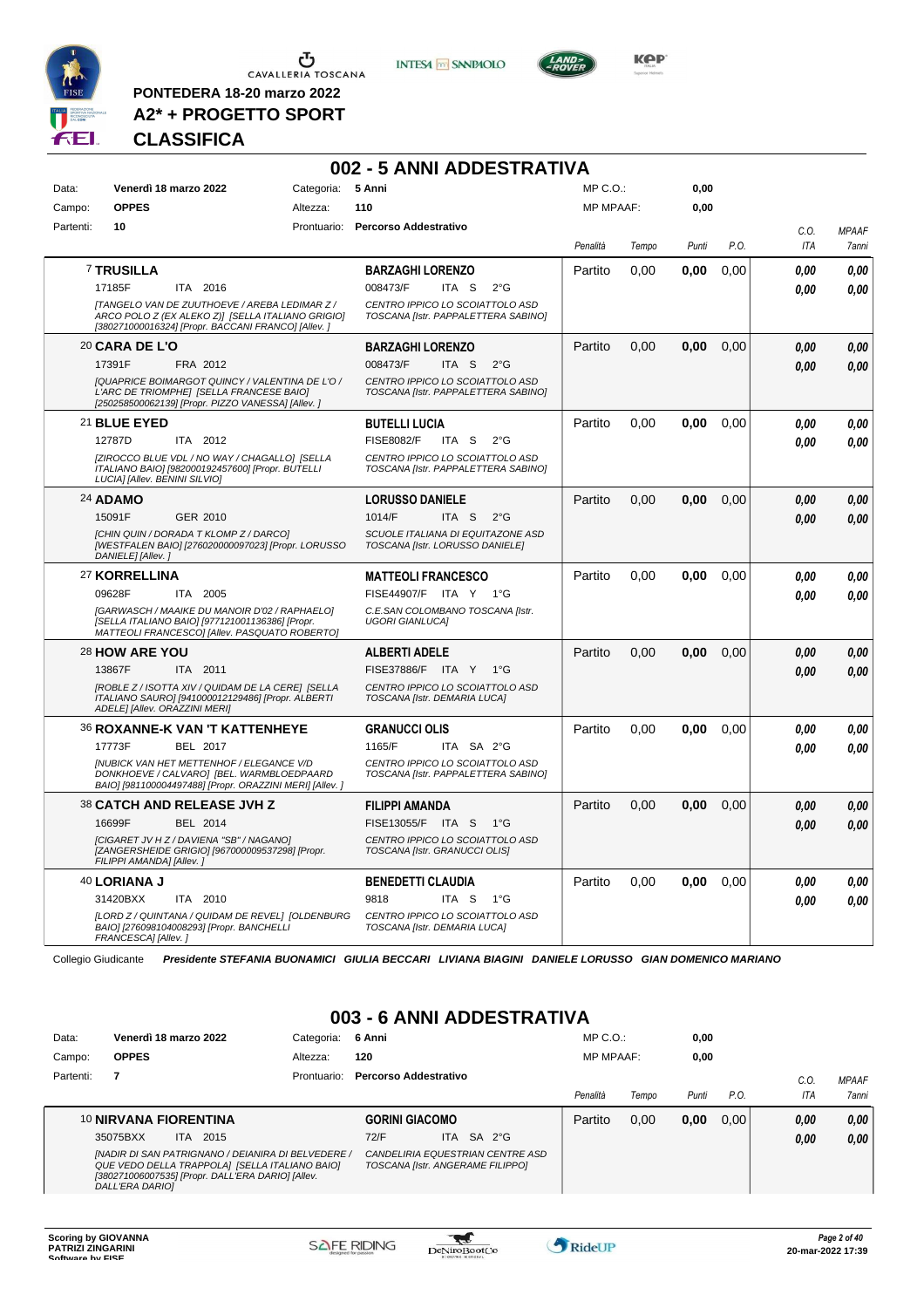PONTEDERA 18-20 marzo 2022

A2* + PROGETTO SPORT

**CLASSIFICA**

## 002 - 5 ANNI ADDESTRATIVA

| | | | | | |
|---|---|---|---|---|---|
| Data: | **Venerdì 18 marzo 2022** | Categoria: | **5 Anni** | MP C.O.: | **0,00** |
| Campo: | **OPPES** | Altezza: | **110** | MP MPAAF: | **0,00** |
| Partenti: | **10** | Prontuario: | **Percorso Addestrativo** | | |

| Cavallo | Cavaliere | Penalità | Tempo | Punti | P.O. | C.O. ITA | MPAAF 7anni |
|---|---|---|---|---|---|---|---|
| 7 **TRUSILLA** 17185F ITA 2016 *[TANGELO VAN DE ZUUTHOEVE / AREBA LEDIMAR Z / ARCO POLO Z (EX ALEKO Z)] [SELLA ITALIANO GRIGIO] [380271000016324] [Propr. BACCANI FRANCO] [Allev. ]* | **BARZAGHI LORENZO** 008473/F ITA S 2°G *CENTRO IPPICO LO SCOIATTOLO ASD TOSCANA [Istr. PAPPALETTERA SABINO]* | Partito | 0,00 | **0,00** | 0,00 | **0,00** / **0,00** | **0,00** / **0,00** |
| 20 **CARA DE L'O** 17391F FRA 2012 *[QUAPRICE BOIMARGOT QUINCY / VALENTINA DE L'O / L'ARC DE TRIOMPHE] [SELLA FRANCESE BAIO] [250258500062139] [Propr. PIZZO VANESSA] [Allev. ]* | **BARZAGHI LORENZO** 008473/F ITA S 2°G *CENTRO IPPICO LO SCOIATTOLO ASD TOSCANA [Istr. PAPPALETTERA SABINO]* | Partito | 0,00 | **0,00** | 0,00 | **0,00** / **0,00** | **0,00** / **0,00** |
| 21 **BLUE EYED** 12787D ITA 2012 *[ZIROCCO BLUE VDL / NO WAY / CHAGALLO] [SELLA ITALIANO BAIO] [982000192457600] [Propr. BUTELLI LUCIA] [Allev. BENINI SILVIO]* | **BUTELLI LUCIA** FISE8082/F ITA S 2°G *CENTRO IPPICO LO SCOIATTOLO ASD TOSCANA [Istr. PAPPALETTERA SABINO]* | Partito | 0,00 | **0,00** | 0,00 | **0,00** / **0,00** | **0,00** / **0,00** |
| 24 **ADAMO** 15091F GER 2010 *[CHIN QUIN / DORADA T KLOMP Z / DARCO] [WESTFALEN BAIO] [276020000097023] [Propr. LORUSSO DANIELE] [Allev. ]* | **LORUSSO DANIELE** 1014/F ITA S 2°G *SCUOLE ITALIANA DI EQUITAZONE ASD TOSCANA [Istr. LORUSSO DANIELE]* | Partito | 0,00 | **0,00** | 0,00 | **0,00** / **0,00** | **0,00** / **0,00** |
| 27 **KORRELLINA** 09628F ITA 2005 *[GARWASCH / MAAIKE DU MANOIR D'02 / RAPHAELO] [SELLA ITALIANO BAIO] [977121001136386] [Propr. MATTEOLI FRANCESCO] [Allev. PASQUATO ROBERTO]* | **MATTEOLI FRANCESCO** FISE44907/F ITA Y 1°G *C.E.SAN COLOMBANO TOSCANA [Istr. UGORI GIANLUCA]* | Partito | 0,00 | **0,00** | 0,00 | **0,00** / **0,00** | **0,00** / **0,00** |
| 28 **HOW ARE YOU** 13867F ITA 2011 *[ROBLE Z / ISOTTA XIV / QUIDAM DE LA CERE] [SELLA ITALIANO SAURO] [941000012129486] [Propr. ALBERTI ADELE] [Allev. ORAZZINI MERI]* | **ALBERTI ADELE** FISE37886/F ITA Y 1°G *CENTRO IPPICO LO SCOIATTOLO ASD TOSCANA [Istr. DEMARIA LUCA]* | Partito | 0,00 | **0,00** | 0,00 | **0,00** / **0,00** | **0,00** / **0,00** |
| 36 **ROXANNE-K VAN 'T KATTENHEYE** 17773F BEL 2017 *[NUBICK VAN HET METTENHOF / ELEGANCE V/D DONKHOEVE / CALVARO] [BEL. WARMBLOEDPAARD BAIO] [981100004497488] [Propr. ORAZZINI MERI] [Allev. ]* | **GRANUCCI OLIS** 1165/F ITA SA 2°G *CENTRO IPPICO LO SCOIATTOLO ASD TOSCANA [Istr. PAPPALETTERA SABINO]* | Partito | 0,00 | **0,00** | 0,00 | **0,00** / **0,00** | **0,00** / **0,00** |
| 38 **CATCH AND RELEASE JVH Z** 16699F BEL 2014 *[CIGARET JV H Z / DAVIENA "SB" / NAGANO] [ZANGERSHEIDE GRIGIO] [967000009537298] [Propr. FILIPPI AMANDA] [Allev. ]* | **FILIPPI AMANDA** FISE13055/F ITA S 1°G *CENTRO IPPICO LO SCOIATTOLO ASD TOSCANA [Istr. GRANUCCI OLIS]* | Partito | 0,00 | **0,00** | 0,00 | **0,00** / **0,00** | **0,00** / **0,00** |
| 40 **LORIANA J** 31420BXX ITA 2010 *[LORD Z / QUINTANA / QUIDAM DE REVEL] [OLDENBURG BAIO] [276098104008293] [Propr. BANCHELLI FRANCESCA] [Allev. ]* | **BENEDETTI CLAUDIA** 9818 ITA S 1°G *CENTRO IPPICO LO SCOIATTOLO ASD TOSCANA [Istr. DEMARIA LUCA]* | Partito | 0,00 | **0,00** | 0,00 | **0,00** / **0,00** | **0,00** / **0,00** |

Collegio Giudicante *Presidente STEFANIA BUONAMICI GIULIA BECCARI LIVIANA BIAGINI DANIELE LORUSSO GIAN DOMENICO MARIANO*

## 003 - 6 ANNI ADDESTRATIVA

| | | | | | |
|---|---|---|---|---|---|
| Data: | **Venerdì 18 marzo 2022** | Categoria: | **6 Anni** | MP C.O.: | **0,00** |
| Campo: | **OPPES** | Altezza: | **120** | MP MPAAF: | **0,00** |
| Partenti: | **7** | Prontuario: | **Percorso Addestrativo** | | |

| Cavallo | Cavaliere | Penalità | Tempo | Punti | P.O. | C.O. ITA | MPAAF 7anni |
|---|---|---|---|---|---|---|---|
| 10 **NIRVANA FIORENTINA** 35075BXX ITA 2015 *[NADIR DI SAN PATRIGNANO / DEIANIRA DI BELVEDERE / QUE VEDO DELLA TRAPPOLA] [SELLA ITALIANO BAIO] [380271006007535] [Propr. DALL'ERA DARIO] [Allev. DALL'ERA DARIO]* | **GORINI GIACOMO** 72/F ITA SA 2°G *CANDELIRIA EQUESTRIAN CENTRE ASD TOSCANA [Istr. ANGERAME FILIPPO]* | Partito | 0,00 | **0,00** | 0,00 | **0,00** / **0,00** | **0,00** / **0,00** |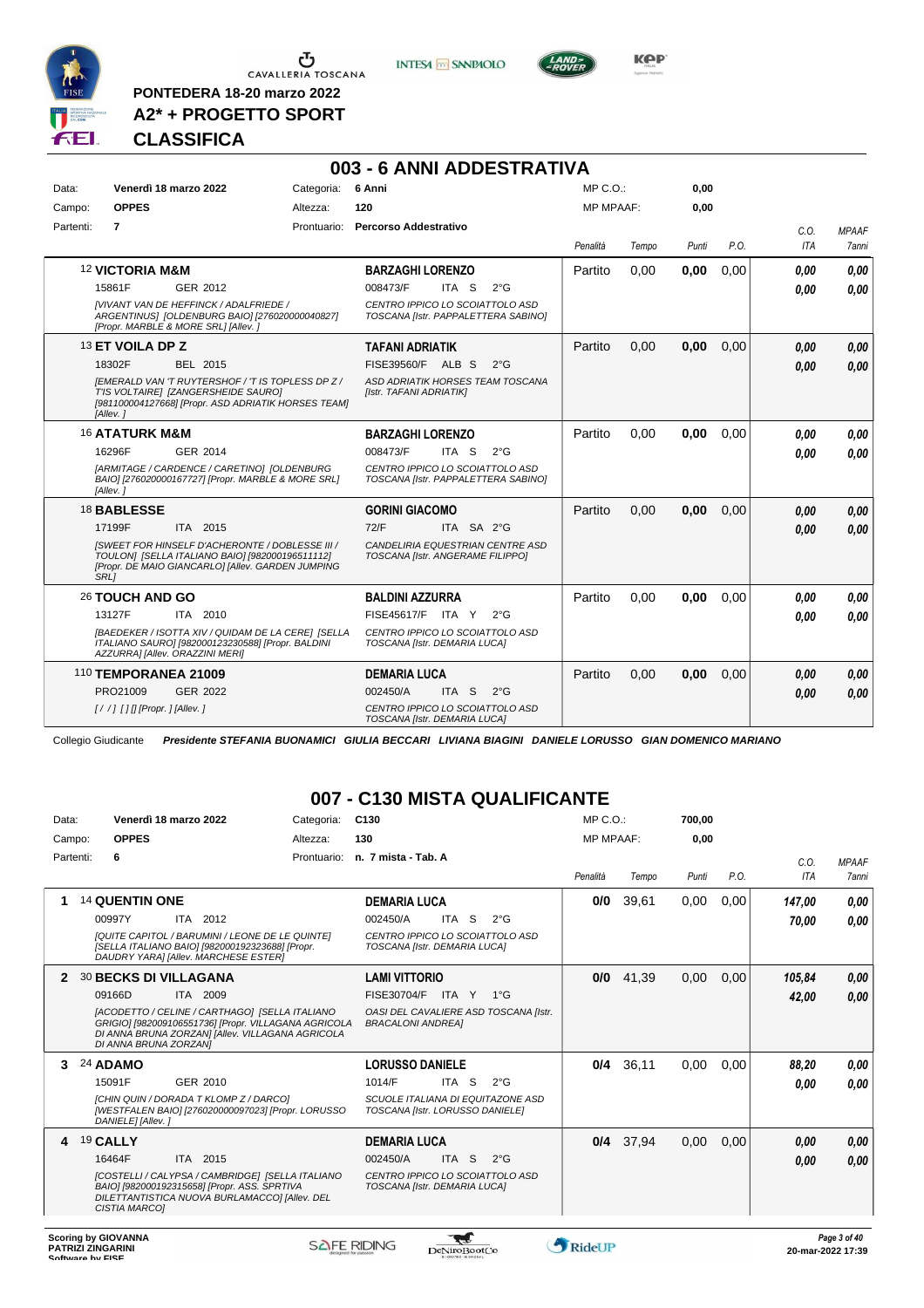PONTEDERA 18-20 marzo 2022

**A2* + PROGETTO SPORT**

**CLASSIFICA**

## 003 - 6 ANNI ADDESTRATIVA

Data: Venerdì 18 marzo 2022 — Categoria: 6 Anni — MP C.O.: 0,00
Campo: OPPES — Altezza: 120 — MP MPAAF: 0,00
Partenti: 7 — Prontuario: Percorso Addestrativo

| | Cavallo | Cavaliere | Penalità | Tempo | Punti | P.O. | C.O. ITA | MPAAF 7anni |
|---|---|---|---|---|---|---|---|---|
| | 12 **VICTORIA M&M** 15861F GER 2012 *[VIVANT VAN DE HEFFINCK / ADALFRIEDE / ARGENTINUS] [OLDENBURG BAIO] [276020000040827] [Propr. MARBLE & MORE SRL] [Allev. ]* | **BARZAGHI LORENZO** 008473/F ITA S 2°G *CENTRO IPPICO LO SCOIATTOLO ASD TOSCANA [Istr. PAPPALETTERA SABINO]* | Partito | 0,00 | 0,00 | 0,00 | 0,00 / 0,00 | 0,00 / 0,00 |
| | 13 **ET VOILA DP Z** 18302F BEL 2015 *[EMERALD VAN 'T RUYTERSHOF / 'T IS TOPLESS DP Z / T'IS VOLTAIRE] [ZANGERSHEIDE SAURO] [981100004127668] [Propr. ASD ADRIATIK HORSES TEAM] [Allev. ]* | **TAFANI ADRIATIK** FISE39560/F ALB S 2°G *ASD ADRIATIK HORSES TEAM TOSCANA [Istr. TAFANI ADRIATIK]* | Partito | 0,00 | 0,00 | 0,00 | 0,00 / 0,00 | 0,00 / 0,00 |
| | 16 **ATATURK M&M** 16296F GER 2014 *[ARMITAGE / CARDENCE / CARETINO] [OLDENBURG BAIO] [276020000167727] [Propr. MARBLE & MORE SRL] [Allev. ]* | **BARZAGHI LORENZO** 008473/F ITA S 2°G *CENTRO IPPICO LO SCOIATTOLO ASD TOSCANA [Istr. PAPPALETTERA SABINO]* | Partito | 0,00 | 0,00 | 0,00 | 0,00 / 0,00 | 0,00 / 0,00 |
| | 18 **BABLESSE** 17199F ITA 2015 *[SWEET FOR HINSELF D'ACHERONTE / DOBLESSE III / TOULON] [SELLA ITALIANO BAIO] [982000196511112] [Propr. DE MAIO GIANCARLO] [Allev. GARDEN JUMPING SRL]* | **GORINI GIACOMO** 72/F ITA SA 2°G *CANDELIRIA EQUESTRIAN CENTRE ASD TOSCANA [Istr. ANGERAME FILIPPO]* | Partito | 0,00 | 0,00 | 0,00 | 0,00 / 0,00 | 0,00 / 0,00 |
| | 26 **TOUCH AND GO** 13127F ITA 2010 *[BAEDEKER / ISOTTA XIV / QUIDAM DE LA CERE] [SELLA ITALIANO SAURO] [982000123230588] [Propr. BALDINI AZZURRA] [Allev. ORAZZINI MERI]* | **BALDINI AZZURRA** FISE45617/F ITA Y 2°G *CENTRO IPPICO LO SCOIATTOLO ASD TOSCANA [Istr. DEMARIA LUCA]* | Partito | 0,00 | 0,00 | 0,00 | 0,00 / 0,00 | 0,00 / 0,00 |
| | 110 **TEMPORANEA 21009** PRO21009 GER 2022 *[ / / ] [ ] [] [Propr. ] [Allev. ]* | **DEMARIA LUCA** 002450/A ITA S 2°G *CENTRO IPPICO LO SCOIATTOLO ASD TOSCANA [Istr. DEMARIA LUCA]* | Partito | 0,00 | 0,00 | 0,00 | 0,00 / 0,00 | 0,00 / 0,00 |

Collegio Giudicante *Presidente STEFANIA BUONAMICI GIULIA BECCARI LIVIANA BIAGINI DANIELE LORUSSO GIAN DOMENICO MARIANO*

## 007 - C130 MISTA QUALIFICANTE

Data: Venerdì 18 marzo 2022 — Categoria: C130 — MP C.O.: 700,00
Campo: OPPES — Altezza: 130 — MP MPAAF: 0,00
Partenti: 6 — Prontuario: n. 7 mista - Tab. A

| | Cavallo | Cavaliere | Penalità | Tempo | Punti | P.O. | C.O. ITA | MPAAF 7anni |
|---|---|---|---|---|---|---|---|---|
| 1 | 14 **QUENTIN ONE** 00997Y ITA 2012 *[QUITE CAPITOL / BARUMINI / LEONE DE LE QUINTE] [SELLA ITALIANO BAIO] [982000192323688] [Propr. DAUDRY YARA] [Allev. MARCHESE ESTER]* | **DEMARIA LUCA** 002450/A ITA S 2°G *CENTRO IPPICO LO SCOIATTOLO ASD TOSCANA [Istr. DEMARIA LUCA]* | 0/0 | 39,61 | 0,00 | 0,00 | 147,00 / 70,00 | 0,00 / 0,00 |
| 2 | 30 **BECKS DI VILLAGANA** 09166D ITA 2009 *[ACODETTO / CELINE / CARTHAGO] [SELLA ITALIANO GRIGIO] [982009106551736] [Propr. VILLAGANA AGRICOLA DI ANNA BRUNA ZORZAN] [Allev. VILLAGANA AGRICOLA DI ANNA BRUNA ZORZAN]* | **LAMI VITTORIO** FISE30704/F ITA Y 1°G *OASI DEL CAVALIERE ASD TOSCANA [Istr. BRACALONI ANDREA]* | 0/0 | 41,39 | 0,00 | 0,00 | 105,84 / 42,00 | 0,00 / 0,00 |
| 3 | 24 **ADAMO** 15091F GER 2010 *[CHIN QUIN / DORADA T KLOMP Z / DARCO] [WESTFALEN BAIO] [276020000097023] [Propr. LORUSSO DANIELE] [Allev. ]* | **LORUSSO DANIELE** 1014/F ITA S 2°G *SCUOLE ITALIANA DI EQUITAZONE ASD TOSCANA [Istr. LORUSSO DANIELE]* | 0/4 | 36,11 | 0,00 | 0,00 | 88,20 / 0,00 | 0,00 / 0,00 |
| 4 | 19 **CALLY** 16464F ITA 2015 *[COSTELLI / CALYPSA / CAMBRIDGE] [SELLA ITALIANO BAIO] [982000192315658] [Propr. ASS. SPRTIVA DILETTANTISTICA NUOVA BURLAMACCO] [Allev. DEL CISTIA MARCO]* | **DEMARIA LUCA** 002450/A ITA S 2°G *CENTRO IPPICO LO SCOIATTOLO ASD TOSCANA [Istr. DEMARIA LUCA]* | 0/4 | 37,94 | 0,00 | 0,00 | 0,00 / 0,00 | 0,00 / 0,00 |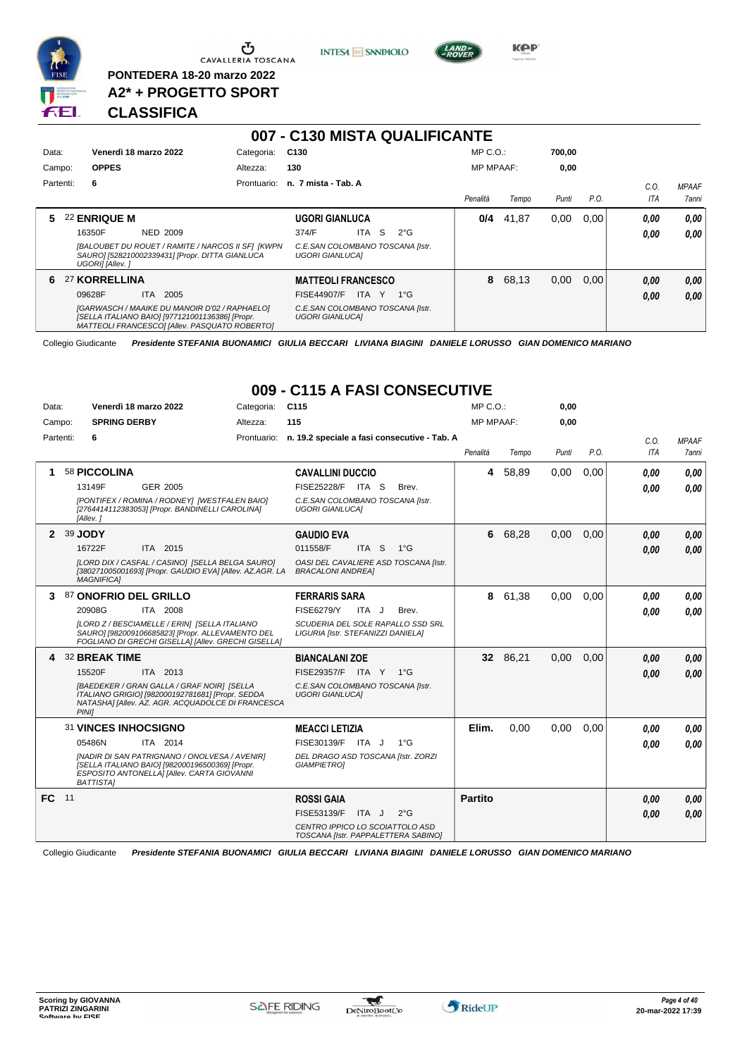PONTEDERA 18-20 marzo 2022

A2* + PROGETTO SPORT

CLASSIFICA

## 007 - C130 MISTA QUALIFICANTE

Data: Venerdì 18 marzo 2022 — Categoria: C130 — MP C.O.: 700,00
Campo: OPPES — Altezza: 130 — MP MPAAF: 0,00
Partenti: 6 — Prontuario: n. 7 mista - Tab. A

| | Cavallo | Cavaliere | Penalità | Tempo | Punti | P.O. | C.O. ITA | MPAAF 7anni |
|---|---|---|---|---|---|---|---|---|
| 5 | 22 **ENRIQUE M** 16350F NED 2009 *[BALOUBET DU ROUET / RAMITE / NARCOS II SF] [KWPN SAURO] [528210002339431] [Propr. DITTA GIANLUCA UGORI] [Allev. ]* | **UGORI GIANLUCA** 374/F ITA S 2°G *C.E.SAN COLOMBANO TOSCANA [Istr. UGORI GIANLUCA]* | 0/4 | 41,87 | 0,00 | 0,00 | 0,00 / 0,00 | 0,00 / 0,00 |
| 6 | 27 **KORRELLINA** 09628F ITA 2005 *[GARWASCH / MAAIKE DU MANOIR D'02 / RAPHAELO] [SELLA ITALIANO BAIO] [977121001136386] [Propr. MATTEOLI FRANCESCO] [Allev. PASQUATO ROBERTO]* | **MATTEOLI FRANCESCO** FISE44907/F ITA Y 1°G *C.E.SAN COLOMBANO TOSCANA [Istr. UGORI GIANLUCA]* | 8 | 68,13 | 0,00 | 0,00 | 0,00 / 0,00 | 0,00 / 0,00 |

Collegio Giudicante *Presidente STEFANIA BUONAMICI GIULIA BECCARI LIVIANA BIAGINI DANIELE LORUSSO GIAN DOMENICO MARIANO*

## 009 - C115 A FASI CONSECUTIVE

Data: Venerdì 18 marzo 2022 — Categoria: C115 — MP C.O.: 0,00
Campo: SPRING DERBY — Altezza: 115 — MP MPAAF: 0,00
Partenti: 6 — Prontuario: n. 19.2 speciale a fasi consecutive - Tab. A

| | Cavallo | Cavaliere | Penalità | Tempo | Punti | P.O. | C.O. ITA | MPAAF 7anni |
|---|---|---|---|---|---|---|---|---|
| 1 | 58 **PICCOLINA** 13149F GER 2005 *[PONTIFEX / ROMINA / RODNEY] [WESTFALEN BAIO] [276441412383053] [Propr. BANDINELLI CAROLINA] [Allev. ]* | **CAVALLINI DUCCIO** FISE25228/F ITA S Brev. *C.E.SAN COLOMBANO TOSCANA [Istr. UGORI GIANLUCA]* | 4 | 58,89 | 0,00 | 0,00 | 0,00 / 0,00 | 0,00 / 0,00 |
| 2 | 39 **JODY** 16722F ITA 2015 *[LORD DIX / CASFAL / CASINO] [SELLA BELGA SAURO] [380271005001693] [Propr. GAUDIO EVA] [Allev. AZ.AGR. LA MAGNIFICA]* | **GAUDIO EVA** 011558/F ITA S 1°G *OASI DEL CAVALIERE ASD TOSCANA [Istr. BRACALONI ANDREA]* | 6 | 68,28 | 0,00 | 0,00 | 0,00 / 0,00 | 0,00 / 0,00 |
| 3 | 87 **ONOFRIO DEL GRILLO** 20908G ITA 2008 *[LORD Z / BESCIAMELLE / ERIN] [SELLA ITALIANO SAURO] [982009106685823] [Propr. ALLEVAMENTO DEL FOGLIANO DI GRECHI GISELLA] [Allev. GRECHI GISELLA]* | **FERRARIS SARA** FISE6279/Y ITA J Brev. *SCUDERIA DEL SOLE RAPALLO SSD SRL LIGURIA [Istr. STEFANIZZI DANIELA]* | 8 | 61,38 | 0,00 | 0,00 | 0,00 / 0,00 | 0,00 / 0,00 |
| 4 | 32 **BREAK TIME** 15520F ITA 2013 *[BAEDEKER / GRAN GALLA / GRAF NOIR] [SELLA ITALIANO GRIGIO] [982000192781681] [Propr. SEDDA NATASHA] [Allev. AZ. AGR. ACQUADOLCE DI FRANCESCA PINI]* | **BIANCALANI ZOE** FISE29357/F ITA Y 1°G *C.E.SAN COLOMBANO TOSCANA [Istr. UGORI GIANLUCA]* | 32 | 86,21 | 0,00 | 0,00 | 0,00 / 0,00 | 0,00 / 0,00 |
| | 31 **VINCES INHOCSIGNO** 05486N ITA 2014 *[NADIR DI SAN PATRIGNANO / ONOLVESA / AVENIR] [SELLA ITALIANO BAIO] [982000196500369] [Propr. ESPOSITO ANTONELLA] [Allev. CARTA GIOVANNI BATTISTA]* | **MEACCI LETIZIA** FISE30139/F ITA J 1°G *DEL DRAGO ASD TOSCANA [Istr. ZORZI GIAMPIETRO]* | Elim. | 0,00 | 0,00 | 0,00 | 0,00 / 0,00 | 0,00 / 0,00 |
| FC | 11 | **ROSSI GAIA** FISE53139/F ITA J 2°G *CENTRO IPPICO LO SCOIATTOLO ASD TOSCANA [Istr. PAPPALETTERA SABINO]* | Partito | | | | 0,00 / 0,00 | 0,00 / 0,00 |

Collegio Giudicante *Presidente STEFANIA BUONAMICI GIULIA BECCARI LIVIANA BIAGINI DANIELE LORUSSO GIAN DOMENICO MARIANO*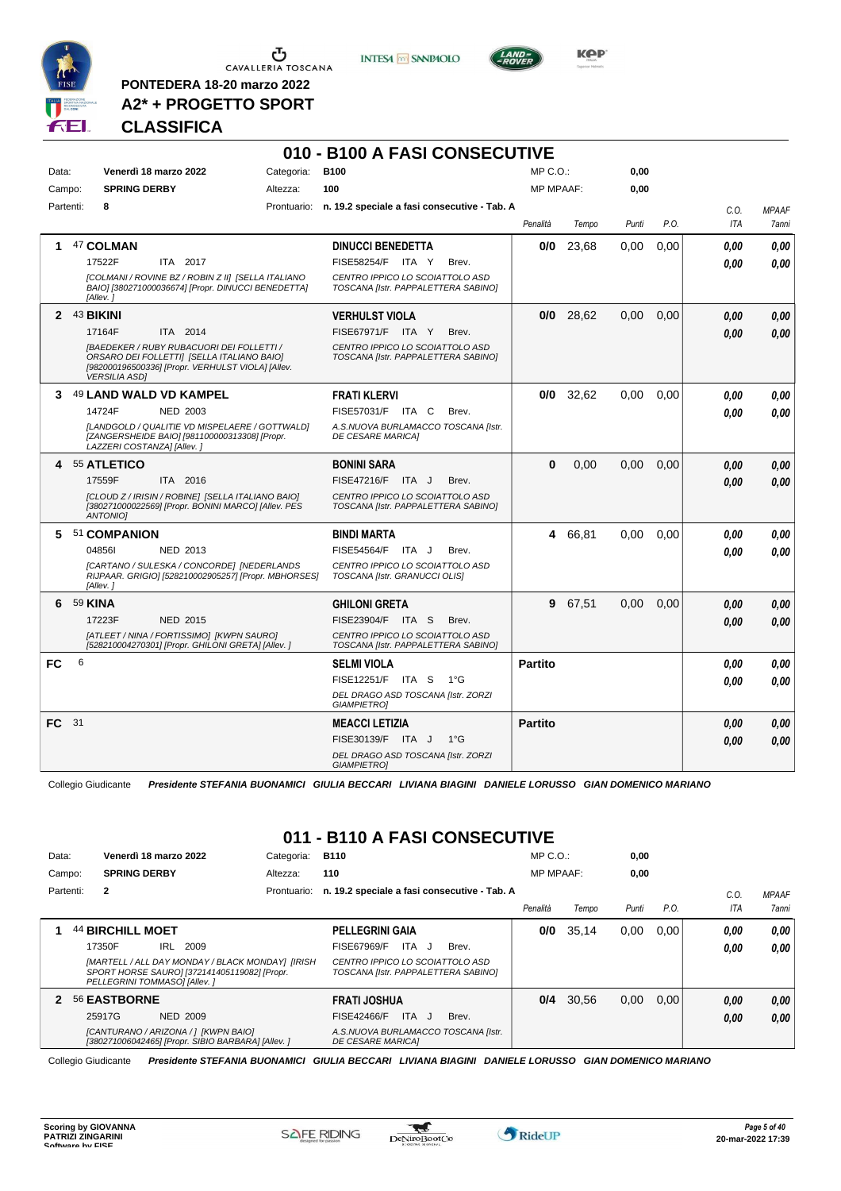PONTEDERA 18-20 marzo 2022

**A2* + PROGETTO SPORT**

**CLASSIFICA**

## 010 - B100 A FASI CONSECUTIVE

Data: **Venerdì 18 marzo 2022** Categoria: **B100** MP C.O.: **0,00**

Campo: **SPRING DERBY** Altezza: **100** MP MPAAF: **0,00**

Partenti: **8** Prontuario: **n. 19.2 speciale a fasi consecutive - Tab. A**

| | Cavallo | Cavaliere | Penalità | Tempo | Punti | P.O. | C.O. ITA | MPAAF 7anni |
|---|---|---|---|---|---|---|---|---|
| 1 | 47 **COLMAN**<br>17522F ITA 2017<br>*[COLMANI / ROVINE BZ / ROBIN Z II] [SELLA ITALIANO BAIO] [380271000036674] [Propr. DINUCCI BENEDETTA] [Allev. ]* | **DINUCCI BENEDETTA**<br>FISE58254/F ITA Y Brev.<br>*CENTRO IPPICO LO SCOIATTOLO ASD TOSCANA [Istr. PAPPALETTERA SABINO]* | **0/0** | 23,68 | 0,00 | 0,00 | 0,00<br>0,00 | 0,00<br>0,00 |
| 2 | 43 **BIKINI**<br>17164F ITA 2014<br>*[BAEDEKER / RUBY RUBACUORI DEI FOLLETTI / ORSARO DEI FOLLETTI] [SELLA ITALIANO BAIO] [982000196500336] [Propr. VERHULST VIOLA] [Allev. VERSILIA ASD]* | **VERHULST VIOLA**<br>FISE67971/F ITA Y Brev.<br>*CENTRO IPPICO LO SCOIATTOLO ASD TOSCANA [Istr. PAPPALETTERA SABINO]* | **0/0** | 28,62 | 0,00 | 0,00 | 0,00<br>0,00 | 0,00<br>0,00 |
| 3 | 49 **LAND WALD VD KAMPEL**<br>14724F NED 2003<br>*[LANDGOLD / QUALITIE VD MISPELAERE / GOTTWALD] [ZANGERSHEIDE BAIO] [981100000313308] [Propr. LAZZERI COSTANZA] [Allev. ]* | **FRATI KLERVI**<br>FISE57031/F ITA C Brev.<br>*A.S.NUOVA BURLAMACCO TOSCANA [Istr. DE CESARE MARICA]* | **0/0** | 32,62 | 0,00 | 0,00 | 0,00<br>0,00 | 0,00<br>0,00 |
| 4 | 55 **ATLETICO**<br>17559F ITA 2016<br>*[CLOUD Z / IRISIN / ROBINE] [SELLA ITALIANO BAIO] [380271000022569] [Propr. BONINI MARCO] [Allev. PES ANTONIO]* | **BONINI SARA**<br>FISE47216/F ITA J Brev.<br>*CENTRO IPPICO LO SCOIATTOLO ASD TOSCANA [Istr. PAPPALETTERA SABINO]* | **0** | 0,00 | 0,00 | 0,00 | 0,00<br>0,00 | 0,00<br>0,00 |
| 5 | 51 **COMPANION**<br>04856I NED 2013<br>*[CARTANO / SULESKA / CONCORDE] [NEDERLANDS RIJPAAR. GRIGIO] [528210002905257] [Propr. MBHORSES] [Allev. ]* | **BINDI MARTA**<br>FISE54564/F ITA J Brev.<br>*CENTRO IPPICO LO SCOIATTOLO ASD TOSCANA [Istr. GRANUCCI OLIS]* | **4** | 66,81 | 0,00 | 0,00 | 0,00<br>0,00 | 0,00<br>0,00 |
| 6 | 59 **KINA**<br>17223F NED 2015<br>*[ATLEET / NINA / FORTISSIMO] [KWPN SAURO] [528210004270301] [Propr. GHILONI GRETA] [Allev. ]* | **GHILONI GRETA**<br>FISE23904/F ITA S Brev.<br>*CENTRO IPPICO LO SCOIATTOLO ASD TOSCANA [Istr. PAPPALETTERA SABINO]* | **9** | 67,51 | 0,00 | 0,00 | 0,00<br>0,00 | 0,00<br>0,00 |
| FC | 6 | **SELMI VIOLA**<br>FISE12251/F ITA S 1°G<br>*DEL DRAGO ASD TOSCANA [Istr. ZORZI GIAMPIETRO]* | **Partito** | | | | 0,00<br>0,00 | 0,00<br>0,00 |
| FC | 31 | **MEACCI LETIZIA**<br>FISE30139/F ITA J 1°G<br>*DEL DRAGO ASD TOSCANA [Istr. ZORZI GIAMPIETRO]* | **Partito** | | | | 0,00<br>0,00 | 0,00<br>0,00 |

Collegio Giudicante *Presidente STEFANIA BUONAMICI GIULIA BECCARI LIVIANA BIAGINI DANIELE LORUSSO GIAN DOMENICO MARIANO*

## 011 - B110 A FASI CONSECUTIVE

Data: **Venerdì 18 marzo 2022** Categoria: **B110** MP C.O.: **0,00**

Campo: **SPRING DERBY** Altezza: **110** MP MPAAF: **0,00**

Partenti: **2** Prontuario: **n. 19.2 speciale a fasi consecutive - Tab. A**

| | Cavallo | Cavaliere | Penalità | Tempo | Punti | P.O. | C.O. ITA | MPAAF 7anni |
|---|---|---|---|---|---|---|---|---|
| 1 | 44 **BIRCHILL MOET**<br>17350F IRL 2009<br>*[MARTELL / ALL DAY MONDAY / BLACK MONDAY] [IRISH SPORT HORSE SAURO] [372141405119082] [Propr. PELLEGRINI TOMMASO] [Allev. ]* | **PELLEGRINI GAIA**<br>FISE67969/F ITA J Brev.<br>*CENTRO IPPICO LO SCOIATTOLO ASD TOSCANA [Istr. PAPPALETTERA SABINO]* | **0/0** | 35,14 | 0,00 | 0,00 | 0,00<br>0,00 | 0,00<br>0,00 |
| 2 | 56 **EASTBORNE**<br>25917G NED 2009<br>*[CANTURANO / ARIZONA / ] [KWPN BAIO] [380271006042465] [Propr. SIBIO BARBARA] [Allev. ]* | **FRATI JOSHUA**<br>FISE42466/F ITA J Brev.<br>*A.S.NUOVA BURLAMACCO TOSCANA [Istr. DE CESARE MARICA]* | **0/4** | 30,56 | 0,00 | 0,00 | 0,00<br>0,00 | 0,00<br>0,00 |

Collegio Giudicante *Presidente STEFANIA BUONAMICI GIULIA BECCARI LIVIANA BIAGINI DANIELE LORUSSO GIAN DOMENICO MARIANO*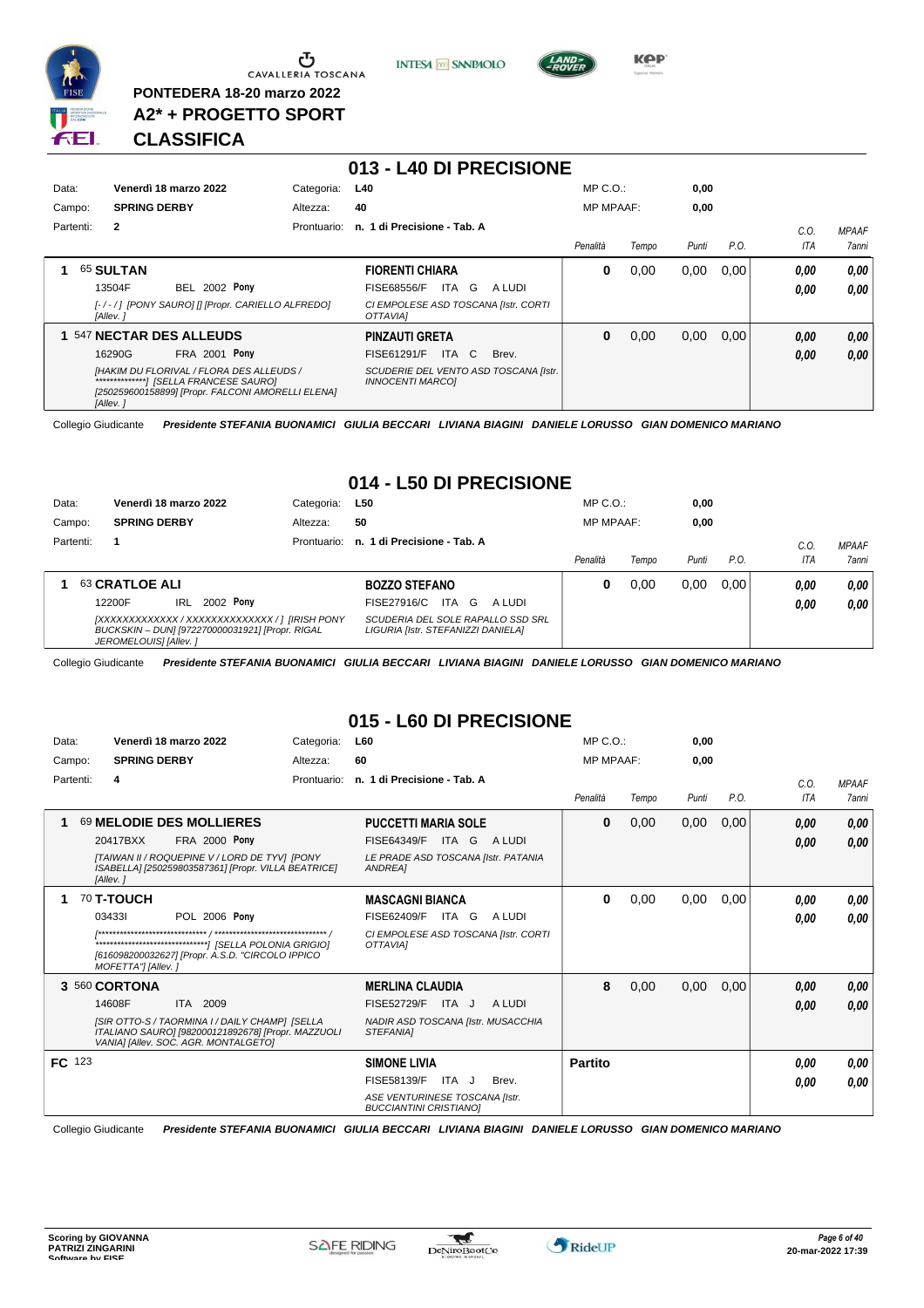PONTEDERA 18-20 marzo 2022

A2* + PROGETTO SPORT

**CLASSIFICA**

## 013 - L40 DI PRECISIONE

| | | | | | |
|---|---|---|---|---|---|
| Data: | **Venerdì 18 marzo 2022** | Categoria: | **L40** | MP C.O.: | **0,00** |
| Campo: | **SPRING DERBY** | Altezza: | **40** | MP MPAAF: | **0,00** |
| Partenti: | **2** | Prontuario: | **n. 1 di Precisione - Tab. A** | | |

| Pos. | Cavallo | Cavaliere | Penalità | Tempo | Punti | P.O. | C.O. ITA | MPAAF 7anni |
|---|---|---|---|---|---|---|---|---|
| 1 | 65 **SULTAN** 13504F BEL 2002 **Pony** *[- / - / ] [PONY SAURO] [] [Propr. CARIELLO ALFREDO] [Allev. ]* | **FIORENTI CHIARA** FISE68556/F ITA G A LUDI *CI EMPOLESE ASD TOSCANA [Istr. CORTI OTTAVIA]* | **0** | 0,00 | 0,00 | 0,00 | ***0,00*** ***0,00*** | ***0,00*** ***0,00*** |
| 1 | 547 **NECTAR DES ALLEUDS** 16290G FRA 2001 **Pony** *[HAKIM DU FLORIVAL / FLORA DES ALLEUDS / **************] [SELLA FRANCESE SAURO] [250259600158899] [Propr. FALCONI AMORELLI ELENA] [Allev. ]* | **PINZAUTI GRETA** FISE61291/F ITA C Brev. *SCUDERIE DEL VENTO ASD TOSCANA [Istr. INNOCENTI MARCO]* | **0** | 0,00 | 0,00 | 0,00 | ***0,00*** ***0,00*** | ***0,00*** ***0,00*** |

Collegio Giudicante *Presidente STEFANIA BUONAMICI GIULIA BECCARI LIVIANA BIAGINI DANIELE LORUSSO GIAN DOMENICO MARIANO*

## 014 - L50 DI PRECISIONE

| | | | | | |
|---|---|---|---|---|---|
| Data: | **Venerdì 18 marzo 2022** | Categoria: | **L50** | MP C.O.: | **0,00** |
| Campo: | **SPRING DERBY** | Altezza: | **50** | MP MPAAF: | **0,00** |
| Partenti: | **1** | Prontuario: | **n. 1 di Precisione - Tab. A** | | |

| Pos. | Cavallo | Cavaliere | Penalità | Tempo | Punti | P.O. | C.O. ITA | MPAAF 7anni |
|---|---|---|---|---|---|---|---|---|
| 1 | 63 **CRATLOE ALI** 12200F IRL 2002 **Pony** *[XXXXXXXXXXXXX / XXXXXXXXXXXXXX / ] [IRISH PONY BUCKSKIN – DUN] [972270000031921] [Propr. RIGAL JEROMELOUIS] [Allev. ]* | **BOZZO STEFANO** FISE27916/C ITA G A LUDI *SCUDERIA DEL SOLE RAPALLO SSD SRL LIGURIA [Istr. STEFANIZZI DANIELA]* | **0** | 0,00 | 0,00 | 0,00 | ***0,00*** ***0,00*** | ***0,00*** ***0,00*** |

Collegio Giudicante *Presidente STEFANIA BUONAMICI GIULIA BECCARI LIVIANA BIAGINI DANIELE LORUSSO GIAN DOMENICO MARIANO*

## 015 - L60 DI PRECISIONE

| | | | | | |
|---|---|---|---|---|---|
| Data: | **Venerdì 18 marzo 2022** | Categoria: | **L60** | MP C.O.: | **0,00** |
| Campo: | **SPRING DERBY** | Altezza: | **60** | MP MPAAF: | **0,00** |
| Partenti: | **4** | Prontuario: | **n. 1 di Precisione - Tab. A** | | |

| Pos. | Cavallo | Cavaliere | Penalità | Tempo | Punti | P.O. | C.O. ITA | MPAAF 7anni |
|---|---|---|---|---|---|---|---|---|
| 1 | 69 **MELODIE DES MOLLIERES** 20417BXX FRA 2000 **Pony** *[TAIWAN II / ROQUEPINE V / LORD DE TYV] [PONY ISABELLA] [250259803587361] [Propr. VILLA BEATRICE] [Allev. ]* | **PUCCETTI MARIA SOLE** FISE64349/F ITA G A LUDI *LE PRADE ASD TOSCANA [Istr. PATANIA ANDREA]* | **0** | 0,00 | 0,00 | 0,00 | ***0,00*** ***0,00*** | ***0,00*** ***0,00*** |
| 1 | 70 **T-TOUCH** 03433I POL 2006 **Pony** *[****************************** / ******************************* / *******************************] [SELLA POLONIA GRIGIO] [616098200032627] [Propr. A.S.D. "CIRCOLO IPPICO MOFETTA"] [Allev. ]* | **MASCAGNI BIANCA** FISE62409/F ITA G A LUDI *CI EMPOLESE ASD TOSCANA [Istr. CORTI OTTAVIA]* | **0** | 0,00 | 0,00 | 0,00 | ***0,00*** ***0,00*** | ***0,00*** ***0,00*** |
| 3 | 560 **CORTONA** 14608F ITA 2009 *[SIR OTTO-S / TAORMINA I / DAILY CHAMP] [SELLA ITALIANO SAURO] [982000121892678] [Propr. MAZZUOLI VANIA] [Allev. SOC. AGR. MONTALGETO]* | **MERLINA CLAUDIA** FISE52729/F ITA J A LUDI *NADIR ASD TOSCANA [Istr. MUSACCHIA STEFANIA]* | **8** | 0,00 | 0,00 | 0,00 | ***0,00*** ***0,00*** | ***0,00*** ***0,00*** |
| FC | 123 | **SIMONE LIVIA** FISE58139/F ITA J Brev. *ASE VENTURINESE TOSCANA [Istr. BUCCIANTINI CRISTIANO]* | **Partito** | | | | ***0,00*** ***0,00*** | ***0,00*** ***0,00*** |

Collegio Giudicante *Presidente STEFANIA BUONAMICI GIULIA BECCARI LIVIANA BIAGINI DANIELE LORUSSO GIAN DOMENICO MARIANO*

**Scoring by GIOVANNA PATRIZI ZINGARINI**
**Software by FISE**

**20-mar-2022 17:39**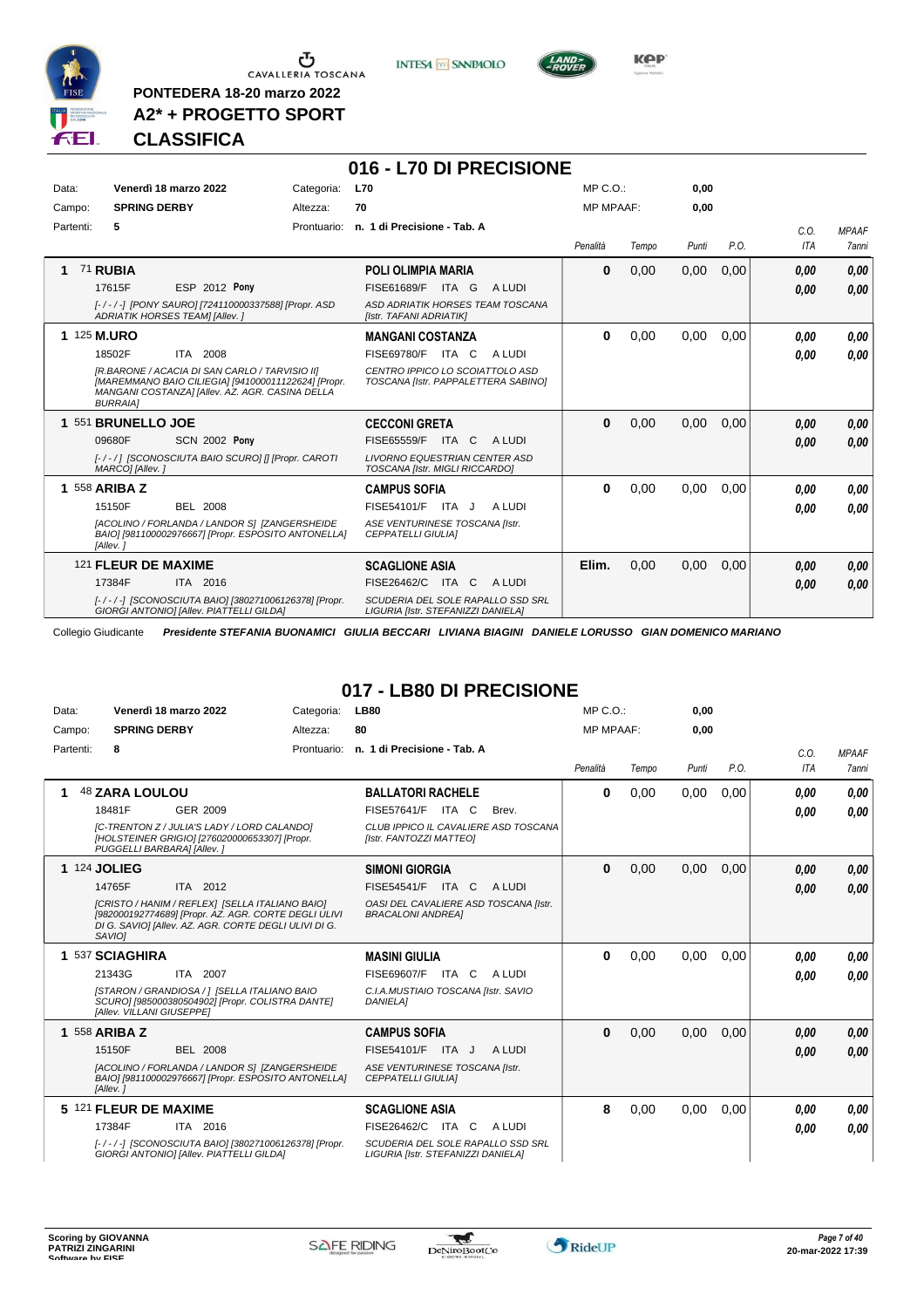PONTEDERA 18-20 marzo 2022

**A2* + PROGETTO SPORT**

**CLASSIFICA**

## 016 - L70 DI PRECISIONE

| Data: | Venerdì 18 marzo 2022 | Categoria: | L70 | MP C.O.: | 0,00 |
|---|---|---|---|---|---|
| Campo: | SPRING DERBY | Altezza: | 70 | MP MPAAF: | 0,00 |
| Partenti: | 5 | Prontuario: | n. 1 di Precisione - Tab. A | | |

| Cl. | Cavallo | Cavaliere | Penalità | Tempo | Punti | P.O. | C.O. ITA | MPAAF 7anni |
|---|---|---|---|---|---|---|---|---|
| 1 | 71 **RUBIA** 17615F ESP 2012 **Pony** [-/-/-] [PONY SAURO] [724110000337588] [Propr. ASD ADRIATIK HORSES TEAM] [Allev. ] | **POLI OLIMPIA MARIA** FISE61689/F ITA G A LUDI ASD ADRIATIK HORSES TEAM TOSCANA [Istr. TAFANI ADRIATIK] | 0 | 0,00 | 0,00 | 0,00 | 0,00 / 0,00 | 0,00 / 0,00 |
| 1 | 125 **M.URO** 18502F ITA 2008 [R.BARONE / ACACIA DI SAN CARLO / TARVISIO II] [MAREMMANO BAIO CILIEGIA] [941000011122624] [Propr. MANGANI COSTANZA] [Allev. AZ. AGR. CASINA DELLA BURRAIA] | **MANGANI COSTANZA** FISE69780/F ITA C A LUDI CENTRO IPPICO LO SCOIATTOLO ASD TOSCANA [Istr. PAPPALETTERA SABINO] | 0 | 0,00 | 0,00 | 0,00 | 0,00 / 0,00 | 0,00 / 0,00 |
| 1 | 551 **BRUNELLO JOE** 09680F SCN 2002 **Pony** [-/-/-] [SCONOSCIUTA BAIO SCURO] [] [Propr. CAROTI MARCO] [Allev. ] | **CECCONI GRETA** FISE65559/F ITA C A LUDI LIVORNO EQUESTRIAN CENTER ASD TOSCANA [Istr. MIGLI RICCARDO] | 0 | 0,00 | 0,00 | 0,00 | 0,00 / 0,00 | 0,00 / 0,00 |
| 1 | 558 **ARIBA Z** 15150F BEL 2008 [ACOLINO / FORLANDA / LANDOR S] [ZANGERSHEIDE BAIO] [981100002976667] [Propr. ESPOSITO ANTONELLA] [Allev. ] | **CAMPUS SOFIA** FISE54101/F ITA J A LUDI ASE VENTURINESE TOSCANA [Istr. CEPPATELLI GIULIA] | 0 | 0,00 | 0,00 | 0,00 | 0,00 / 0,00 | 0,00 / 0,00 |
| | 121 **FLEUR DE MAXIME** 17384F ITA 2016 [-/-/-] [SCONOSCIUTA BAIO] [380271006126378] [Propr. GIORGI ANTONIO] [Allev. PIATTELLI GILDA] | **SCAGLIONE ASIA** FISE26462/C ITA C A LUDI SCUDERIA DEL SOLE RAPALLO SSD SRL LIGURIA [Istr. STEFANIZZI DANIELA] | Elim. | 0,00 | 0,00 | 0,00 | 0,00 / 0,00 | 0,00 / 0,00 |

Collegio Giudicante *Presidente STEFANIA BUONAMICI GIULIA BECCARI LIVIANA BIAGINI DANIELE LORUSSO GIAN DOMENICO MARIANO*

## 017 - LB80 DI PRECISIONE

| Data: | Venerdì 18 marzo 2022 | Categoria: | LB80 | MP C.O.: | 0,00 |
|---|---|---|---|---|---|
| Campo: | SPRING DERBY | Altezza: | 80 | MP MPAAF: | 0,00 |
| Partenti: | 8 | Prontuario: | n. 1 di Precisione - Tab. A | | |

| Cl. | Cavallo | Cavaliere | Penalità | Tempo | Punti | P.O. | C.O. ITA | MPAAF 7anni |
|---|---|---|---|---|---|---|---|---|
| 1 | 48 **ZARA LOULOU** 18481F GER 2009 [C-TRENTON Z / JULIA'S LADY / LORD CALANDO] [HOLSTEINER GRIGIO] [276020000653307] [Propr. PUGGELLI BARBARA] [Allev. ] | **BALLATORI RACHELE** FISE57641/F ITA C Brev. CLUB IPPICO IL CAVALIERE ASD TOSCANA [Istr. FANTOZZI MATTEO] | 0 | 0,00 | 0,00 | 0,00 | 0,00 / 0,00 | 0,00 / 0,00 |
| 1 | 124 **JOLIEG** 14765F ITA 2012 [CRISTO / HANIM / REFLEX] [SELLA ITALIANO BAIO] [982000192774689] [Propr. AZ. AGR. CORTE DEGLI ULIVI DI G. SAVIO] [Allev. AZ. AGR. CORTE DEGLI ULIVI DI G. SAVIO] | **SIMONI GIORGIA** FISE54541/F ITA C A LUDI OASI DEL CAVALIERE ASD TOSCANA [Istr. BRACALONI ANDREA] | 0 | 0,00 | 0,00 | 0,00 | 0,00 / 0,00 | 0,00 / 0,00 |
| 1 | 537 **SCIAGHIRA** 21343G ITA 2007 [STARON / GRANDIOSA / ] [SELLA ITALIANO BAIO SCURO] [985000380504902] [Propr. COLISTRA DANTE] [Allev. VILLANI GIUSEPPE] | **MASINI GIULIA** FISE69607/F ITA C A LUDI C.I.A.MUSTIAIO TOSCANA [Istr. SAVIO DANIELA] | 0 | 0,00 | 0,00 | 0,00 | 0,00 / 0,00 | 0,00 / 0,00 |
| 1 | 558 **ARIBA Z** 15150F BEL 2008 [ACOLINO / FORLANDA / LANDOR S] [ZANGERSHEIDE BAIO] [981100002976667] [Propr. ESPOSITO ANTONELLA] [Allev. ] | **CAMPUS SOFIA** FISE54101/F ITA J A LUDI ASE VENTURINESE TOSCANA [Istr. CEPPATELLI GIULIA] | 0 | 0,00 | 0,00 | 0,00 | 0,00 / 0,00 | 0,00 / 0,00 |
| 5 | 121 **FLEUR DE MAXIME** 17384F ITA 2016 [-/-/-] [SCONOSCIUTA BAIO] [380271006126378] [Propr. GIORGI ANTONIO] [Allev. PIATTELLI GILDA] | **SCAGLIONE ASIA** FISE26462/C ITA C A LUDI SCUDERIA DEL SOLE RAPALLO SSD SRL LIGURIA [Istr. STEFANIZZI DANIELA] | 8 | 0,00 | 0,00 | 0,00 | 0,00 / 0,00 | 0,00 / 0,00 |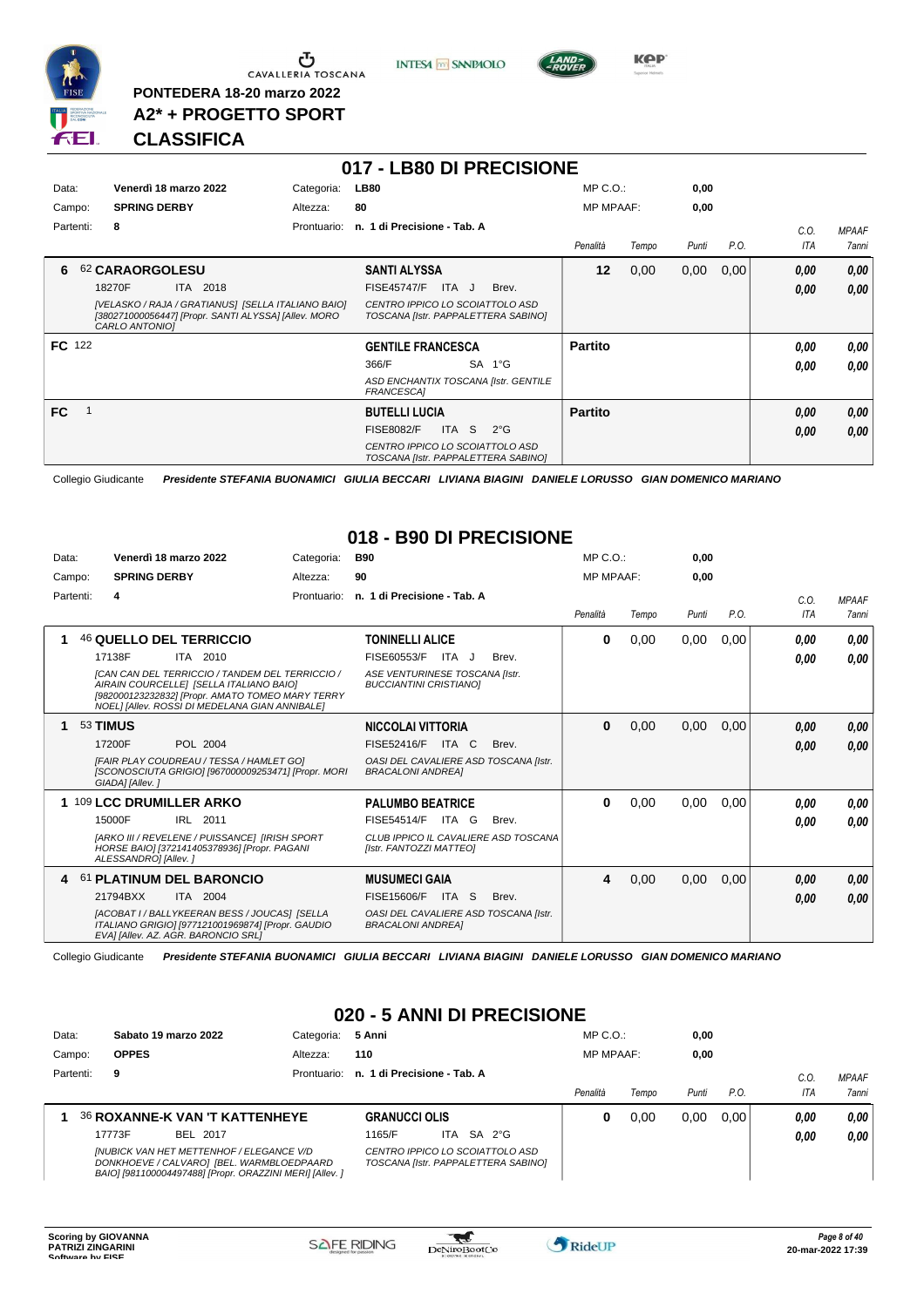PONTEDERA 18-20 marzo 2022

A2* + PROGETTO SPORT

CLASSIFICA

## 017 - LB80 DI PRECISIONE

| Data: | Venerdì 18 marzo 2022 | Categoria: | LB80 | MP C.O.: | 0,00 |
|---|---|---|---|---|---|
| Campo: | SPRING DERBY | Altezza: | 80 | MP MPAAF: | 0,00 |
| Partenti: | 8 | Prontuario: | n. 1 di Precisione - Tab. A | | |

| Pos. | Cavallo | Cavaliere | Penalità | Tempo | Punti | P.O. | C.O. ITA | MPAAF 7anni |
|---|---|---|---|---|---|---|---|---|
| 6 | 62 **CARAORGOLESU** 18270F ITA 2018 *[VELASKO / RAJA / GRATIANUS] [SELLA ITALIANO BAIO] [380271000056447] [Propr. SANTI ALYSSA] [Allev. MORO CARLO ANTONIO]* | **SANTI ALYSSA** FISE45747/F ITA J Brev. *CENTRO IPPICO LO SCOIATTOLO ASD TOSCANA [Istr. PAPPALETTERA SABINO]* | 12 | 0,00 | 0,00 | 0,00 | 0,00 / 0,00 | 0,00 / 0,00 |
| FC | 122 | **GENTILE FRANCESCA** 366/F SA 1°G *ASD ENCHANTIX TOSCANA [Istr. GENTILE FRANCESCA]* | Partito | | | | 0,00 / 0,00 | 0,00 / 0,00 |
| FC | 1 | **BUTELLI LUCIA** FISE8082/F ITA S 2°G *CENTRO IPPICO LO SCOIATTOLO ASD TOSCANA [Istr. PAPPALETTERA SABINO]* | Partito | | | | 0,00 / 0,00 | 0,00 / 0,00 |

Collegio Giudicante *Presidente STEFANIA BUONAMICI GIULIA BECCARI LIVIANA BIAGINI DANIELE LORUSSO GIAN DOMENICO MARIANO*

## 018 - B90 DI PRECISIONE

| Data: | Venerdì 18 marzo 2022 | Categoria: | B90 | MP C.O.: | 0,00 |
|---|---|---|---|---|---|
| Campo: | SPRING DERBY | Altezza: | 90 | MP MPAAF: | 0,00 |
| Partenti: | 4 | Prontuario: | n. 1 di Precisione - Tab. A | | |

| Pos. | Cavallo | Cavaliere | Penalità | Tempo | Punti | P.O. | C.O. ITA | MPAAF 7anni |
|---|---|---|---|---|---|---|---|---|
| 1 | 46 **QUELLO DEL TERRICCIO** 17138F ITA 2010 *[CAN CAN DEL TERRICCIO / TANDEM DEL TERRICCIO / AIRAIN COURCELLE] [SELLA ITALIANO BAIO] [982000123232832] [Propr. AMATO TOMEO MARY TERRY NOEL] [Allev. ROSSI DI MEDELANA GIAN ANNIBALE]* | **TONINELLI ALICE** FISE60553/F ITA J Brev. *ASE VENTURINESE TOSCANA [Istr. BUCCIANTINI CRISTIANO]* | 0 | 0,00 | 0,00 | 0,00 | 0,00 / 0,00 | 0,00 / 0,00 |
| 1 | 53 **TIMUS** 17200F POL 2004 *[FAIR PLAY COUDREAU / TESSA / HAMLET GO] [SCONOSCIUTA GRIGIO] [967000009253471] [Propr. MORI GIADA] [Allev. ]* | **NICCOLAI VITTORIA** FISE52416/F ITA C Brev. *OASI DEL CAVALIERE ASD TOSCANA [Istr. BRACALONI ANDREA]* | 0 | 0,00 | 0,00 | 0,00 | 0,00 / 0,00 | 0,00 / 0,00 |
| 1 | 109 **LCC DRUMILLER ARKO** 15000F IRL 2011 *[ARKO III / REVELENE / PUISSANCE] [IRISH SPORT HORSE BAIO] [372141405378936] [Propr. PAGANI ALESSANDRO] [Allev. ]* | **PALUMBO BEATRICE** FISE54514/F ITA G Brev. *CLUB IPPICO IL CAVALIERE ASD TOSCANA [Istr. FANTOZZI MATTEO]* | 0 | 0,00 | 0,00 | 0,00 | 0,00 / 0,00 | 0,00 / 0,00 |
| 4 | 61 **PLATINUM DEL BARONCIO** 21794BXX ITA 2004 *[ACOBAT I / BALLYKEERAN BESS / JOUCAS] [SELLA ITALIANO GRIGIO] [977121001969874] [Propr. GAUDIO EVA] [Allev. AZ. AGR. BARONCIO SRL]* | **MUSUMECI GAIA** FISE15606/F ITA S Brev. *OASI DEL CAVALIERE ASD TOSCANA [Istr. BRACALONI ANDREA]* | 4 | 0,00 | 0,00 | 0,00 | 0,00 / 0,00 | 0,00 / 0,00 |

Collegio Giudicante *Presidente STEFANIA BUONAMICI GIULIA BECCARI LIVIANA BIAGINI DANIELE LORUSSO GIAN DOMENICO MARIANO*

## 020 - 5 ANNI DI PRECISIONE

| Data: | Sabato 19 marzo 2022 | Categoria: | 5 Anni | MP C.O.: | 0,00 |
|---|---|---|---|---|---|
| Campo: | OPPES | Altezza: | 110 | MP MPAAF: | 0,00 |
| Partenti: | 9 | Prontuario: | n. 1 di Precisione - Tab. A | | |

| Pos. | Cavallo | Cavaliere | Penalità | Tempo | Punti | P.O. | C.O. ITA | MPAAF 7anni |
|---|---|---|---|---|---|---|---|---|
| 1 | 36 **ROXANNE-K VAN 'T KATTENHEYE** 17773F BEL 2017 *[NUBICK VAN HET METTENHOF / ELEGANCE V/D DONKHOEVE / CALVARO] [BEL. WARMBLOEDPAARD BAIO] [981100004497488] [Propr. ORAZZINI MERI] [Allev. ]* | **GRANUCCI OLIS** 1165/F ITA SA 2°G *CENTRO IPPICO LO SCOIATTOLO ASD TOSCANA [Istr. PAPPALETTERA SABINO]* | 0 | 0,00 | 0,00 | 0,00 | 0,00 / 0,00 | 0,00 / 0,00 |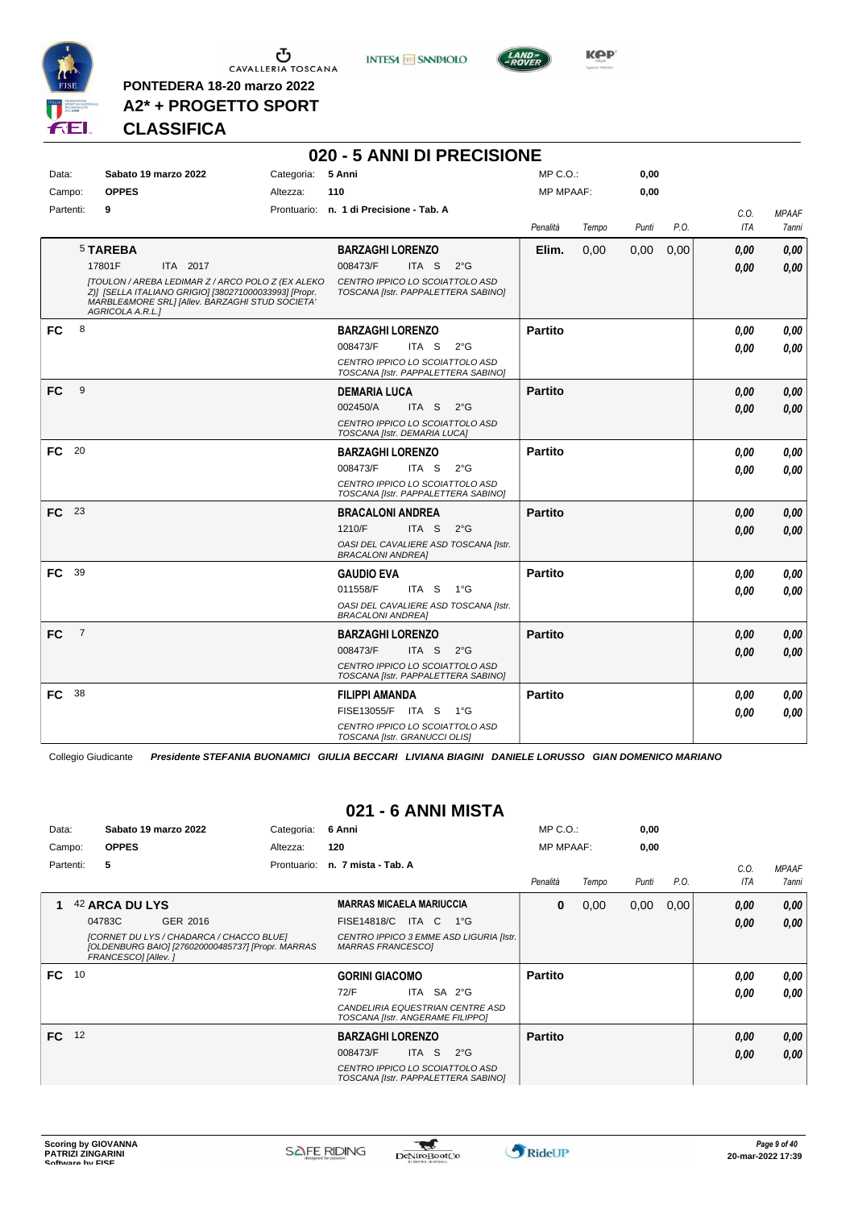PONTEDERA 18-20 marzo 2022

A2* + PROGETTO SPORT

**CLASSIFICA**

## 020 - 5 ANNI DI PRECISIONE

| | | | |
|---|---|---|---|
| Data: | Sabato 19 marzo 2022 | Categoria: | 5 Anni |
| Campo: | OPPES | Altezza: | 110 |
| Partenti: | 9 | Prontuario: | n. 1 di Precisione - Tab. A |

MP C.O.: 0,00
MP MPAAF: 0,00

| | Cavallo | Cavaliere | Penalità | Tempo | Punti | P.O. | C.O. ITA | MPAAF 7anni |
|---|---|---|---|---|---|---|---|---|
| | 5 **TAREBA** 17801F ITA 2017 *[TOULON / AREBA LEDIMAR Z / ARCO POLO Z (EX ALEKO Z)] [SELLA ITALIANO GRIGIO] [380271000033993] [Propr. MARBLE&MORE SRL] [Allev. BARZAGHI STUD SOCIETA' AGRICOLA A.R.L.]* | **BARZAGHI LORENZO** 008473/F ITA S 2°G *CENTRO IPPICO LO SCOIATTOLO ASD TOSCANA [Istr. PAPPALETTERA SABINO]* | **Elim.** | 0,00 | 0,00 | 0,00 | 0,00 / 0,00 | 0,00 / 0,00 |
| FC | 8 | **BARZAGHI LORENZO** 008473/F ITA S 2°G *CENTRO IPPICO LO SCOIATTOLO ASD TOSCANA [Istr. PAPPALETTERA SABINO]* | **Partito** | | | | 0,00 / 0,00 | 0,00 / 0,00 |
| FC | 9 | **DEMARIA LUCA** 002450/A ITA S 2°G *CENTRO IPPICO LO SCOIATTOLO ASD TOSCANA [Istr. DEMARIA LUCA]* | **Partito** | | | | 0,00 / 0,00 | 0,00 / 0,00 |
| FC | 20 | **BARZAGHI LORENZO** 008473/F ITA S 2°G *CENTRO IPPICO LO SCOIATTOLO ASD TOSCANA [Istr. PAPPALETTERA SABINO]* | **Partito** | | | | 0,00 / 0,00 | 0,00 / 0,00 |
| FC | 23 | **BRACALONI ANDREA** 1210/F ITA S 2°G *OASI DEL CAVALIERE ASD TOSCANA [Istr. BRACALONI ANDREA]* | **Partito** | | | | 0,00 / 0,00 | 0,00 / 0,00 |
| FC | 39 | **GAUDIO EVA** 011558/F ITA S 1°G *OASI DEL CAVALIERE ASD TOSCANA [Istr. BRACALONI ANDREA]* | **Partito** | | | | 0,00 / 0,00 | 0,00 / 0,00 |
| FC | 7 | **BARZAGHI LORENZO** 008473/F ITA S 2°G *CENTRO IPPICO LO SCOIATTOLO ASD TOSCANA [Istr. PAPPALETTERA SABINO]* | **Partito** | | | | 0,00 / 0,00 | 0,00 / 0,00 |
| FC | 38 | **FILIPPI AMANDA** FISE13055/F ITA S 1°G *CENTRO IPPICO LO SCOIATTOLO ASD TOSCANA [Istr. GRANUCCI OLIS]* | **Partito** | | | | 0,00 / 0,00 | 0,00 / 0,00 |

Collegio Giudicante *Presidente STEFANIA BUONAMICI GIULIA BECCARI LIVIANA BIAGINI DANIELE LORUSSO GIAN DOMENICO MARIANO*

## 021 - 6 ANNI MISTA

| | | | |
|---|---|---|---|
| Data: | Sabato 19 marzo 2022 | Categoria: | 6 Anni |
| Campo: | OPPES | Altezza: | 120 |
| Partenti: | 5 | Prontuario: | n. 7 mista - Tab. A |

MP C.O.: 0,00
MP MPAAF: 0,00

| | Cavallo | Cavaliere | Penalità | Tempo | Punti | P.O. | C.O. ITA | MPAAF 7anni |
|---|---|---|---|---|---|---|---|---|
| 1 | 42 **ARCA DU LYS** 04783C GER 2016 *[CORNET DU LYS / CHADARCA / CHACCO BLUE] [OLDENBURG BAIO] [276020000485737] [Propr. MARRAS FRANCESCO] [Allev. ]* | **MARRAS MICAELA MARIUCCIA** FISE14818/C ITA C 1°G *CENTRO IPPICO 3 EMME ASD LIGURIA [Istr. MARRAS FRANCESCO]* | **0** | 0,00 | 0,00 | 0,00 | 0,00 / 0,00 | 0,00 / 0,00 |
| FC | 10 | **GORINI GIACOMO** 72/F ITA SA 2°G *CANDELIRIA EQUESTRIAN CENTRE ASD TOSCANA [Istr. ANGERAME FILIPPO]* | **Partito** | | | | 0,00 / 0,00 | 0,00 / 0,00 |
| FC | 12 | **BARZAGHI LORENZO** 008473/F ITA S 2°G *CENTRO IPPICO LO SCOIATTOLO ASD TOSCANA [Istr. PAPPALETTERA SABINO]* | **Partito** | | | | 0,00 / 0,00 | 0,00 / 0,00 |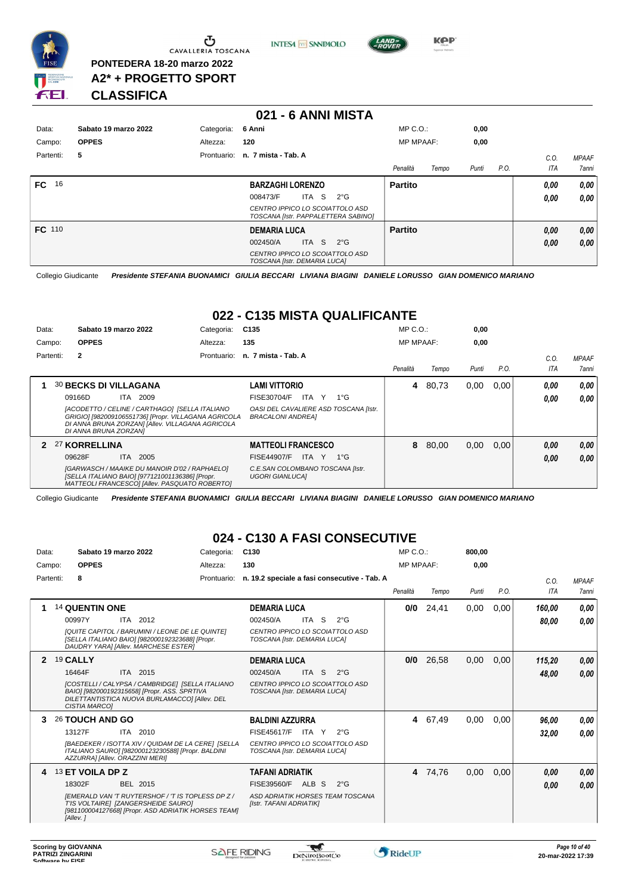PONTEDERA 18-20 marzo 2022

A2* + PROGETTO SPORT

**CLASSIFICA**

## 021 - 6 ANNI MISTA

| | | | | | |
|---|---|---|---|---|---|
| Data: | Sabato 19 marzo 2022 | Categoria: | 6 Anni | MP C.O.: | 0,00 |
| Campo: | OPPES | Altezza: | 120 | MP MPAAF: | 0,00 |
| Partenti: | 5 | Prontuario: | n. 7 mista - Tab. A | | |

| | Cavallo | Cavaliere | Penalità | Tempo | Punti | P.O. | C.O. ITA | MPAAF 7anni |
|---|---|---|---|---|---|---|---|---|
| FC 16 | | BARZAGHI LORENZO<br>008473/F ITA S 2°G<br>*CENTRO IPPICO LO SCOIATTOLO ASD TOSCANA [Istr. PAPPALETTERA SABINO]* | Partito | | | | 0,00<br>0,00 | 0,00<br>0,00 |
| FC 110 | | DEMARIA LUCA<br>002450/A ITA S 2°G<br>*CENTRO IPPICO LO SCOIATTOLO ASD TOSCANA [Istr. DEMARIA LUCA]* | Partito | | | | 0,00<br>0,00 | 0,00<br>0,00 |

Collegio Giudicante *Presidente STEFANIA BUONAMICI GIULIA BECCARI LIVIANA BIAGINI DANIELE LORUSSO GIAN DOMENICO MARIANO*

## 022 - C135 MISTA QUALIFICANTE

| | | | | | |
|---|---|---|---|---|---|
| Data: | Sabato 19 marzo 2022 | Categoria: | C135 | MP C.O.: | 0,00 |
| Campo: | OPPES | Altezza: | 135 | MP MPAAF: | 0,00 |
| Partenti: | 2 | Prontuario: | n. 7 mista - Tab. A | | |

| | Cavallo | Cavaliere | Penalità | Tempo | Punti | P.O. | C.O. ITA | MPAAF 7anni |
|---|---|---|---|---|---|---|---|---|
| 1 | 30 **BECKS DI VILLAGANA**<br>09166D ITA 2009<br>*[ACODETTO / CELINE / CARTHAGO] [SELLA ITALIANO GRIGIO] [982009106551736] [Propr. VILLAGANA AGRICOLA DI ANNA BRUNA ZORZAN] [Allev. VILLAGANA AGRICOLA DI ANNA BRUNA ZORZAN]* | LAMI VITTORIO<br>FISE30704/F ITA Y 1°G<br>*OASI DEL CAVALIERE ASD TOSCANA [Istr. BRACALONI ANDREA]* | 4 | 80,73 | 0,00 | 0,00 | 0,00<br>0,00 | 0,00<br>0,00 |
| 2 | 27 **KORRELLINA**<br>09628F ITA 2005<br>*[GARWASCH / MAAIKE DU MANOIR D'02 / RAPHAELO] [SELLA ITALIANO BAIO] [977121001136386] [Propr. MATTEOLI FRANCESCO] [Allev. PASQUATO ROBERTO]* | MATTEOLI FRANCESCO<br>FISE44907/F ITA Y 1°G<br>*C.E.SAN COLOMBANO TOSCANA [Istr. UGORI GIANLUCA]* | 8 | 80,00 | 0,00 | 0,00 | 0,00<br>0,00 | 0,00<br>0,00 |

Collegio Giudicante *Presidente STEFANIA BUONAMICI GIULIA BECCARI LIVIANA BIAGINI DANIELE LORUSSO GIAN DOMENICO MARIANO*

## 024 - C130 A FASI CONSECUTIVE

| | | | | | |
|---|---|---|---|---|---|
| Data: | Sabato 19 marzo 2022 | Categoria: | C130 | MP C.O.: | 800,00 |
| Campo: | OPPES | Altezza: | 130 | MP MPAAF: | 0,00 |
| Partenti: | 8 | Prontuario: | n. 19.2 speciale a fasi consecutive - Tab. A | | |

| | Cavallo | Cavaliere | Penalità | Tempo | Punti | P.O. | C.O. ITA | MPAAF 7anni |
|---|---|---|---|---|---|---|---|---|
| 1 | 14 **QUENTIN ONE**<br>00997Y ITA 2012<br>*[QUITE CAPITOL / BARUMINI / LEONE DE LE QUINTE] [SELLA ITALIANO BAIO] [982000192323688] [Propr. DAUDRY YARA] [Allev. MARCHESE ESTER]* | DEMARIA LUCA<br>002450/A ITA S 2°G<br>*CENTRO IPPICO LO SCOIATTOLO ASD TOSCANA [Istr. DEMARIA LUCA]* | 0/0 | 24,41 | 0,00 | 0,00 | 160,00<br>80,00 | 0,00<br>0,00 |
| 2 | 19 **CALLY**<br>16464F ITA 2015<br>*[COSTELLI / CALYPSA / CAMBRIDGE] [SELLA ITALIANO BAIO] [982000192315658] [Propr. ASS. SPRTIVA DILETTANTISTICA NUOVA BURLAMACCO] [Allev. DEL CISTIA MARCO]* | DEMARIA LUCA<br>002450/A ITA S 2°G<br>*CENTRO IPPICO LO SCOIATTOLO ASD TOSCANA [Istr. DEMARIA LUCA]* | 0/0 | 26,58 | 0,00 | 0,00 | 115,20<br>48,00 | 0,00<br>0,00 |
| 3 | 26 **TOUCH AND GO**<br>13127F ITA 2010<br>*[BAEDEKER / ISOTTA XIV / QUIDAM DE LA CERE] [SELLA ITALIANO SAURO] [982000123230588] [Propr. BALDINI AZZURRA] [Allev. ORAZZINI MERI]* | BALDINI AZZURRA<br>FISE45617/F ITA Y 2°G<br>*CENTRO IPPICO LO SCOIATTOLO ASD TOSCANA [Istr. DEMARIA LUCA]* | 4 | 67,49 | 0,00 | 0,00 | 96,00<br>32,00 | 0,00<br>0,00 |
| 4 | 13 **ET VOILA DP Z**<br>18302F BEL 2015<br>*[EMERALD VAN 'T RUYTERSHOF / 'T IS TOPLESS DP Z / T'IS VOLTAIRE] [ZANGERSHEIDE SAURO] [981100004127668] [Propr. ASD ADRIATIK HORSES TEAM] [Allev. ]* | TAFANI ADRIATIK<br>FISE39560/F ALB S 2°G<br>*ASD ADRIATIK HORSES TEAM TOSCANA [Istr. TAFANI ADRIATIK]* | 4 | 74,76 | 0,00 | 0,00 | 0,00<br>0,00 | 0,00<br>0,00 |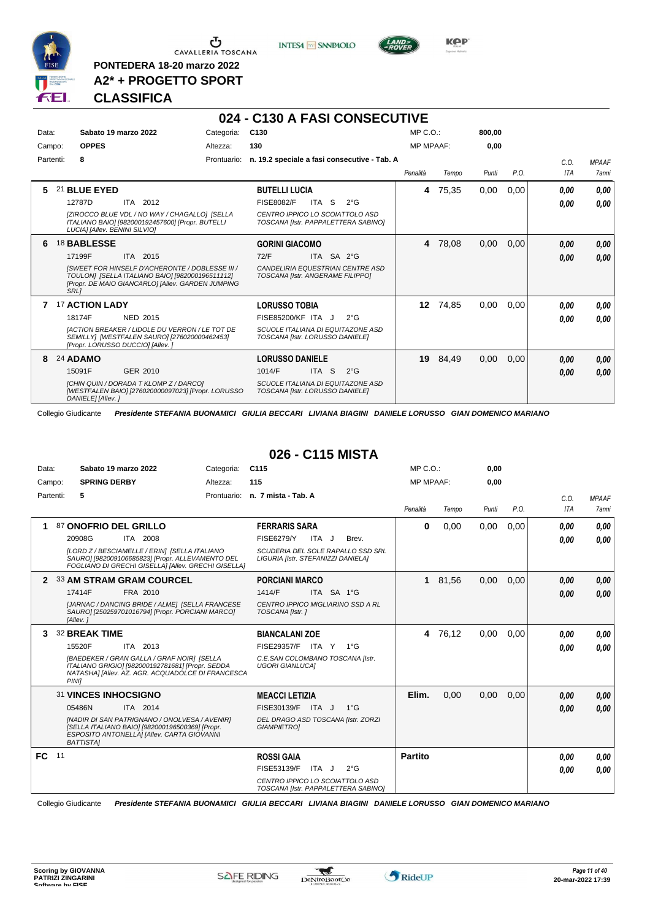PONTEDERA 18-20 marzo 2022

A2* + PROGETTO SPORT

**CLASSIFICA**

## 024 - C130 A FASI CONSECUTIVE

| | | | |
|---|---|---|---|
| Data: | Sabato 19 marzo 2022 | Categoria: | C130 |
| Campo: | OPPES | Altezza: | 130 |
| Partenti: | 8 | Prontuario: | n. 19.2 speciale a fasi consecutive - Tab. A |

MP C.O.: 800,00 — MP MPAAF: 0,00

| Pos. | Cavallo | Cavaliere | Penalità | Tempo | Punti | P.O. | C.O. ITA | MPAAF 7anni |
|---|---|---|---|---|---|---|---|---|
| 5 | 21 **BLUE EYED** 12787D ITA 2012 *[ZIROCCO BLUE VDL / NO WAY / CHAGALLO] [SELLA ITALIANO BAIO] [982000192457600] [Propr. BUTELLI LUCIA] [Allev. BENINI SILVIO]* | **BUTELLI LUCIA** FISE8082/F ITA S 2°G *CENTRO IPPICO LO SCOIATTOLO ASD TOSCANA [Istr. PAPPALETTERA SABINO]* | 4 | 75,35 | 0,00 | 0,00 | 0,00 / 0,00 | 0,00 / 0,00 |
| 6 | 18 **BABLESSE** 17199F ITA 2015 *[SWEET FOR HINSELF D'ACHERONTE / DOBLESSE III / TOULON] [SELLA ITALIANO BAIO] [982000196511112] [Propr. DE MAIO GIANCARLO] [Allev. GARDEN JUMPING SRL]* | **GORINI GIACOMO** 72/F ITA SA 2°G *CANDELIRIA EQUESTRIAN CENTRE ASD TOSCANA [Istr. ANGERAME FILIPPO]* | 4 | 78,08 | 0,00 | 0,00 | 0,00 / 0,00 | 0,00 / 0,00 |
| 7 | 17 **ACTION LADY** 18174F NED 2015 *[ACTION BREAKER / LIDOLE DU VERRON / LE TOT DE SEMILLY] [WESTFALEN SAURO] [276020000462453] [Propr. LORUSSO DUCCIO] [Allev. ]* | **LORUSSO TOBIA** FISE85200/KF ITA J 2°G *SCUOLE ITALIANA DI EQUITAZONE ASD TOSCANA [Istr. LORUSSO DANIELE]* | 12 | 74,85 | 0,00 | 0,00 | 0,00 / 0,00 | 0,00 / 0,00 |
| 8 | 24 **ADAMO** 15091F GER 2010 *[CHIN QUIN / DORADA T KLOMP Z / DARCO] [WESTFALEN BAIO] [276020000097023] [Propr. LORUSSO DANIELE] [Allev. ]* | **LORUSSO DANIELE** 1014/F ITA S 2°G *SCUOLE ITALIANA DI EQUITAZONE ASD TOSCANA [Istr. LORUSSO DANIELE]* | 19 | 84,49 | 0,00 | 0,00 | 0,00 / 0,00 | 0,00 / 0,00 |

Collegio Giudicante ***Presidente STEFANIA BUONAMICI GIULIA BECCARI LIVIANA BIAGINI DANIELE LORUSSO GIAN DOMENICO MARIANO***

## 026 - C115 MISTA

| | | | |
|---|---|---|---|
| Data: | Sabato 19 marzo 2022 | Categoria: | C115 |
| Campo: | SPRING DERBY | Altezza: | 115 |
| Partenti: | 5 | Prontuario: | n. 7 mista - Tab. A |

MP C.O.: 0,00 — MP MPAAF: 0,00

| Pos. | Cavallo | Cavaliere | Penalità | Tempo | Punti | P.O. | C.O. ITA | MPAAF 7anni |
|---|---|---|---|---|---|---|---|---|
| 1 | 87 **ONOFRIO DEL GRILLO** 20908G ITA 2008 *[LORD Z / BESCIAMELLE / ERIN] [SELLA ITALIANO SAURO] [982009106685823] [Propr. ALLEVAMENTO DEL FOGLIANO DI GRECHI GISELLA] [Allev. GRECHI GISELLA]* | **FERRARIS SARA** FISE6279/Y ITA J Brev. *SCUDERIA DEL SOLE RAPALLO SSD SRL LIGURIA [Istr. STEFANIZZI DANIELA]* | 0 | 0,00 | 0,00 | 0,00 | 0,00 / 0,00 | 0,00 / 0,00 |
| 2 | 33 **AM STRAM GRAM COURCEL** 17414F FRA 2010 *[JARNAC / DANCING BRIDE / ALME] [SELLA FRANCESE SAURO] [250259701016794] [Propr. PORCIANI MARCO] [Allev. ]* | **PORCIANI MARCO** 1414/F ITA SA 1°G *CENTRO IPPICO MIGLIARINO SSD A RL TOSCANA [Istr. ]* | 1 | 81,56 | 0,00 | 0,00 | 0,00 / 0,00 | 0,00 / 0,00 |
| 3 | 32 **BREAK TIME** 15520F ITA 2013 *[BAEDEKER / GRAN GALLA / GRAF NOIR] [SELLA ITALIANO GRIGIO] [982000192781681] [Propr. SEDDA NATASHA] [Allev. AZ. AGR. ACQUADOLCE DI FRANCESCA PINI]* | **BIANCALANI ZOE** FISE29357/F ITA Y 1°G *C.E.SAN COLOMBANO TOSCANA [Istr. UGORI GIANLUCA]* | 4 | 76,12 | 0,00 | 0,00 | 0,00 / 0,00 | 0,00 / 0,00 |
| | 31 **VINCES INHOCSIGNO** 05486N ITA 2014 *[NADIR DI SAN PATRIGNANO / ONOLVESA / AVENIR] [SELLA ITALIANO BAIO] [982000196500369] [Propr. ESPOSITO ANTONELLA] [Allev. CARTA GIOVANNI BATTISTA]* | **MEACCI LETIZIA** FISE30139/F ITA J 1°G *DEL DRAGO ASD TOSCANA [Istr. ZORZI GIAMPIETRO]* | Elim. | 0,00 | 0,00 | 0,00 | 0,00 / 0,00 | 0,00 / 0,00 |
| FC | 11 | **ROSSI GAIA** FISE53139/F ITA J 2°G *CENTRO IPPICO LO SCOIATTOLO ASD TOSCANA [Istr. PAPPALETTERA SABINO]* | Partito | | | | 0,00 / 0,00 | 0,00 / 0,00 |

Collegio Giudicante ***Presidente STEFANIA BUONAMICI GIULIA BECCARI LIVIANA BIAGINI DANIELE LORUSSO GIAN DOMENICO MARIANO***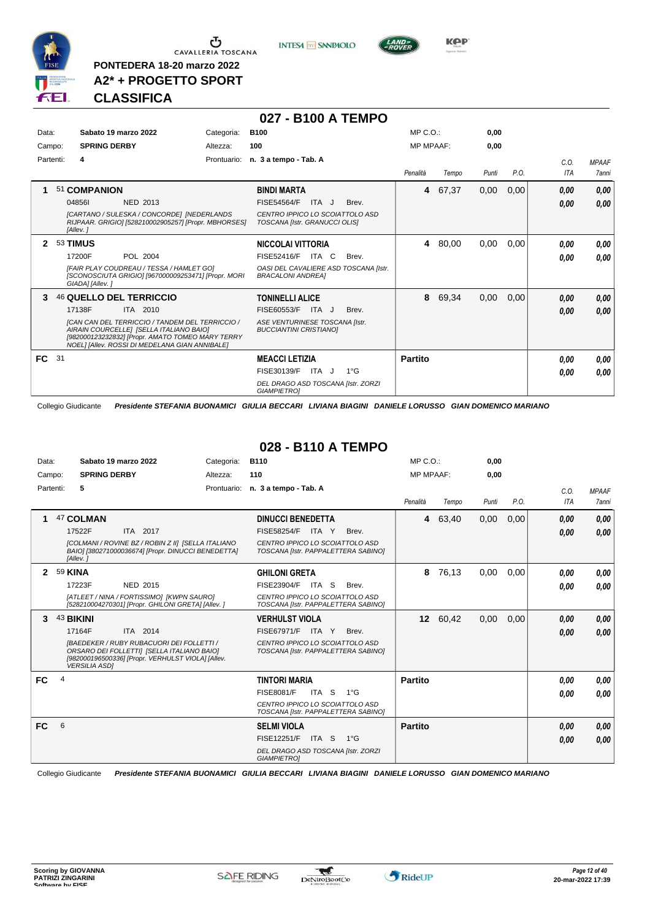PONTEDERA 18-20 marzo 2022

A2* + PROGETTO SPORT

**CLASSIFICA**

## 027 - B100 A TEMPO

Data: **Sabato 19 marzo 2022** Categoria: **B100** MP C.O.: **0,00**
Campo: **SPRING DERBY** Altezza: **100** MP MPAAF: **0,00**
Partenti: **4** Prontuario: **n. 3 a tempo - Tab. A**

| | Cavallo | Cavaliere | Penalità | Tempo | Punti | P.O. | C.O. ITA | MPAAF 7anni |
|---|---|---|---|---|---|---|---|---|
| 1 | 51 **COMPANION** 04856I NED 2013 *[CARTANO / SULESKA / CONCORDE] [NEDERLANDS RIJPAAR. GRIGIO] [528210002905257] [Propr. MBHORSES] [Allev. ]* | **BINDI MARTA** FISE54564/F ITA J Brev. *CENTRO IPPICO LO SCOIATTOLO ASD TOSCANA [Istr. GRANUCCI OLIS]* | **4** | 67,37 | 0,00 | 0,00 | ***0,00*** ***0,00*** | ***0,00*** ***0,00*** |
| 2 | 53 **TIMUS** 17200F POL 2004 *[FAIR PLAY COUDREAU / TESSA / HAMLET GO] [SCONOSCIUTA GRIGIO] [967000009253471] [Propr. MORI GIADA] [Allev. ]* | **NICCOLAI VITTORIA** FISE52416/F ITA C Brev. *OASI DEL CAVALIERE ASD TOSCANA [Istr. BRACALONI ANDREA]* | **4** | 80,00 | 0,00 | 0,00 | ***0,00*** ***0,00*** | ***0,00*** ***0,00*** |
| 3 | 46 **QUELLO DEL TERRICCIO** 17138F ITA 2010 *[CAN CAN DEL TERRICCIO / TANDEM DEL TERRICCIO / AIRAIN COURCELLE] [SELLA ITALIANO BAIO] [982000123232832] [Propr. AMATO TOMEO MARY TERRY NOEL] [Allev. ROSSI DI MEDELANA GIAN ANNIBALE]* | **TONINELLI ALICE** FISE60553/F ITA J Brev. *ASE VENTURINESE TOSCANA [Istr. BUCCIANTINI CRISTIANO]* | **8** | 69,34 | 0,00 | 0,00 | ***0,00*** ***0,00*** | ***0,00*** ***0,00*** |
| FC | 31 | **MEACCI LETIZIA** FISE30139/F ITA J 1°G *DEL DRAGO ASD TOSCANA [Istr. ZORZI GIAMPIETRO]* | **Partito** | | | | ***0,00*** ***0,00*** | ***0,00*** ***0,00*** |

Collegio Giudicante ***Presidente STEFANIA BUONAMICI GIULIA BECCARI LIVIANA BIAGINI DANIELE LORUSSO GIAN DOMENICO MARIANO***

## 028 - B110 A TEMPO

Data: **Sabato 19 marzo 2022** Categoria: **B110** MP C.O.: **0,00**
Campo: **SPRING DERBY** Altezza: **110** MP MPAAF: **0,00**
Partenti: **5** Prontuario: **n. 3 a tempo - Tab. A**

| | Cavallo | Cavaliere | Penalità | Tempo | Punti | P.O. | C.O. ITA | MPAAF 7anni |
|---|---|---|---|---|---|---|---|---|
| 1 | 47 **COLMAN** 17522F ITA 2017 *[COLMANI / ROVINE BZ / ROBIN Z II] [SELLA ITALIANO BAIO] [380271000036674] [Propr. DINUCCI BENEDETTA] [Allev. ]* | **DINUCCI BENEDETTA** FISE58254/F ITA Y Brev. *CENTRO IPPICO LO SCOIATTOLO ASD TOSCANA [Istr. PAPPALETTERA SABINO]* | **4** | 63,40 | 0,00 | 0,00 | ***0,00*** ***0,00*** | ***0,00*** ***0,00*** |
| 2 | 59 **KINA** 17223F NED 2015 *[ATLEET / NINA / FORTISSIMO] [KWPN SAURO] [528210004270301] [Propr. GHILONI GRETA] [Allev. ]* | **GHILONI GRETA** FISE23904/F ITA S Brev. *CENTRO IPPICO LO SCOIATTOLO ASD TOSCANA [Istr. PAPPALETTERA SABINO]* | **8** | 76,13 | 0,00 | 0,00 | ***0,00*** ***0,00*** | ***0,00*** ***0,00*** |
| 3 | 43 **BIKINI** 17164F ITA 2014 *[BAEDEKER / RUBY RUBACUORI DEI FOLLETTI / ORSARO DEI FOLLETTI] [SELLA ITALIANO BAIO] [982000196500336] [Propr. VERHULST VIOLA] [Allev. VERSILIA ASD]* | **VERHULST VIOLA** FISE67971/F ITA Y Brev. *CENTRO IPPICO LO SCOIATTOLO ASD TOSCANA [Istr. PAPPALETTERA SABINO]* | **12** | 60,42 | 0,00 | 0,00 | ***0,00*** ***0,00*** | ***0,00*** ***0,00*** |
| FC | 4 | **TINTORI MARIA** FISE8081/F ITA S 1°G *CENTRO IPPICO LO SCOIATTOLO ASD TOSCANA [Istr. PAPPALETTERA SABINO]* | **Partito** | | | | ***0,00*** ***0,00*** | ***0,00*** ***0,00*** |
| FC | 6 | **SELMI VIOLA** FISE12251/F ITA S 1°G *DEL DRAGO ASD TOSCANA [Istr. ZORZI GIAMPIETRO]* | **Partito** | | | | ***0,00*** ***0,00*** | ***0,00*** ***0,00*** |

Collegio Giudicante ***Presidente STEFANIA BUONAMICI GIULIA BECCARI LIVIANA BIAGINI DANIELE LORUSSO GIAN DOMENICO MARIANO***

**Scoring by GIOVANNA PATRIZI ZINGARINI**
**Software by FISE**

*20-mar-2022 17:39*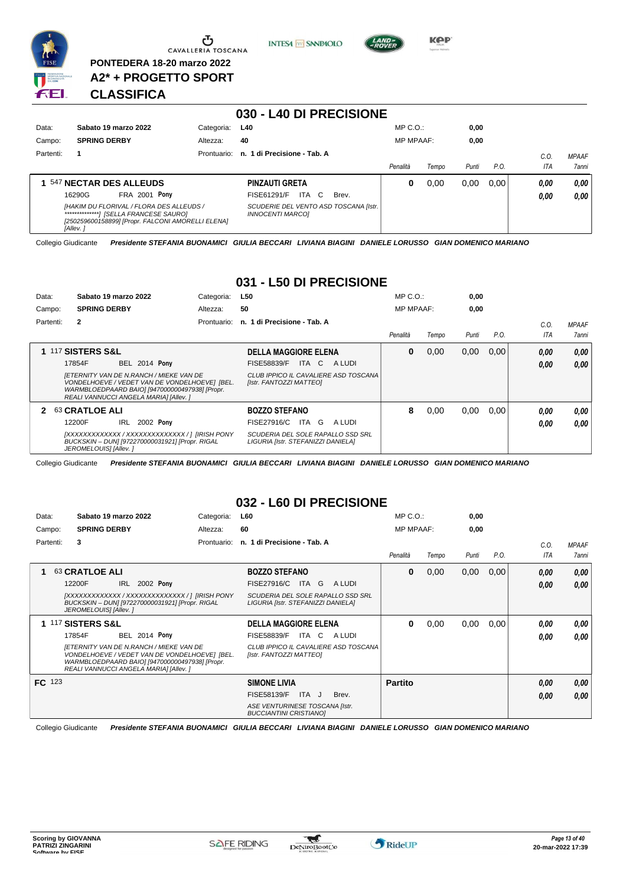PONTEDERA 18-20 marzo 2022

A2* + PROGETTO SPORT

**CLASSIFICA**

## 030 - L40 DI PRECISIONE

| | | | | | |
|---|---|---|---|---|---|
| Data: | Sabato 19 marzo 2022 | Categoria: | L40 | MP C.O.: | 0,00 |
| Campo: | SPRING DERBY | Altezza: | 40 | MP MPAAF: | 0,00 |
| Partenti: | 1 | Prontuario: | n. 1 di Precisione - Tab. A | | |

| Class. | Cavallo | Cavaliere | Penalità | Tempo | Punti | P.O. | C.O. ITA | MPAAF 7anni |
|---|---|---|---|---|---|---|---|---|
| 1 | 547 **NECTAR DES ALLEUDS** 16290G FRA 2001 **Pony** *[HAKIM DU FLORIVAL / FLORA DES ALLEUDS / \*\*\*\*\*\*\*\*\*\*\*\*\*\*\*] [SELLA FRANCESE SAURO] [250259600158899] [Propr. FALCONI AMORELLI ELENA] [Allev. ]* | **PINZAUTI GRETA** FISE61291/F ITA C Brev. *SCUDERIE DEL VENTO ASD TOSCANA [Istr. INNOCENTI MARCO]* | 0 | 0,00 | 0,00 | 0,00 | 0,00 / 0,00 | 0,00 / 0,00 |

Collegio Giudicante *Presidente STEFANIA BUONAMICI GIULIA BECCARI LIVIANA BIAGINI DANIELE LORUSSO GIAN DOMENICO MARIANO*

## 031 - L50 DI PRECISIONE

| | | | | | |
|---|---|---|---|---|---|
| Data: | Sabato 19 marzo 2022 | Categoria: | L50 | MP C.O.: | 0,00 |
| Campo: | SPRING DERBY | Altezza: | 50 | MP MPAAF: | 0,00 |
| Partenti: | 2 | Prontuario: | n. 1 di Precisione - Tab. A | | |

| Class. | Cavallo | Cavaliere | Penalità | Tempo | Punti | P.O. | C.O. ITA | MPAAF 7anni |
|---|---|---|---|---|---|---|---|---|
| 1 | 117 **SISTERS S&L** 17854F BEL 2014 **Pony** *[ETERNITY VAN DE N.RANCH / MIEKE VAN DE VONDELHOEVE / VEDET VAN DE VONDELHOEVE] [BEL. WARMBLOEDPAARD BAIO] [947000000497938] [Propr. REALI VANNUCCI ANGELA MARIA] [Allev. ]* | **DELLA MAGGIORE ELENA** FISE58839/F ITA C A LUDI *CLUB IPPICO IL CAVALIERE ASD TOSCANA [Istr. FANTOZZI MATTEO]* | 0 | 0,00 | 0,00 | 0,00 | 0,00 / 0,00 | 0,00 / 0,00 |
| 2 | 63 **CRATLOE ALI** 12200F IRL 2002 **Pony** *[XXXXXXXXXXXXX / XXXXXXXXXXXXXX / ] [IRISH PONY BUCKSKIN – DUN] [972270000031921] [Propr. RIGAL JEROMELOUIS] [Allev. ]* | **BOZZO STEFANO** FISE27916/C ITA G A LUDI *SCUDERIA DEL SOLE RAPALLO SSD SRL LIGURIA [Istr. STEFANIZZI DANIELA]* | 8 | 0,00 | 0,00 | 0,00 | 0,00 / 0,00 | 0,00 / 0,00 |

Collegio Giudicante *Presidente STEFANIA BUONAMICI GIULIA BECCARI LIVIANA BIAGINI DANIELE LORUSSO GIAN DOMENICO MARIANO*

## 032 - L60 DI PRECISIONE

| | | | | | |
|---|---|---|---|---|---|
| Data: | Sabato 19 marzo 2022 | Categoria: | L60 | MP C.O.: | 0,00 |
| Campo: | SPRING DERBY | Altezza: | 60 | MP MPAAF: | 0,00 |
| Partenti: | 3 | Prontuario: | n. 1 di Precisione - Tab. A | | |

| Class. | Cavallo | Cavaliere | Penalità | Tempo | Punti | P.O. | C.O. ITA | MPAAF 7anni |
|---|---|---|---|---|---|---|---|---|
| 1 | 63 **CRATLOE ALI** 12200F IRL 2002 **Pony** *[XXXXXXXXXXXXX / XXXXXXXXXXXXXX / ] [IRISH PONY BUCKSKIN – DUN] [972270000031921] [Propr. RIGAL JEROMELOUIS] [Allev. ]* | **BOZZO STEFANO** FISE27916/C ITA G A LUDI *SCUDERIA DEL SOLE RAPALLO SSD SRL LIGURIA [Istr. STEFANIZZI DANIELA]* | 0 | 0,00 | 0,00 | 0,00 | 0,00 / 0,00 | 0,00 / 0,00 |
| 1 | 117 **SISTERS S&L** 17854F BEL 2014 **Pony** *[ETERNITY VAN DE N.RANCH / MIEKE VAN DE VONDELHOEVE / VEDET VAN DE VONDELHOEVE] [BEL. WARMBLOEDPAARD BAIO] [947000000497938] [Propr. REALI VANNUCCI ANGELA MARIA] [Allev. ]* | **DELLA MAGGIORE ELENA** FISE58839/F ITA C A LUDI *CLUB IPPICO IL CAVALIERE ASD TOSCANA [Istr. FANTOZZI MATTEO]* | 0 | 0,00 | 0,00 | 0,00 | 0,00 / 0,00 | 0,00 / 0,00 |
| FC | 123 | **SIMONE LIVIA** FISE58139/F ITA J Brev. *ASE VENTURINESE TOSCANA [Istr. BUCCIANTINI CRISTIANO]* | **Partito** | | | | 0,00 / 0,00 | 0,00 / 0,00 |

Collegio Giudicante *Presidente STEFANIA BUONAMICI GIULIA BECCARI LIVIANA BIAGINI DANIELE LORUSSO GIAN DOMENICO MARIANO*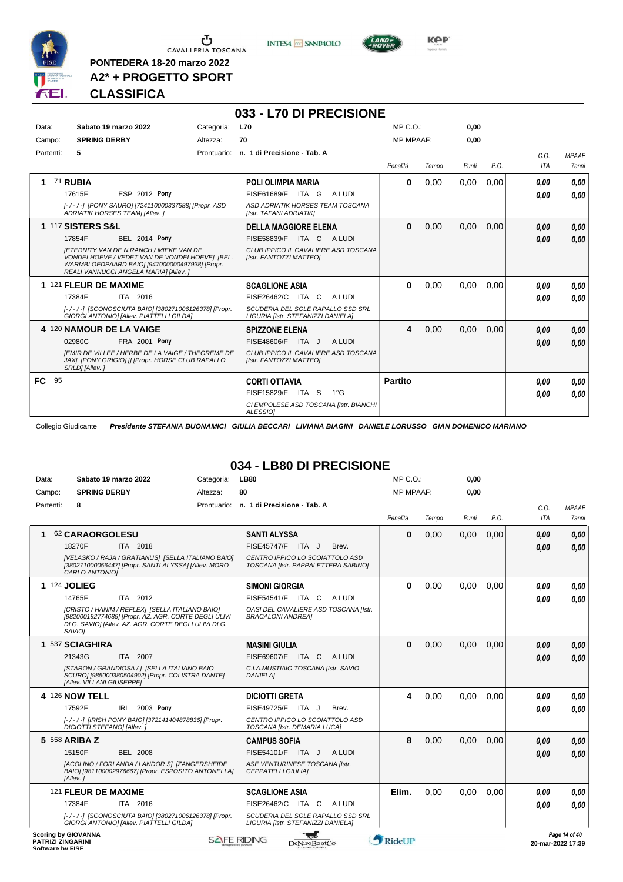PONTEDERA 18-20 marzo 2022

**A2* + PROGETTO SPORT**

**CLASSIFICA**

## 033 - L70 DI PRECISIONE

| | | | | | |
|---|---|---|---|---|---|
| Data: | **Sabato 19 marzo 2022** | Categoria: | **L70** | MP C.O.: | **0,00** |
| Campo: | **SPRING DERBY** | Altezza: | **70** | MP MPAAF: | **0,00** |
| Partenti: | **5** | Prontuario: | **n. 1 di Precisione - Tab. A** | | |

| Pos. | Cavallo | Cavaliere | Penalità | Tempo | Punti | P.O. | C.O. ITA | MPAAF 7anni |
|---|---|---|---|---|---|---|---|---|
| 1 | 71 **RUBIA** 17615F ESP 2012 **Pony** *[-/-/-] [PONY SAURO] [724110000337588] [Propr. ASD ADRIATIK HORSES TEAM] [Allev. ]* | **POLI OLIMPIA MARIA** FISE61689/F ITA G A LUDI *ASD ADRIATIK HORSES TEAM TOSCANA [Istr. TAFANI ADRIATIK]* | **0** | 0,00 | 0,00 | 0,00 | *0,00* *0,00* | *0,00* *0,00* |
| 1 | 117 **SISTERS S&L** 17854F BEL 2014 **Pony** *[ETERNITY VAN DE N.RANCH / MIEKE VAN DE VONDELHOEVE / VEDET VAN DE VONDELHOEVE] [BEL. WARMBLOEDPAARD BAIO] [947000000497938] [Propr. REALI VANNUCCI ANGELA MARIA] [Allev. ]* | **DELLA MAGGIORE ELENA** FISE58839/F ITA C A LUDI *CLUB IPPICO IL CAVALIERE ASD TOSCANA [Istr. FANTOZZI MATTEO]* | **0** | 0,00 | 0,00 | 0,00 | *0,00* *0,00* | *0,00* *0,00* |
| 1 | 121 **FLEUR DE MAXIME** 17384F ITA 2016 *[-/-/-] [SCONOSCIUTA BAIO] [380271006126378] [Propr. GIORGI ANTONIO] [Allev. PIATTELLI GILDA]* | **SCAGLIONE ASIA** FISE26462/C ITA C A LUDI *SCUDERIA DEL SOLE RAPALLO SSD SRL LIGURIA [Istr. STEFANIZZI DANIELA]* | **0** | 0,00 | 0,00 | 0,00 | *0,00* *0,00* | *0,00* *0,00* |
| 4 | 120 **NAMOUR DE LA VAIGE** 02980C FRA 2001 **Pony** *[EMIR DE VILLEE / HERBE DE LA VAIGE / THEOREME DE JAX] [PONY GRIGIO] [] [Propr. HORSE CLUB RAPALLO SRL] [Allev. ]* | **SPIZZONE ELENA** FISE48606/F ITA J A LUDI *CLUB IPPICO IL CAVALIERE ASD TOSCANA [Istr. FANTOZZI MATTEO]* | **4** | 0,00 | 0,00 | 0,00 | *0,00* *0,00* | *0,00* *0,00* |
| FC | 95 | **CORTI OTTAVIA** FISE15829/F ITA S 1°G *CI EMPOLESE ASD TOSCANA [Istr. BIANCHI ALESSIO]* | **Partito** | | | | *0,00* *0,00* | *0,00* *0,00* |

Collegio Giudicante *Presidente STEFANIA BUONAMICI GIULIA BECCARI LIVIANA BIAGINI DANIELE LORUSSO GIAN DOMENICO MARIANO*

## 034 - LB80 DI PRECISIONE

| | | | | | |
|---|---|---|---|---|---|
| Data: | **Sabato 19 marzo 2022** | Categoria: | **LB80** | MP C.O.: | **0,00** |
| Campo: | **SPRING DERBY** | Altezza: | **80** | MP MPAAF: | **0,00** |
| Partenti: | **8** | Prontuario: | **n. 1 di Precisione - Tab. A** | | |

| Pos. | Cavallo | Cavaliere | Penalità | Tempo | Punti | P.O. | C.O. ITA | MPAAF 7anni |
|---|---|---|---|---|---|---|---|---|
| 1 | 62 **CARAORGOLESU** 18270F ITA 2018 *[VELASKO / RAJA / GRATIANUS] [SELLA ITALIANO BAIO] [380271000056447] [Propr. SANTI ALYSSA] [Allev. MORO CARLO ANTONIO]* | **SANTI ALYSSA** FISE45747/F ITA J Brev. *CENTRO IPPICO LO SCOIATTOLO ASD TOSCANA [Istr. PAPPALETTERA SABINO]* | **0** | 0,00 | 0,00 | 0,00 | *0,00* *0,00* | *0,00* *0,00* |
| 1 | 124 **JOLIEG** 14765F ITA 2012 *[CRISTO / HANIM / REFLEX] [SELLA ITALIANO BAIO] [982000192774689] [Propr. AZ. AGR. CORTE DEGLI ULIVI DI G. SAVIO] [Allev. AZ. AGR. CORTE DEGLI ULIVI DI G. SAVIO]* | **SIMONI GIORGIA** FISE54541/F ITA C A LUDI *OASI DEL CAVALIERE ASD TOSCANA [Istr. BRACALONI ANDREA]* | **0** | 0,00 | 0,00 | 0,00 | *0,00* *0,00* | *0,00* *0,00* |
| 1 | 537 **SCIAGHIRA** 21343G ITA 2007 *[STARON / GRANDIOSA / ] [SELLA ITALIANO BAIO SCURO] [985000380504902] [Propr. COLISTRA DANTE] [Allev. VILLANI GIUSEPPE]* | **MASINI GIULIA** FISE69607/F ITA C A LUDI *C.I.A.MUSTIAIO TOSCANA [Istr. SAVIO DANIELA]* | **0** | 0,00 | 0,00 | 0,00 | *0,00* *0,00* | *0,00* *0,00* |
| 4 | 126 **NOW TELL** 17592F IRL 2003 **Pony** *[-/-/-] [IRISH PONY BAIO] [372141404878836] [Propr. DICIOTTI STEFANO] [Allev. ]* | **DICIOTTI GRETA** FISE49725/F ITA J Brev. *CENTRO IPPICO LO SCOIATTOLO ASD TOSCANA [Istr. DEMARIA LUCA]* | **4** | 0,00 | 0,00 | 0,00 | *0,00* *0,00* | *0,00* *0,00* |
| 5 | 558 **ARIBA Z** 15150F BEL 2008 *[ACOLINO / FORLANDA / LANDOR S] [ZANGERSHEIDE BAIO] [981100002976667] [Propr. ESPOSITO ANTONELLA] [Allev. ]* | **CAMPUS SOFIA** FISE54101/F ITA J A LUDI *ASE VENTURINESE TOSCANA [Istr. CEPPATELLI GIULIA]* | **8** | 0,00 | 0,00 | 0,00 | *0,00* *0,00* | *0,00* *0,00* |
| | 121 **FLEUR DE MAXIME** 17384F ITA 2016 *[-/-/-] [SCONOSCIUTA BAIO] [380271006126378] [Propr. GIORGI ANTONIO] [Allev. PIATTELLI GILDA]* | **SCAGLIONE ASIA** FISE26462/C ITA C A LUDI *SCUDERIA DEL SOLE RAPALLO SSD SRL LIGURIA [Istr. STEFANIZZI DANIELA]* | **Elim.** | 0,00 | 0,00 | 0,00 | *0,00* *0,00* | *0,00* *0,00* |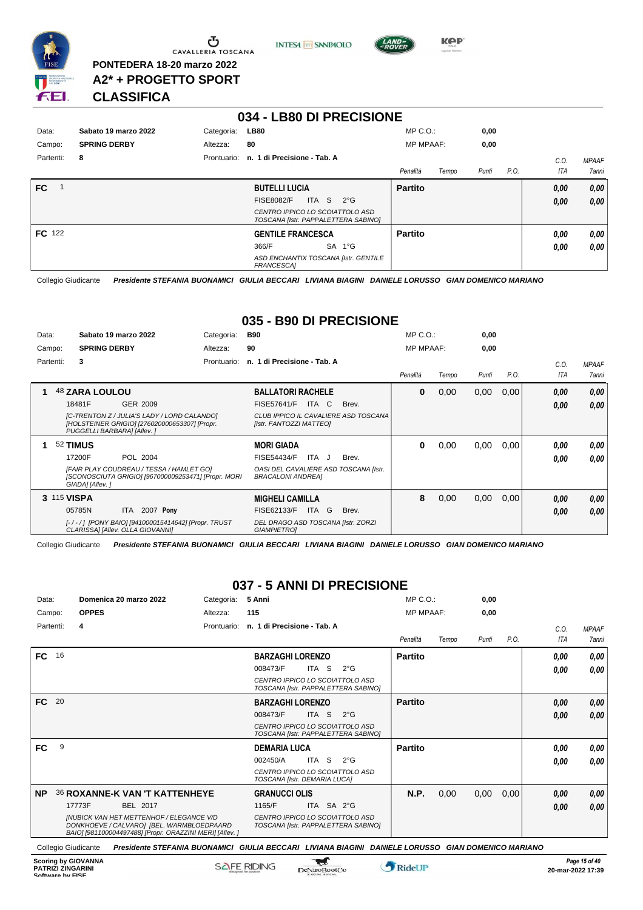PONTEDERA 18-20 marzo 2022

A2* + PROGETTO SPORT

CLASSIFICA

## 034 - LB80 DI PRECISIONE

| | | | | | |
|---|---|---|---|---|---|
| Data: | Sabato 19 marzo 2022 | Categoria: | LB80 | MP C.O.: | 0,00 |
| Campo: | SPRING DERBY | Altezza: | 80 | MP MPAAF: | 0,00 |
| Partenti: | 8 | Prontuario: | n. 1 di Precisione - Tab. A | | |

| | Cavallo | Cavaliere | Penalità | Tempo | Punti | P.O. | C.O. ITA | MPAAF 7anni |
|---|---|---|---|---|---|---|---|---|
| FC 1 | | BUTELLI LUCIA<br>FISE8082/F ITA S 2°G<br>CENTRO IPPICO LO SCOIATTOLO ASD TOSCANA [Istr. PAPPALETTERA SABINO] | Partito | | | | 0,00<br>0,00 | 0,00<br>0,00 |
| FC 122 | | GENTILE FRANCESCA<br>366/F SA 1°G<br>ASD ENCHANTIX TOSCANA [Istr. GENTILE FRANCESCA] | Partito | | | | 0,00<br>0,00 | 0,00<br>0,00 |

Collegio Giudicante *Presidente STEFANIA BUONAMICI GIULIA BECCARI LIVIANA BIAGINI DANIELE LORUSSO GIAN DOMENICO MARIANO*

## 035 - B90 DI PRECISIONE

| | | | | | |
|---|---|---|---|---|---|
| Data: | Sabato 19 marzo 2022 | Categoria: | B90 | MP C.O.: | 0,00 |
| Campo: | SPRING DERBY | Altezza: | 90 | MP MPAAF: | 0,00 |
| Partenti: | 3 | Prontuario: | n. 1 di Precisione - Tab. A | | |

| | Cavallo | Cavaliere | Penalità | Tempo | Punti | P.O. | C.O. ITA | MPAAF 7anni |
|---|---|---|---|---|---|---|---|---|
| 1 | 48 ZARA LOULOU<br>18481F GER 2009<br>[C-TRENTON Z / JULIA'S LADY / LORD CALANDO] [HOLSTEINER GRIGIO] [276020000653307] [Propr. PUGGELLI BARBARA] [Allev. ] | BALLATORI RACHELE<br>FISE57641/F ITA C Brev.<br>CLUB IPPICO IL CAVALIERE ASD TOSCANA [Istr. FANTOZZI MATTEO] | 0 | 0,00 | 0,00 | 0,00 | 0,00<br>0,00 | 0,00<br>0,00 |
| 1 | 52 TIMUS<br>17200F POL 2004<br>[FAIR PLAY COUDREAU / TESSA / HAMLET GO] [SCONOSCIUTA GRIGIO] [967000009253471] [Propr. MORI GIADA] [Allev. ] | MORI GIADA<br>FISE54434/F ITA J Brev.<br>OASI DEL CAVALIERE ASD TOSCANA [Istr. BRACALONI ANDREA] | 0 | 0,00 | 0,00 | 0,00 | 0,00<br>0,00 | 0,00<br>0,00 |
| 3 | 115 VISPA<br>05785N ITA 2007 Pony<br>[- / - / ] [PONY BAIO] [941000015414642] [Propr. TRUST CLARISSA] [Allev. OLLA GIOVANNI] | MIGHELI CAMILLA<br>FISE62133/F ITA G Brev.<br>DEL DRAGO ASD TOSCANA [Istr. ZORZI GIAMPIETRO] | 8 | 0,00 | 0,00 | 0,00 | 0,00<br>0,00 | 0,00<br>0,00 |

Collegio Giudicante *Presidente STEFANIA BUONAMICI GIULIA BECCARI LIVIANA BIAGINI DANIELE LORUSSO GIAN DOMENICO MARIANO*

## 037 - 5 ANNI DI PRECISIONE

| | | | | | |
|---|---|---|---|---|---|
| Data: | Domenica 20 marzo 2022 | Categoria: | 5 Anni | MP C.O.: | 0,00 |
| Campo: | OPPES | Altezza: | 115 | MP MPAAF: | 0,00 |
| Partenti: | 4 | Prontuario: | n. 1 di Precisione - Tab. A | | |

| | Cavallo | Cavaliere | Penalità | Tempo | Punti | P.O. | C.O. ITA | MPAAF 7anni |
|---|---|---|---|---|---|---|---|---|
| FC 16 | | BARZAGHI LORENZO<br>008473/F ITA S 2°G<br>CENTRO IPPICO LO SCOIATTOLO ASD TOSCANA [Istr. PAPPALETTERA SABINO] | Partito | | | | 0,00<br>0,00 | 0,00<br>0,00 |
| FC 20 | | BARZAGHI LORENZO<br>008473/F ITA S 2°G<br>CENTRO IPPICO LO SCOIATTOLO ASD TOSCANA [Istr. PAPPALETTERA SABINO] | Partito | | | | 0,00<br>0,00 | 0,00<br>0,00 |
| FC 9 | | DEMARIA LUCA<br>002450/A ITA S 2°G<br>CENTRO IPPICO LO SCOIATTOLO ASD TOSCANA [Istr. DEMARIA LUCA] | Partito | | | | 0,00<br>0,00 | 0,00<br>0,00 |
| NP | 36 ROXANNE-K VAN 'T KATTENHEYE<br>17773F BEL 2017<br>[NUBICK VAN HET METTENHOF / ELEGANCE V/D DONKHOEVE / CALVARO] [BEL. WARMBLOEDPAARD BAIO] [981100004497488] [Propr. ORAZZINI MERI] [Allev. ] | GRANUCCI OLIS<br>1165/F ITA SA 2°G<br>CENTRO IPPICO LO SCOIATTOLO ASD TOSCANA [Istr. PAPPALETTERA SABINO] | N.P. | 0,00 | 0,00 | 0,00 | 0,00<br>0,00 | 0,00<br>0,00 |

Collegio Giudicante *Presidente STEFANIA BUONAMICI GIULIA BECCARI LIVIANA BIAGINI DANIELE LORUSSO GIAN DOMENICO MARIANO*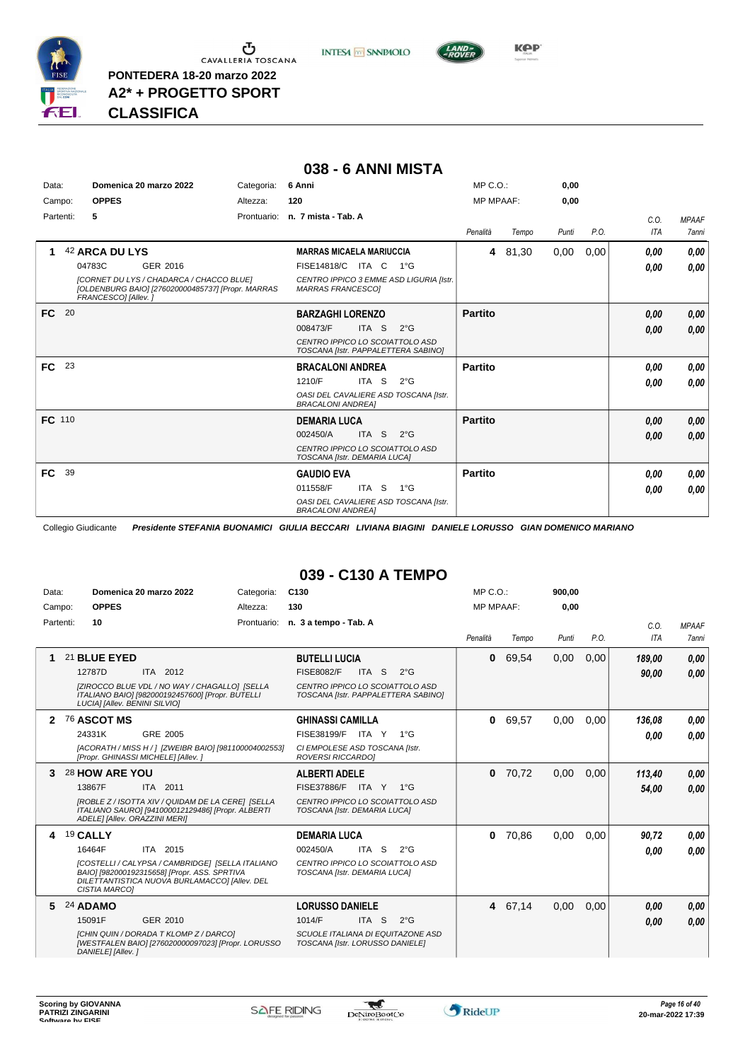PONTEDERA 18-20 marzo 2022

A2* + PROGETTO SPORT

**CLASSIFICA**

## 038 - 6 ANNI MISTA

Data: **Domenica 20 marzo 2022** Categoria: **6 Anni** MP C.O.: **0,00**

Campo: **OPPES** Altezza: **120** MP MPAAF: **0,00**

Partenti: **5** Prontuario: **n. 7 mista - Tab. A**

| | Cavallo | Cavaliere | Penalità | Tempo | Punti | P.O. | C.O. ITA | MPAAF 7anni |
|---|---|---|---|---|---|---|---|---|
| 1 | 42 **ARCA DU LYS** 04783C GER 2016 *[CORNET DU LYS / CHADARCA / CHACCO BLUE] [OLDENBURG BAIO] [276020000485737] [Propr. MARRAS FRANCESCO] [Allev. ]* | **MARRAS MICAELA MARIUCCIA** FISE14818/C ITA C 1°G *CENTRO IPPICO 3 EMME ASD LIGURIA [Istr. MARRAS FRANCESCO]* | 4 | 81,30 | 0,00 | 0,00 | 0,00 / 0,00 | 0,00 / 0,00 |
| FC | 20 | **BARZAGHI LORENZO** 008473/F ITA S 2°G *CENTRO IPPICO LO SCOIATTOLO ASD TOSCANA [Istr. PAPPALETTERA SABINO]* | Partito | | | | 0,00 / 0,00 | 0,00 / 0,00 |
| FC | 23 | **BRACALONI ANDREA** 1210/F ITA S 2°G *OASI DEL CAVALIERE ASD TOSCANA [Istr. BRACALONI ANDREA]* | Partito | | | | 0,00 / 0,00 | 0,00 / 0,00 |
| FC | 110 | **DEMARIA LUCA** 002450/A ITA S 2°G *CENTRO IPPICO LO SCOIATTOLO ASD TOSCANA [Istr. DEMARIA LUCA]* | Partito | | | | 0,00 / 0,00 | 0,00 / 0,00 |
| FC | 39 | **GAUDIO EVA** 011558/F ITA S 1°G *OASI DEL CAVALIERE ASD TOSCANA [Istr. BRACALONI ANDREA]* | Partito | | | | 0,00 / 0,00 | 0,00 / 0,00 |

Collegio Giudicante *Presidente STEFANIA BUONAMICI GIULIA BECCARI LIVIANA BIAGINI DANIELE LORUSSO GIAN DOMENICO MARIANO*

## 039 - C130 A TEMPO

Data: **Domenica 20 marzo 2022** Categoria: **C130** MP C.O.: **900,00**

Campo: **OPPES** Altezza: **130** MP MPAAF: **0,00**

Partenti: **10** Prontuario: **n. 3 a tempo - Tab. A**

| | Cavallo | Cavaliere | Penalità | Tempo | Punti | P.O. | C.O. ITA | MPAAF 7anni |
|---|---|---|---|---|---|---|---|---|
| 1 | 21 **BLUE EYED** 12787D ITA 2012 *[ZIROCCO BLUE VDL / NO WAY / CHAGALLO] [SELLA ITALIANO BAIO] [982000192457600] [Propr. BUTELLI LUCIA] [Allev. BENINI SILVIO]* | **BUTELLI LUCIA** FISE8082/F ITA S 2°G *CENTRO IPPICO LO SCOIATTOLO ASD TOSCANA [Istr. PAPPALETTERA SABINO]* | 0 | 69,54 | 0,00 | 0,00 | 189,00 / 90,00 | 0,00 / 0,00 |
| 2 | 76 **ASCOT MS** 24331K GRE 2005 *[ACORATH / MISS H / ] [ZWEIBR BAIO] [981100004002553] [Propr. GHINASSI MICHELE] [Allev. ]* | **GHINASSI CAMILLA** FISE38199/F ITA Y 1°G *CI EMPOLESE ASD TOSCANA [Istr. ROVERSI RICCARDO]* | 0 | 69,57 | 0,00 | 0,00 | 136,08 / 0,00 | 0,00 / 0,00 |
| 3 | 28 **HOW ARE YOU** 13867F ITA 2011 *[ROBLE Z / ISOTTA XIV / QUIDAM DE LA CERE] [SELLA ITALIANO SAURO] [941000012129486] [Propr. ALBERTI ADELE] [Allev. ORAZZINI MERI]* | **ALBERTI ADELE** FISE37886/F ITA Y 1°G *CENTRO IPPICO LO SCOIATTOLO ASD TOSCANA [Istr. DEMARIA LUCA]* | 0 | 70,72 | 0,00 | 0,00 | 113,40 / 54,00 | 0,00 / 0,00 |
| 4 | 19 **CALLY** 16464F ITA 2015 *[COSTELLI / CALYPSA / CAMBRIDGE] [SELLA ITALIANO BAIO] [982000192315658] [Propr. ASS. SPRTIVA DILETTANTISTICA NUOVA BURLAMACCO] [Allev. DEL CISTIA MARCO]* | **DEMARIA LUCA** 002450/A ITA S 2°G *CENTRO IPPICO LO SCOIATTOLO ASD TOSCANA [Istr. DEMARIA LUCA]* | 0 | 70,86 | 0,00 | 0,00 | 90,72 / 0,00 | 0,00 / 0,00 |
| 5 | 24 **ADAMO** 15091F GER 2010 *[CHIN QUIN / DORADA T KLOMP Z / DARCO] [WESTFALEN BAIO] [276020000097023] [Propr. LORUSSO DANIELE] [Allev. ]* | **LORUSSO DANIELE** 1014/F ITA S 2°G *SCUOLE ITALIANA DI EQUITAZONE ASD TOSCANA [Istr. LORUSSO DANIELE]* | 4 | 67,14 | 0,00 | 0,00 | 0,00 / 0,00 | 0,00 / 0,00 |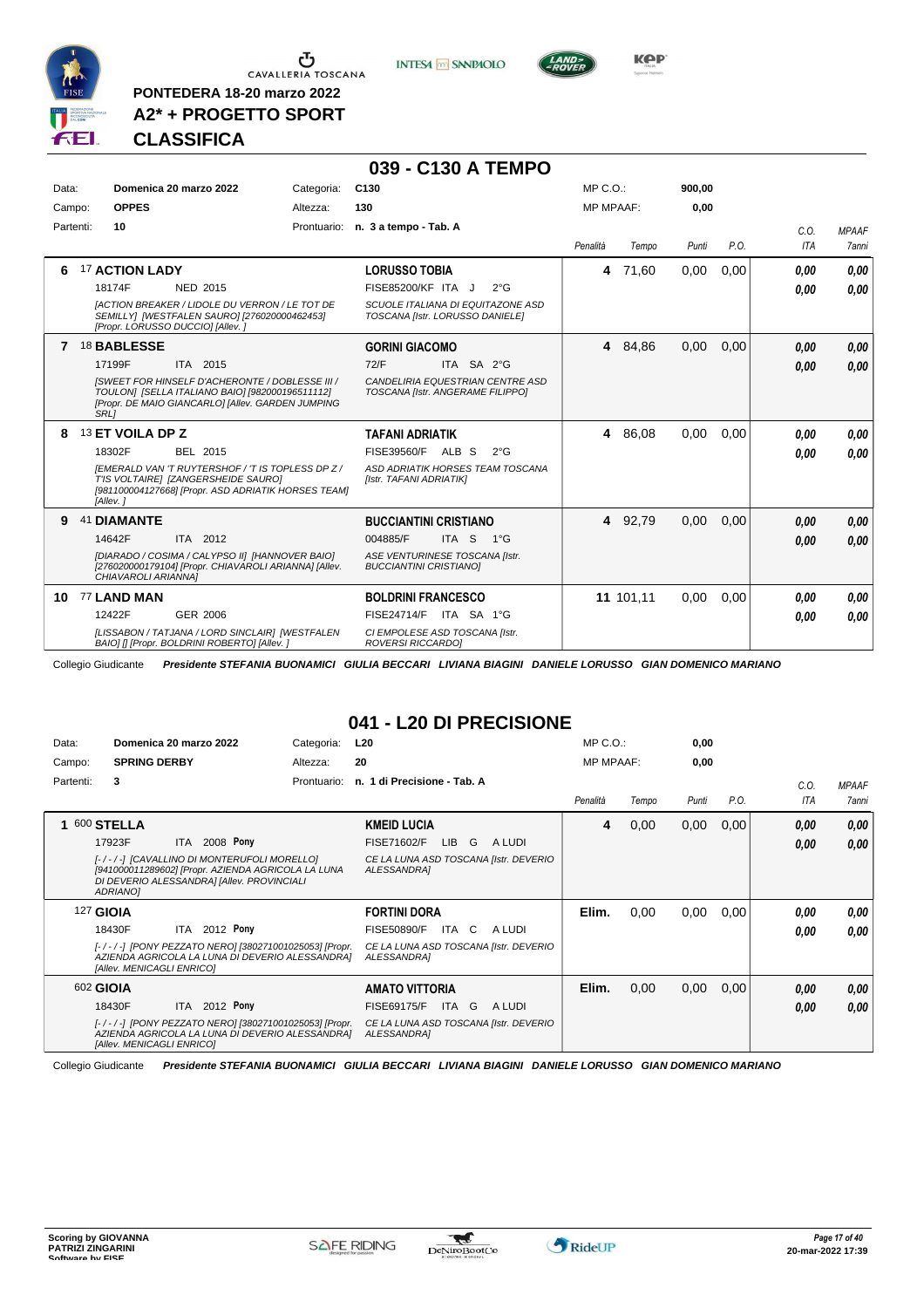PONTEDERA 18-20 marzo 2022
A2* + PROGETTO SPORT
**CLASSIFICA**

## 039 - C130 A TEMPO

| Data: | Domenica 20 marzo 2022 | Categoria: | C130 | MP C.O.: | 900,00 |
|---|---|---|---|---|---|
| Campo: | OPPES | Altezza: | 130 | MP MPAAF: | 0,00 |
| Partenti: | 10 | Prontuario: | n. 3 a tempo - Tab. A | | |

| | Cavallo | Cavaliere | Penalità | Tempo | Punti | P.O. | C.O. ITA | MPAAF 7anni |
|---|---|---|---|---|---|---|---|---|
| 6 | 17 **ACTION LADY**<br>18174F NED 2015<br>*[ACTION BREAKER / LIDOLE DU VERRON / LE TOT DE SEMILLY] [WESTFALEN SAURO] [276020000462453] [Propr. LORUSSO DUCCIO] [Allev. ]* | **LORUSSO TOBIA**<br>FISE85200/KF ITA J 2°G<br>*SCUOLE ITALIANA DI EQUITAZONE ASD TOSCANA [Istr. LORUSSO DANIELE]* | 4 | 71,60 | 0,00 | 0,00 | 0,00<br>0,00 | 0,00<br>0,00 |
| 7 | 18 **BABLESSE**<br>17199F ITA 2015<br>*[SWEET FOR HINSELF D'ACHERONTE / DOBLESSE III / TOULON] [SELLA ITALIANO BAIO] [982000196511112] [Propr. DE MAIO GIANCARLO] [Allev. GARDEN JUMPING SRL]* | **GORINI GIACOMO**<br>72/F ITA SA 2°G<br>*CANDELIRIA EQUESTRIAN CENTRE ASD TOSCANA [Istr. ANGERAME FILIPPO]* | 4 | 84,86 | 0,00 | 0,00 | 0,00<br>0,00 | 0,00<br>0,00 |
| 8 | 13 **ET VOILA DP Z**<br>18302F BEL 2015<br>*[EMERALD VAN 'T RUYTERSHOF / 'T IS TOPLESS DP Z / T'IS VOLTAIRE] [ZANGERSHEIDE SAURO] [981100004127668] [Propr. ASD ADRIATIK HORSES TEAM] [Allev. ]* | **TAFANI ADRIATIK**<br>FISE39560/F ALB S 2°G<br>*ASD ADRIATIK HORSES TEAM TOSCANA [Istr. TAFANI ADRIATIK]* | 4 | 86,08 | 0,00 | 0,00 | 0,00<br>0,00 | 0,00<br>0,00 |
| 9 | 41 **DIAMANTE**<br>14642F ITA 2012<br>*[DIARADO / COSIMA / CALYPSO II] [HANNOVER BAIO] [276020000179104] [Propr. CHIAVAROLI ARIANNA] [Allev. CHIAVAROLI ARIANNA]* | **BUCCIANTINI CRISTIANO**<br>004885/F ITA S 1°G<br>*ASE VENTURINESE TOSCANA [Istr. BUCCIANTINI CRISTIANO]* | 4 | 92,79 | 0,00 | 0,00 | 0,00<br>0,00 | 0,00<br>0,00 |
| 10 | 77 **LAND MAN**<br>12422F GER 2006<br>*[LISSABON / TATJANA / LORD SINCLAIR] [WESTFALEN BAIO] [] [Propr. BOLDRINI ROBERTO] [Allev. ]* | **BOLDRINI FRANCESCO**<br>FISE24714/F ITA SA 1°G<br>*CI EMPOLESE ASD TOSCANA [Istr. ROVERSI RICCARDO]* | 11 | 101,11 | 0,00 | 0,00 | 0,00<br>0,00 | 0,00<br>0,00 |

Collegio Giudicante *Presidente STEFANIA BUONAMICI GIULIA BECCARI LIVIANA BIAGINI DANIELE LORUSSO GIAN DOMENICO MARIANO*

## 041 - L20 DI PRECISIONE

| Data: | Domenica 20 marzo 2022 | Categoria: | L20 | MP C.O.: | 0,00 |
|---|---|---|---|---|---|
| Campo: | SPRING DERBY | Altezza: | 20 | MP MPAAF: | 0,00 |
| Partenti: | 3 | Prontuario: | n. 1 di Precisione - Tab. A | | |

| | Cavallo | Cavaliere | Penalità | Tempo | Punti | P.O. | C.O. ITA | MPAAF 7anni |
|---|---|---|---|---|---|---|---|---|
| 1 | 600 **STELLA**<br>17923F ITA 2008 **Pony**<br>*[- / - / -] [CAVALLINO DI MONTERUFOLI MORELLO] [941000011289602] [Propr. AZIENDA AGRICOLA LA LUNA DI DEVERIO ALESSANDRA] [Allev. PROVINCIALI ADRIANO]* | **KMEID LUCIA**<br>FISE71602/F LIB G A LUDI<br>*CE LA LUNA ASD TOSCANA [Istr. DEVERIO ALESSANDRA]* | 4 | 0,00 | 0,00 | 0,00 | 0,00<br>0,00 | 0,00<br>0,00 |
| | 127 **GIOIA**<br>18430F ITA 2012 **Pony**<br>*[- / - / -] [PONY PEZZATO NERO] [380271001025053] [Propr. AZIENDA AGRICOLA LA LUNA DI DEVERIO ALESSANDRA] [Allev. MENICAGLI ENRICO]* | **FORTINI DORA**<br>FISE50890/F ITA C A LUDI<br>*CE LA LUNA ASD TOSCANA [Istr. DEVERIO ALESSANDRA]* | Elim. | 0,00 | 0,00 | 0,00 | 0,00<br>0,00 | 0,00<br>0,00 |
| | 602 **GIOIA**<br>18430F ITA 2012 **Pony**<br>*[- / - / -] [PONY PEZZATO NERO] [380271001025053] [Propr. AZIENDA AGRICOLA LA LUNA DI DEVERIO ALESSANDRA] [Allev. MENICAGLI ENRICO]* | **AMATO VITTORIA**<br>FISE69175/F ITA G A LUDI<br>*CE LA LUNA ASD TOSCANA [Istr. DEVERIO ALESSANDRA]* | Elim. | 0,00 | 0,00 | 0,00 | 0,00<br>0,00 | 0,00<br>0,00 |

Collegio Giudicante *Presidente STEFANIA BUONAMICI GIULIA BECCARI LIVIANA BIAGINI DANIELE LORUSSO GIAN DOMENICO MARIANO*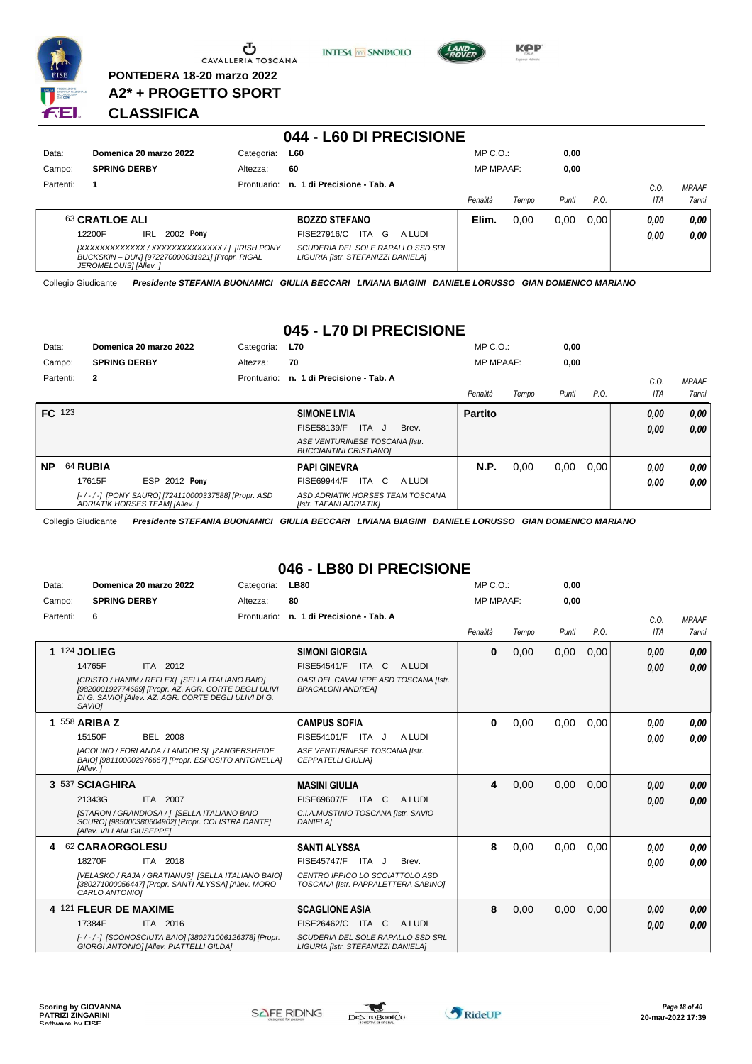PONTEDERA 18-20 marzo 2022

A2* + PROGETTO SPORT

**CLASSIFICA**

## 044 - L60 DI PRECISIONE

| | | | |
|---|---|---|---|
| Data: | Domenica 20 marzo 2022 | Categoria: | L60 |
| Campo: | SPRING DERBY | Altezza: | 60 |
| Partenti: | 1 | Prontuario: | n. 1 di Precisione - Tab. A |

MP C.O.: 0,00 — MP MPAAF: 0,00

| Cl. | Cavallo | Cavaliere | Penalità | Tempo | Punti | P.O. | C.O. ITA | MPAAF 7anni |
|---|---|---|---|---|---|---|---|---|
| | 63 **CRATLOE ALI** — 12200F IRL 2002 **Pony** — *[XXXXXXXXXXXXX / XXXXXXXXXXXXXX / ] [IRISH PONY BUCKSKIN – DUN] [972270000031921] [Propr. RIGAL JEROMELOUIS] [Allev. ]* | **BOZZO STEFANO** — FISE27916/C ITA G A LUDI — *SCUDERIA DEL SOLE RAPALLO SSD SRL LIGURIA [Istr. STEFANIZZI DANIELA]* | Elim. | 0,00 | 0,00 | 0,00 | 0,00 / 0,00 | 0,00 / 0,00 |

Collegio Giudicante *Presidente STEFANIA BUONAMICI GIULIA BECCARI LIVIANA BIAGINI DANIELE LORUSSO GIAN DOMENICO MARIANO*

## 045 - L70 DI PRECISIONE

| | | | |
|---|---|---|---|
| Data: | Domenica 20 marzo 2022 | Categoria: | L70 |
| Campo: | SPRING DERBY | Altezza: | 70 |
| Partenti: | 2 | Prontuario: | n. 1 di Precisione - Tab. A |

MP C.O.: 0,00 — MP MPAAF: 0,00

| Cl. | Cavallo | Cavaliere | Penalità | Tempo | Punti | P.O. | C.O. ITA | MPAAF 7anni |
|---|---|---|---|---|---|---|---|---|
| FC | 123 | **SIMONE LIVIA** — FISE58139/F ITA J Brev. — *ASE VENTURINESE TOSCANA [Istr. BUCCIANTINI CRISTIANO]* | Partito | | | | 0,00 / 0,00 | 0,00 / 0,00 |
| NP | 64 **RUBIA** — 17615F ESP 2012 **Pony** — *[- / - / -] [PONY SAURO] [724110000337588] [Propr. ASD ADRIATIK HORSES TEAM] [Allev. ]* | **PAPI GINEVRA** — FISE69944/F ITA C A LUDI — *ASD ADRIATIK HORSES TEAM TOSCANA [Istr. TAFANI ADRIATIK]* | N.P. | 0,00 | 0,00 | 0,00 | 0,00 / 0,00 | 0,00 / 0,00 |

Collegio Giudicante *Presidente STEFANIA BUONAMICI GIULIA BECCARI LIVIANA BIAGINI DANIELE LORUSSO GIAN DOMENICO MARIANO*

## 046 - LB80 DI PRECISIONE

| | | | |
|---|---|---|---|
| Data: | Domenica 20 marzo 2022 | Categoria: | LB80 |
| Campo: | SPRING DERBY | Altezza: | 80 |
| Partenti: | 6 | Prontuario: | n. 1 di Precisione - Tab. A |

MP C.O.: 0,00 — MP MPAAF: 0,00

| Cl. | Cavallo | Cavaliere | Penalità | Tempo | Punti | P.O. | C.O. ITA | MPAAF 7anni |
|---|---|---|---|---|---|---|---|---|
| 1 | 124 **JOLIEG** — 14765F ITA 2012 — *[CRISTO / HANIM / REFLEX] [SELLA ITALIANO BAIO] [982000192774689] [Propr. AZ. AGR. CORTE DEGLI ULIVI DI G. SAVIO] [Allev. AZ. AGR. CORTE DEGLI ULIVI DI G. SAVIO]* | **SIMONI GIORGIA** — FISE54541/F ITA C A LUDI — *OASI DEL CAVALIERE ASD TOSCANA [Istr. BRACALONI ANDREA]* | 0 | 0,00 | 0,00 | 0,00 | 0,00 / 0,00 | 0,00 / 0,00 |
| 1 | 558 **ARIBA Z** — 15150F BEL 2008 — *[ACOLINO / FORLANDA / LANDOR S] [ZANGERSHEIDE BAIO] [981100002976667] [Propr. ESPOSITO ANTONELLA] [Allev. ]* | **CAMPUS SOFIA** — FISE54101/F ITA J A LUDI — *ASE VENTURINESE TOSCANA [Istr. CEPPATELLI GIULIA]* | 0 | 0,00 | 0,00 | 0,00 | 0,00 / 0,00 | 0,00 / 0,00 |
| 3 | 537 **SCIAGHIRA** — 21343G ITA 2007 — *[STARON / GRANDIOSA / ] [SELLA ITALIANO BAIO SCURO] [985000380504902] [Propr. COLISTRA DANTE] [Allev. VILLANI GIUSEPPE]* | **MASINI GIULIA** — FISE69607/F ITA C A LUDI — *C.I.A.MUSTIAIO TOSCANA [Istr. SAVIO DANIELA]* | 4 | 0,00 | 0,00 | 0,00 | 0,00 / 0,00 | 0,00 / 0,00 |
| 4 | 62 **CARAORGOLESU** — 18270F ITA 2018 — *[VELASKO / RAJA / GRATIANUS] [SELLA ITALIANO BAIO] [380271000056447] [Propr. SANTI ALYSSA] [Allev. MORO CARLO ANTONIO]* | **SANTI ALYSSA** — FISE45747/F ITA J Brev. — *CENTRO IPPICO LO SCOIATTOLO ASD TOSCANA [Istr. PAPPALETTERA SABINO]* | 8 | 0,00 | 0,00 | 0,00 | 0,00 / 0,00 | 0,00 / 0,00 |
| 4 | 121 **FLEUR DE MAXIME** — 17384F ITA 2016 — *[- / - / -] [SCONOSCIUTA BAIO] [380271006126378] [Propr. GIORGI ANTONIO] [Allev. PIATTELLI GILDA]* | **SCAGLIONE ASIA** — FISE26462/C ITA C A LUDI — *SCUDERIA DEL SOLE RAPALLO SSD SRL LIGURIA [Istr. STEFANIZZI DANIELA]* | 8 | 0,00 | 0,00 | 0,00 | 0,00 / 0,00 | 0,00 / 0,00 |

Scoring by GIOVANNA PATRIZI ZINGARINI — Software by FISE

20-mar-2022 17:39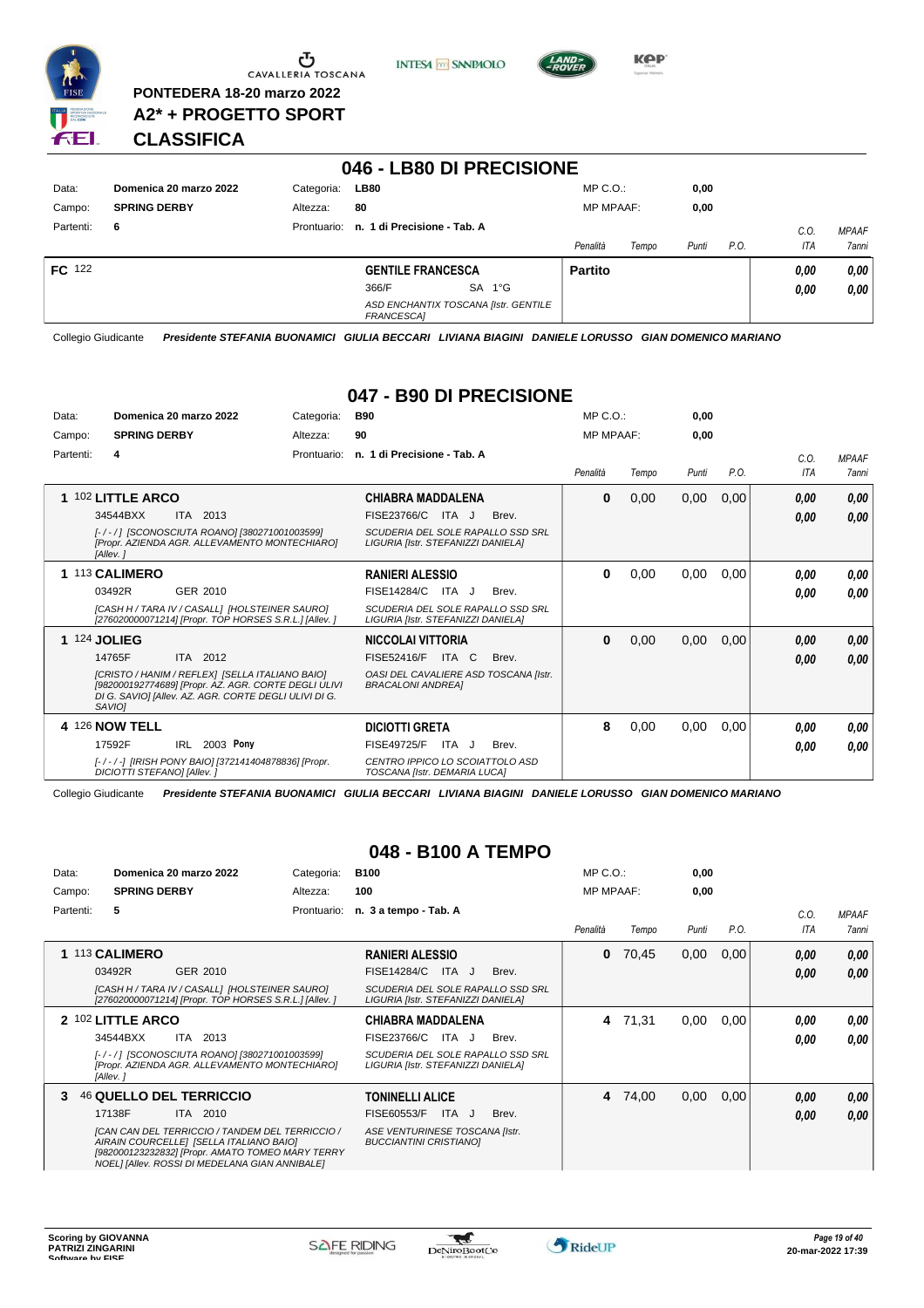PONTEDERA 18-20 marzo 2022

A2* + PROGETTO SPORT

**CLASSIFICA**

## 046 - LB80 DI PRECISIONE

| | | | | | |
|---|---|---|---|---|---|
| Data: | **Domenica 20 marzo 2022** | Categoria: | **LB80** | MP C.O.: | **0,00** |
| Campo: | **SPRING DERBY** | Altezza: | **80** | MP MPAAF: | **0,00** |
| Partenti: | **6** | Prontuario: | **n. 1 di Precisione - Tab. A** | | |

| Pos. | Cavallo | Cavaliere | Penalità | Tempo | Punti | P.O. | C.O. ITA | MPAAF 7anni |
|---|---|---|---|---|---|---|---|---|
| **FC** 122 | | **GENTILE FRANCESCA** 366/F SA 1°G *ASD ENCHANTIX TOSCANA [Istr. GENTILE FRANCESCA]* | **Partito** | | | | **0,00** **0,00** | **0,00** **0,00** |

Collegio Giudicante *Presidente STEFANIA BUONAMICI GIULIA BECCARI LIVIANA BIAGINI DANIELE LORUSSO GIAN DOMENICO MARIANO*

## 047 - B90 DI PRECISIONE

| | | | | | |
|---|---|---|---|---|---|
| Data: | **Domenica 20 marzo 2022** | Categoria: | **B90** | MP C.O.: | **0,00** |
| Campo: | **SPRING DERBY** | Altezza: | **90** | MP MPAAF: | **0,00** |
| Partenti: | **4** | Prontuario: | **n. 1 di Precisione - Tab. A** | | |

| Pos. | Cavallo | Cavaliere | Penalità | Tempo | Punti | P.O. | C.O. ITA | MPAAF 7anni |
|---|---|---|---|---|---|---|---|---|
| **1** | **102 LITTLE ARCO** 34544BXX ITA 2013 *[-/-/] [SCONOSCIUTA ROANO] [380271001003599] [Propr. AZIENDA AGR. ALLEVAMENTO MONTECHIARO] [Allev. ]* | **CHIABRA MADDALENA** FISE23766/C ITA J Brev. *SCUDERIA DEL SOLE RAPALLO SSD SRL LIGURIA [Istr. STEFANIZZI DANIELA]* | **0** | 0,00 | 0,00 | 0,00 | **0,00** **0,00** | **0,00** **0,00** |
| **1** | **113 CALIMERO** 03492R GER 2010 *[CASH H / TARA IV / CASALL] [HOLSTEINER SAURO] [276020000071214] [Propr. TOP HORSES S.R.L.] [Allev. ]* | **RANIERI ALESSIO** FISE14284/C ITA J Brev. *SCUDERIA DEL SOLE RAPALLO SSD SRL LIGURIA [Istr. STEFANIZZI DANIELA]* | **0** | 0,00 | 0,00 | 0,00 | **0,00** **0,00** | **0,00** **0,00** |
| **1** | **124 JOLIEG** 14765F ITA 2012 *[CRISTO / HANIM / REFLEX] [SELLA ITALIANO BAIO] [982000192774689] [Propr. AZ. AGR. CORTE DEGLI ULIVI DI G. SAVIO] [Allev. AZ. AGR. CORTE DEGLI ULIVI DI G. SAVIO]* | **NICCOLAI VITTORIA** FISE52416/F ITA C Brev. *OASI DEL CAVALIERE ASD TOSCANA [Istr. BRACALONI ANDREA]* | **0** | 0,00 | 0,00 | 0,00 | **0,00** **0,00** | **0,00** **0,00** |
| **4** | **126 NOW TELL** 17592F IRL 2003 **Pony** *[-/-/-] [IRISH PONY BAIO] [372141404878836] [Propr. DICIOTTI STEFANO] [Allev. ]* | **DICIOTTI GRETA** FISE49725/F ITA J Brev. *CENTRO IPPICO LO SCOIATTOLO ASD TOSCANA [Istr. DEMARIA LUCA]* | **8** | 0,00 | 0,00 | 0,00 | **0,00** **0,00** | **0,00** **0,00** |

Collegio Giudicante *Presidente STEFANIA BUONAMICI GIULIA BECCARI LIVIANA BIAGINI DANIELE LORUSSO GIAN DOMENICO MARIANO*

## 048 - B100 A TEMPO

| | | | | | |
|---|---|---|---|---|---|
| Data: | **Domenica 20 marzo 2022** | Categoria: | **B100** | MP C.O.: | **0,00** |
| Campo: | **SPRING DERBY** | Altezza: | **100** | MP MPAAF: | **0,00** |
| Partenti: | **5** | Prontuario: | **n. 3 a tempo - Tab. A** | | |

| Pos. | Cavallo | Cavaliere | Penalità | Tempo | Punti | P.O. | C.O. ITA | MPAAF 7anni |
|---|---|---|---|---|---|---|---|---|
| **1** | **113 CALIMERO** 03492R GER 2010 *[CASH H / TARA IV / CASALL] [HOLSTEINER SAURO] [276020000071214] [Propr. TOP HORSES S.R.L.] [Allev. ]* | **RANIERI ALESSIO** FISE14284/C ITA J Brev. *SCUDERIA DEL SOLE RAPALLO SSD SRL LIGURIA [Istr. STEFANIZZI DANIELA]* | **0** | 70,45 | 0,00 | 0,00 | **0,00** **0,00** | **0,00** **0,00** |
| **2** | **102 LITTLE ARCO** 34544BXX ITA 2013 *[-/-/] [SCONOSCIUTA ROANO] [380271001003599] [Propr. AZIENDA AGR. ALLEVAMENTO MONTECHIARO] [Allev. ]* | **CHIABRA MADDALENA** FISE23766/C ITA J Brev. *SCUDERIA DEL SOLE RAPALLO SSD SRL LIGURIA [Istr. STEFANIZZI DANIELA]* | **4** | 71,31 | 0,00 | 0,00 | **0,00** **0,00** | **0,00** **0,00** |
| **3** | **46 QUELLO DEL TERRICCIO** 17138F ITA 2010 *[CAN CAN DEL TERRICCIO / TANDEM DEL TERRICCIO / AIRAIN COURCELLE] [SELLA ITALIANO BAIO] [982000123232832] [Propr. AMATO TOMEO MARY TERRY NOEL] [Allev. ROSSI DI MEDELANA GIAN ANNIBALE]* | **TONINELLI ALICE** FISE60553/F ITA J Brev. *ASE VENTURINESE TOSCANA [Istr. BUCCIANTINI CRISTIANO]* | **4** | 74,00 | 0,00 | 0,00 | **0,00** **0,00** | **0,00** **0,00** |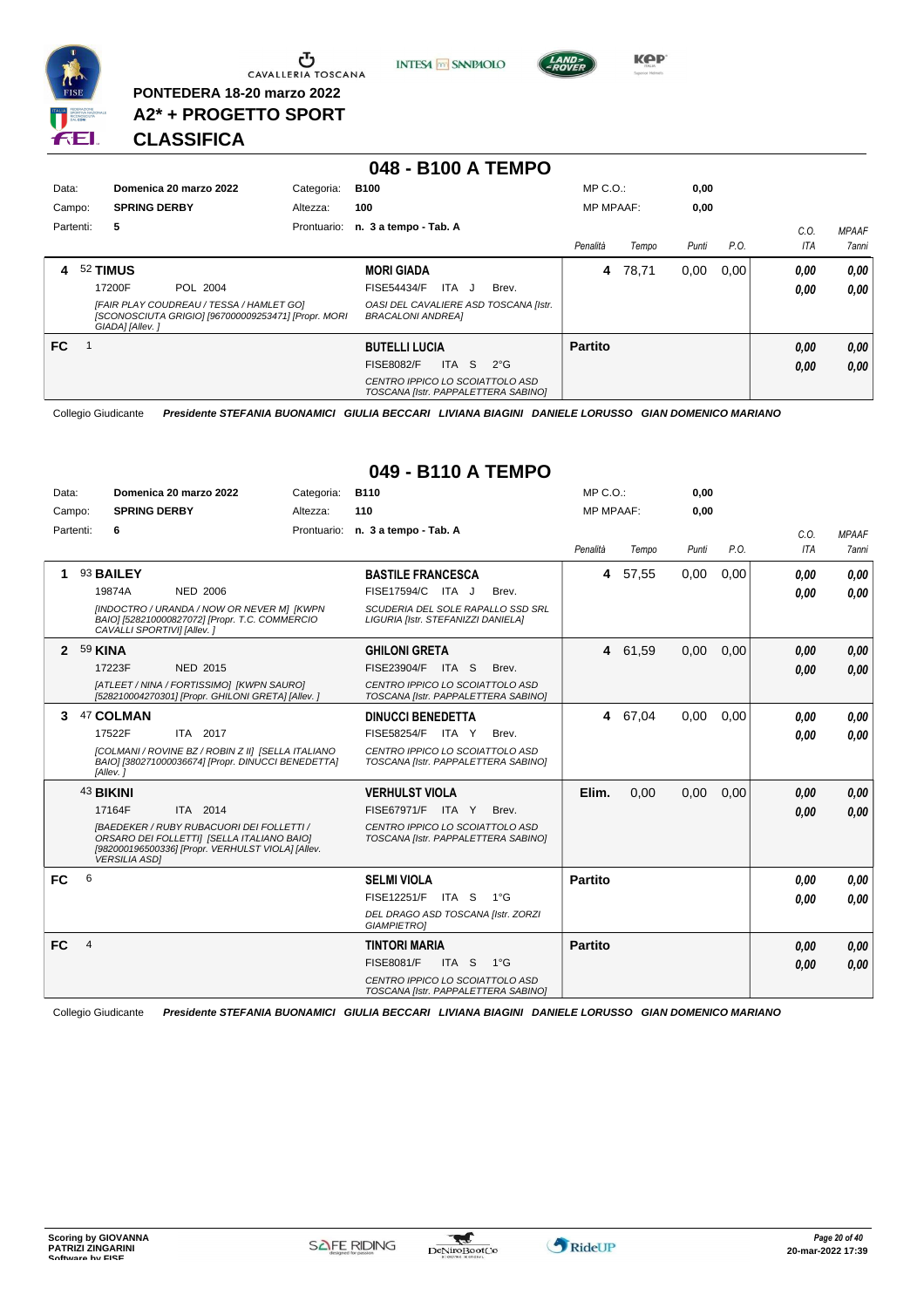PONTEDERA 18-20 marzo 2022

**A2* + PROGETTO SPORT**

**CLASSIFICA**

## 048 - B100 A TEMPO

| Data: | Domenica 20 marzo 2022 | Categoria: | B100 | MP C.O.: | 0,00 |
|---|---|---|---|---|---|
| Campo: | SPRING DERBY | Altezza: | 100 | MP MPAAF: | 0,00 |
| Partenti: | 5 | Prontuario: | n. 3 a tempo - Tab. A | | |

| | Cavallo | Cavaliere | Penalità | Tempo | Punti | P.O. | C.O. ITA | MPAAF 7anni |
|---|---|---|---|---|---|---|---|---|
| 4 | 52 **TIMUS** 17200F POL 2004 *[FAIR PLAY COUDREAU / TESSA / HAMLET GO] [SCONOSCIUTA GRIGIO] [967000009253471] [Propr. MORI GIADA] [Allev. ]* | **MORI GIADA** FISE54434/F ITA J Brev. *OASI DEL CAVALIERE ASD TOSCANA [Istr. BRACALONI ANDREA]* | 4 | 78,71 | 0,00 | 0,00 | 0,00 0,00 | 0,00 0,00 |
| FC | 1 | **BUTELLI LUCIA** FISE8082/F ITA S 2°G *CENTRO IPPICO LO SCOIATTOLO ASD TOSCANA [Istr. PAPPALETTERA SABINO]* | Partito | | | | 0,00 0,00 | 0,00 0,00 |

Collegio Giudicante *Presidente STEFANIA BUONAMICI GIULIA BECCARI LIVIANA BIAGINI DANIELE LORUSSO GIAN DOMENICO MARIANO*

## 049 - B110 A TEMPO

| Data: | Domenica 20 marzo 2022 | Categoria: | B110 | MP C.O.: | 0,00 |
|---|---|---|---|---|---|
| Campo: | SPRING DERBY | Altezza: | 110 | MP MPAAF: | 0,00 |
| Partenti: | 6 | Prontuario: | n. 3 a tempo - Tab. A | | |

| | Cavallo | Cavaliere | Penalità | Tempo | Punti | P.O. | C.O. ITA | MPAAF 7anni |
|---|---|---|---|---|---|---|---|---|
| 1 | 93 **BAILEY** 19874A NED 2006 *[INDOCTRO / URANDA / NOW OR NEVER M] [KWPN BAIO] [528210000827072] [Propr. T.C. COMMERCIO CAVALLI SPORTIVI] [Allev. ]* | **BASTILE FRANCESCA** FISE17594/C ITA J Brev. *SCUDERIA DEL SOLE RAPALLO SSD SRL LIGURIA [Istr. STEFANIZZI DANIELA]* | 4 | 57,55 | 0,00 | 0,00 | 0,00 0,00 | 0,00 0,00 |
| 2 | 59 **KINA** 17223F NED 2015 *[ATLEET / NINA / FORTISSIMO] [KWPN SAURO] [528210004270301] [Propr. GHILONI GRETA] [Allev. ]* | **GHILONI GRETA** FISE23904/F ITA S Brev. *CENTRO IPPICO LO SCOIATTOLO ASD TOSCANA [Istr. PAPPALETTERA SABINO]* | 4 | 61,59 | 0,00 | 0,00 | 0,00 0,00 | 0,00 0,00 |
| 3 | 47 **COLMAN** 17522F ITA 2017 *[COLMANI / ROVINE BZ / ROBIN Z II] [SELLA ITALIANO BAIO] [380271000036674] [Propr. DINUCCI BENEDETTA] [Allev. ]* | **DINUCCI BENEDETTA** FISE58254/F ITA Y Brev. *CENTRO IPPICO LO SCOIATTOLO ASD TOSCANA [Istr. PAPPALETTERA SABINO]* | 4 | 67,04 | 0,00 | 0,00 | 0,00 0,00 | 0,00 0,00 |
| | 43 **BIKINI** 17164F ITA 2014 *[BAEDEKER / RUBY RUBACUORI DEI FOLLETTI / ORSARO DEI FOLLETTI] [SELLA ITALIANO BAIO] [982000196500336] [Propr. VERHULST VIOLA] [Allev. VERSILIA ASD]* | **VERHULST VIOLA** FISE67971/F ITA Y Brev. *CENTRO IPPICO LO SCOIATTOLO ASD TOSCANA [Istr. PAPPALETTERA SABINO]* | Elim. | 0,00 | 0,00 | 0,00 | 0,00 0,00 | 0,00 0,00 |
| FC | 6 | **SELMI VIOLA** FISE12251/F ITA S 1°G *DEL DRAGO ASD TOSCANA [Istr. ZORZI GIAMPIETRO]* | Partito | | | | 0,00 0,00 | 0,00 0,00 |
| FC | 4 | **TINTORI MARIA** FISE8081/F ITA S 1°G *CENTRO IPPICO LO SCOIATTOLO ASD TOSCANA [Istr. PAPPALETTERA SABINO]* | Partito | | | | 0,00 0,00 | 0,00 0,00 |

Collegio Giudicante *Presidente STEFANIA BUONAMICI GIULIA BECCARI LIVIANA BIAGINI DANIELE LORUSSO GIAN DOMENICO MARIANO*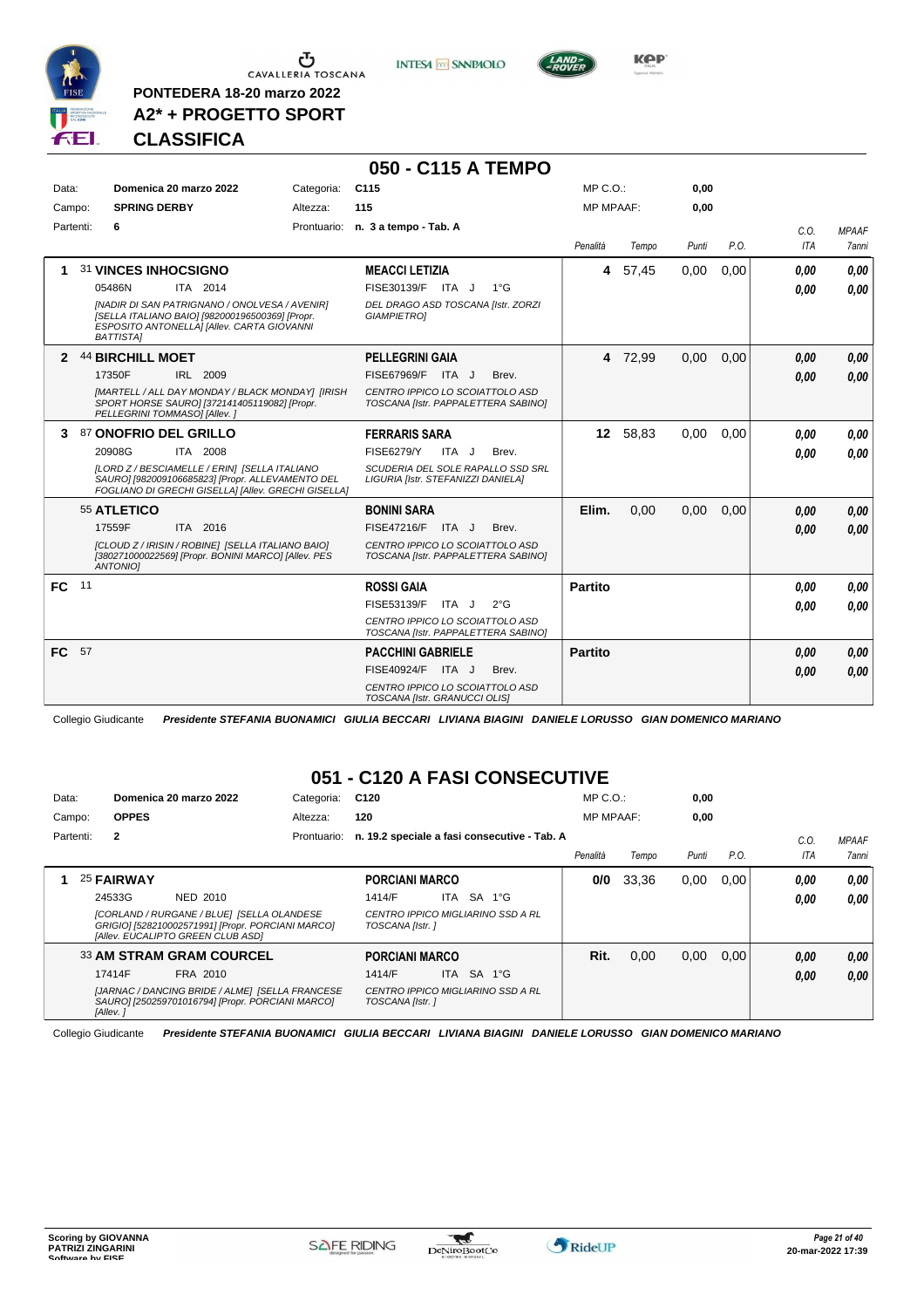PONTEDERA 18-20 marzo 2022

**A2* + PROGETTO SPORT**

**CLASSIFICA**

## 050 - C115 A TEMPO

| | | | | | |
|---|---|---|---|---|---|
| Data: | **Domenica 20 marzo 2022** | Categoria: | **C115** | MP C.O.: | **0,00** |
| Campo: | **SPRING DERBY** | Altezza: | **115** | MP MPAAF: | **0,00** |
| Partenti: | **6** | Prontuario: | **n. 3 a tempo - Tab. A** | | |

| | Cavallo | Cavaliere | Penalità | Tempo | Punti | P.O. | C.O. ITA | MPAAF 7anni |
|---|---|---|---|---|---|---|---|---|
| 1 | 31 **VINCES INHOCSIGNO** 05486N ITA 2014 *[NADIR DI SAN PATRIGNANO / ONOLVESA / AVENIR] [SELLA ITALIANO BAIO] [982000196500369] [Propr. ESPOSITO ANTONELLA] [Allev. CARTA GIOVANNI BATTISTA]* | **MEACCI LETIZIA** FISE30139/F ITA J 1°G *DEL DRAGO ASD TOSCANA [Istr. ZORZI GIAMPIETRO]* | **4** | 57,45 | 0,00 | 0,00 | *0,00* *0,00* | *0,00* *0,00* |
| 2 | 44 **BIRCHILL MOET** 17350F IRL 2009 *[MARTELL / ALL DAY MONDAY / BLACK MONDAY] [IRISH SPORT HORSE SAURO] [372141405119082] [Propr. PELLEGRINI TOMMASO] [Allev. ]* | **PELLEGRINI GAIA** FISE67969/F ITA J Brev. *CENTRO IPPICO LO SCOIATTOLO ASD TOSCANA [Istr. PAPPALETTERA SABINO]* | **4** | 72,99 | 0,00 | 0,00 | *0,00* *0,00* | *0,00* *0,00* |
| 3 | 87 **ONOFRIO DEL GRILLO** 20908G ITA 2008 *[LORD Z / BESCIAMELLE / ERIN] [SELLA ITALIANO SAURO] [982009106685823] [Propr. ALLEVAMENTO DEL FOGLIANO DI GRECHI GISELLA] [Allev. GRECHI GISELLA]* | **FERRARIS SARA** FISE6279/Y ITA J Brev. *SCUDERIA DEL SOLE RAPALLO SSD SRL LIGURIA [Istr. STEFANIZZI DANIELA]* | **12** | 58,83 | 0,00 | 0,00 | *0,00* *0,00* | *0,00* *0,00* |
| | 55 **ATLETICO** 17559F ITA 2016 *[CLOUD Z / IRISIN / ROBINE] [SELLA ITALIANO BAIO] [380271000022569] [Propr. BONINI MARCO] [Allev. PES ANTONIO]* | **BONINI SARA** FISE47216/F ITA J Brev. *CENTRO IPPICO LO SCOIATTOLO ASD TOSCANA [Istr. PAPPALETTERA SABINO]* | **Elim.** | 0,00 | 0,00 | 0,00 | *0,00* *0,00* | *0,00* *0,00* |
| FC | 11 | **ROSSI GAIA** FISE53139/F ITA J 2°G *CENTRO IPPICO LO SCOIATTOLO ASD TOSCANA [Istr. PAPPALETTERA SABINO]* | **Partito** | | | | *0,00* *0,00* | *0,00* *0,00* |
| FC | 57 | **PACCHINI GABRIELE** FISE40924/F ITA J Brev. *CENTRO IPPICO LO SCOIATTOLO ASD TOSCANA [Istr. GRANUCCI OLIS]* | **Partito** | | | | *0,00* *0,00* | *0,00* *0,00* |

Collegio Giudicante ***Presidente STEFANIA BUONAMICI GIULIA BECCARI LIVIANA BIAGINI DANIELE LORUSSO GIAN DOMENICO MARIANO***

## 051 - C120 A FASI CONSECUTIVE

| | | | | | |
|---|---|---|---|---|---|
| Data: | **Domenica 20 marzo 2022** | Categoria: | **C120** | MP C.O.: | **0,00** |
| Campo: | **OPPES** | Altezza: | **120** | MP MPAAF: | **0,00** |
| Partenti: | **2** | Prontuario: | **n. 19.2 speciale a fasi consecutive - Tab. A** | | |

| | Cavallo | Cavaliere | Penalità | Tempo | Punti | P.O. | C.O. ITA | MPAAF 7anni |
|---|---|---|---|---|---|---|---|---|
| 1 | 25 **FAIRWAY** 24533G NED 2010 *[CORLAND / RURGANE / BLUE] [SELLA OLANDESE GRIGIO] [528210002571991] [Propr. PORCIANI MARCO] [Allev. EUCALIPTO GREEN CLUB ASD]* | **PORCIANI MARCO** 1414/F ITA SA 1°G *CENTRO IPPICO MIGLIARINO SSD A RL TOSCANA [Istr. ]* | **0/0** | 33,36 | 0,00 | 0,00 | *0,00* *0,00* | *0,00* *0,00* |
| | 33 **AM STRAM GRAM COURCEL** 17414F FRA 2010 *[JARNAC / DANCING BRIDE / ALME] [SELLA FRANCESE SAURO] [250259701016794] [Propr. PORCIANI MARCO] [Allev. ]* | **PORCIANI MARCO** 1414/F ITA SA 1°G *CENTRO IPPICO MIGLIARINO SSD A RL TOSCANA [Istr. ]* | **Rit.** | 0,00 | 0,00 | 0,00 | *0,00* *0,00* | *0,00* *0,00* |

Collegio Giudicante ***Presidente STEFANIA BUONAMICI GIULIA BECCARI LIVIANA BIAGINI DANIELE LORUSSO GIAN DOMENICO MARIANO***

**Scoring by GIOVANNA PATRIZI ZINGARINI Software by FISE**

*20-mar-2022 17:39*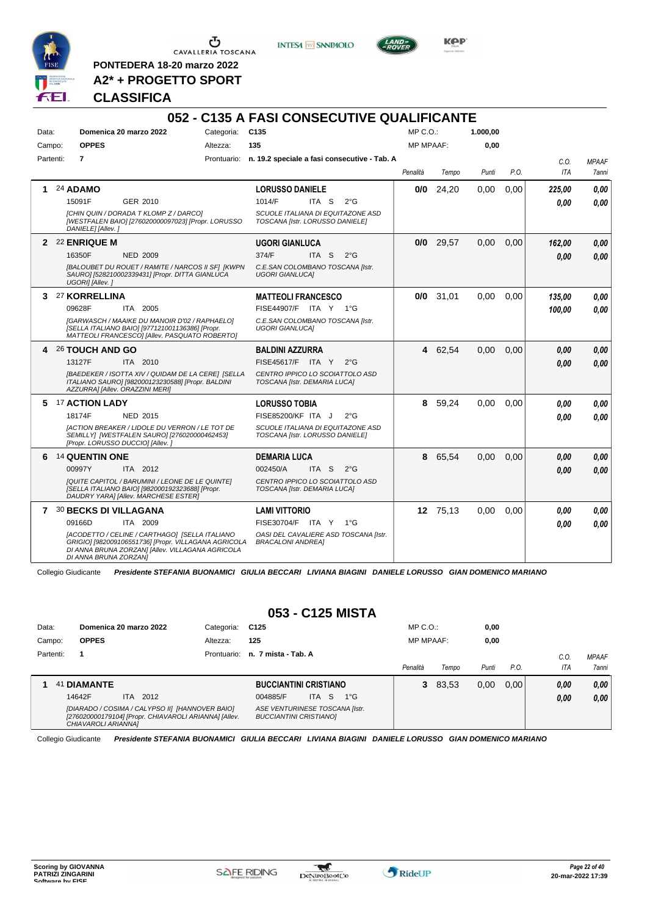PONTEDERA 18-20 marzo 2022

**A2* + PROGETTO SPORT**

**CLASSIFICA**

## 052 - C135 A FASI CONSECUTIVE QUALIFICANTE

| | | | | | |
|---|---|---|---|---|---|
| Data: | **Domenica 20 marzo 2022** | Categoria: | **C135** | MP C.O.: | **1.000,00** |
| Campo: | **OPPES** | Altezza: | **135** | MP MPAAF: | **0,00** |
| Partenti: | **7** | Prontuario: | **n. 19.2 speciale a fasi consecutive - Tab. A** | | |

| | Cavallo | Cavaliere | Penalità | Tempo | Punti | P.O. | C.O. ITA | MPAAF 7anni |
|---|---|---|---|---|---|---|---|---|
| 1 | 24 **ADAMO** 15091F GER 2010 *[CHIN QUIN / DORADA T KLOMP Z / DARCO] [WESTFALEN BAIO] [276020000097023] [Propr. LORUSSO DANIELE] [Allev. ]* | **LORUSSO DANIELE** 1014/F ITA S 2°G *SCUOLE ITALIANA DI EQUITAZONE ASD TOSCANA [Istr. LORUSSO DANIELE]* | **0/0** | 24,20 | 0,00 | 0,00 | ***225,00*** / ***0,00*** | ***0,00*** / ***0,00*** |
| 2 | 22 **ENRIQUE M** 16350F NED 2009 *[BALOUBET DU ROUET / RAMITE / NARCOS II SF] [KWPN SAURO] [528210002339431] [Propr. DITTA GIANLUCA UGORI] [Allev. ]* | **UGORI GIANLUCA** 374/F ITA S 2°G *C.E.SAN COLOMBANO TOSCANA [Istr. UGORI GIANLUCA]* | **0/0** | 29,57 | 0,00 | 0,00 | ***162,00*** / ***0,00*** | ***0,00*** / ***0,00*** |
| 3 | 27 **KORRELLINA** 09628F ITA 2005 *[GARWASCH / MAAIKE DU MANOIR D'02 / RAPHAELO] [SELLA ITALIANO BAIO] [977121001136386] [Propr. MATTEOLI FRANCESCO] [Allev. PASQUATO ROBERTO]* | **MATTEOLI FRANCESCO** FISE44907/F ITA Y 1°G *C.E.SAN COLOMBANO TOSCANA [Istr. UGORI GIANLUCA]* | **0/0** | 31,01 | 0,00 | 0,00 | ***135,00*** / ***100,00*** | ***0,00*** / ***0,00*** |
| 4 | 26 **TOUCH AND GO** 13127F ITA 2010 *[BAEDEKER / ISOTTA XIV / QUIDAM DE LA CERE] [SELLA ITALIANO SAURO] [982000123230588] [Propr. BALDINI AZZURRA] [Allev. ORAZZINI MERI]* | **BALDINI AZZURRA** FISE45617/F ITA Y 2°G *CENTRO IPPICO LO SCOIATTOLO ASD TOSCANA [Istr. DEMARIA LUCA]* | **4** | 62,54 | 0,00 | 0,00 | ***0,00*** / ***0,00*** | ***0,00*** / ***0,00*** |
| 5 | 17 **ACTION LADY** 18174F NED 2015 *[ACTION BREAKER / LIDOLE DU VERRON / LE TOT DE SEMILLY] [WESTFALEN SAURO] [276020000462453] [Propr. LORUSSO DUCCIO] [Allev. ]* | **LORUSSO TOBIA** FISE85200/KF ITA J 2°G *SCUOLE ITALIANA DI EQUITAZONE ASD TOSCANA [Istr. LORUSSO DANIELE]* | **8** | 59,24 | 0,00 | 0,00 | ***0,00*** / ***0,00*** | ***0,00*** / ***0,00*** |
| 6 | 14 **QUENTIN ONE** 00997Y ITA 2012 *[QUITE CAPITOL / BARUMINI / LEONE DE LE QUINTE] [SELLA ITALIANO BAIO] [982000192323688] [Propr. DAUDRY YARA] [Allev. MARCHESE ESTER]* | **DEMARIA LUCA** 002450/A ITA S 2°G *CENTRO IPPICO LO SCOIATTOLO ASD TOSCANA [Istr. DEMARIA LUCA]* | **8** | 65,54 | 0,00 | 0,00 | ***0,00*** / ***0,00*** | ***0,00*** / ***0,00*** |
| 7 | 30 **BECKS DI VILLAGANA** 09166D ITA 2009 *[ACODETTO / CELINE / CARTHAGO] [SELLA ITALIANO GRIGIO] [982009106551736] [Propr. VILLAGANA AGRICOLA DI ANNA BRUNA ZORZAN] [Allev. VILLAGANA AGRICOLA DI ANNA BRUNA ZORZAN]* | **LAMI VITTORIO** FISE30704/F ITA Y 1°G *OASI DEL CAVALIERE ASD TOSCANA [Istr. BRACALONI ANDREA]* | **12** | 75,13 | 0,00 | 0,00 | ***0,00*** / ***0,00*** | ***0,00*** / ***0,00*** |

Collegio Giudicante ***Presidente STEFANIA BUONAMICI GIULIA BECCARI LIVIANA BIAGINI DANIELE LORUSSO GIAN DOMENICO MARIANO***

## 053 - C125 MISTA

| | | | | | |
|---|---|---|---|---|---|
| Data: | **Domenica 20 marzo 2022** | Categoria: | **C125** | MP C.O.: | **0,00** |
| Campo: | **OPPES** | Altezza: | **125** | MP MPAAF: | **0,00** |
| Partenti: | **1** | Prontuario: | **n. 7 mista - Tab. A** | | |

| | Cavallo | Cavaliere | Penalità | Tempo | Punti | P.O. | C.O. ITA | MPAAF 7anni |
|---|---|---|---|---|---|---|---|---|
| 1 | 41 **DIAMANTE** 14642F ITA 2012 *[DIARADO / COSIMA / CALYPSO II] [HANNOVER BAIO] [276020000179104] [Propr. CHIAVAROLI ARIANNA] [Allev. CHIAVAROLI ARIANNA]* | **BUCCIANTINI CRISTIANO** 004885/F ITA S 1°G *ASE VENTURINESE TOSCANA [Istr. BUCCIANTINI CRISTIANO]* | **3** | 83,53 | 0,00 | 0,00 | ***0,00*** / ***0,00*** | ***0,00*** / ***0,00*** |

Collegio Giudicante ***Presidente STEFANIA BUONAMICI GIULIA BECCARI LIVIANA BIAGINI DANIELE LORUSSO GIAN DOMENICO MARIANO***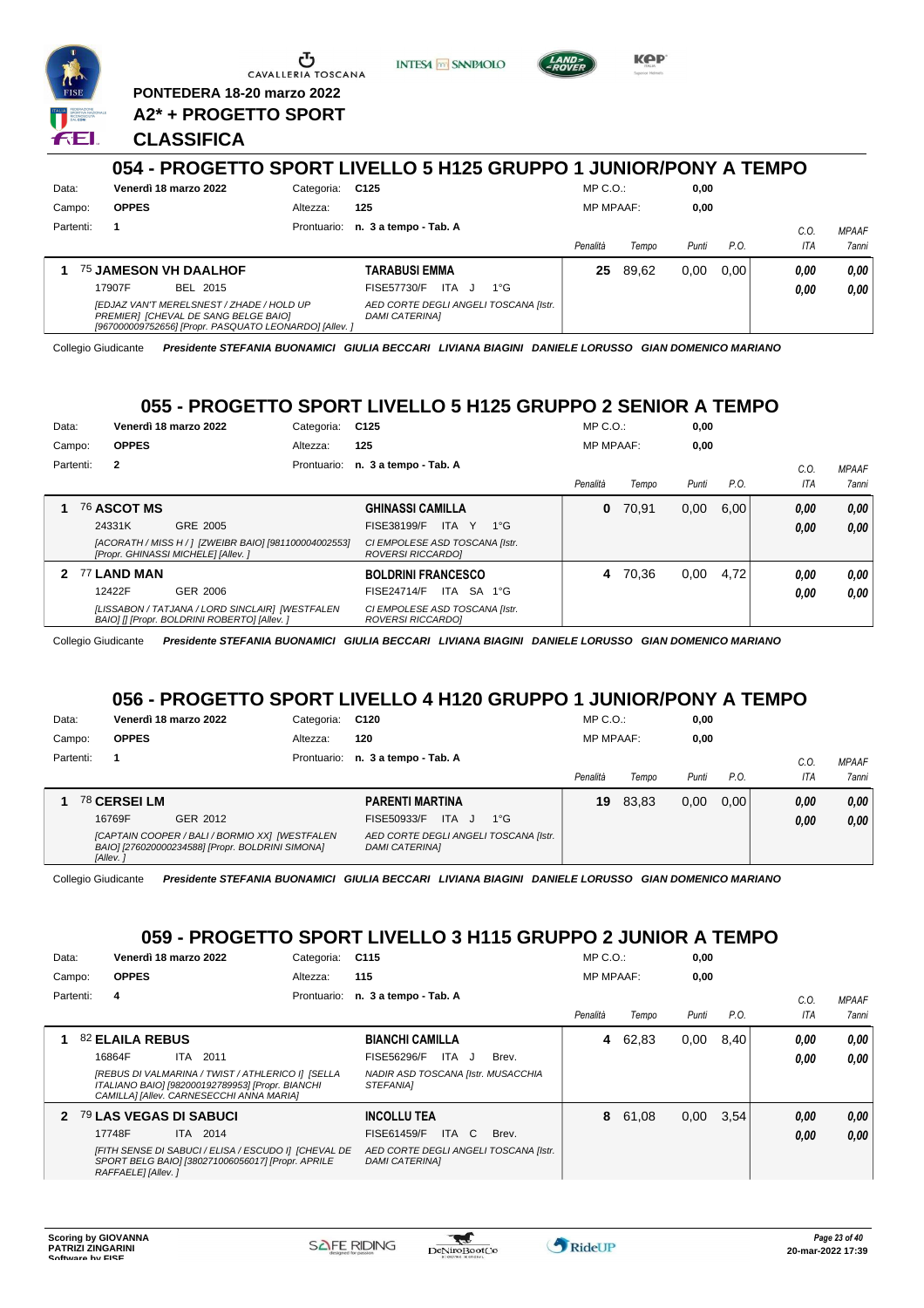PONTEDERA 18-20 marzo 2022

**A2\* + PROGETTO SPORT**

**CLASSIFICA**

## 054 - PROGETTO SPORT LIVELLO 5 H125 GRUPPO 1 JUNIOR/PONY A TEMPO

Data: **Venerdì 18 marzo 2022** Categoria: **C125** MP C.O.: **0,00**
Campo: **OPPES** Altezza: **125** MP MPAAF: **0,00**
Partenti: **1** Prontuario: **n. 3 a tempo - Tab. A**

| | Cavallo | Cavaliere | Penalità | Tempo | Punti | P.O. | C.O. ITA | MPAAF 7anni |
|---|---|---|---|---|---|---|---|---|
| 1 | 75 **JAMESON VH DAALHOF** 17907F BEL 2015 *[EDJAZ VAN'T MERELSNEST / ZHADE / HOLD UP PREMIER] [CHEVAL DE SANG BELGE BAIO] [967000009752656] [Propr. PASQUATO LEONARDO] [Allev. ]* | **TARABUSI EMMA** FISE57730/F ITA J 1°G *AED CORTE DEGLI ANGELI TOSCANA [Istr. DAMI CATERINA]* | 25 | 89,62 | 0,00 | 0,00 | 0,00 / 0,00 | 0,00 / 0,00 |

Collegio Giudicante *Presidente STEFANIA BUONAMICI GIULIA BECCARI LIVIANA BIAGINI DANIELE LORUSSO GIAN DOMENICO MARIANO*

## 055 - PROGETTO SPORT LIVELLO 5 H125 GRUPPO 2 SENIOR A TEMPO

Data: **Venerdì 18 marzo 2022** Categoria: **C125** MP C.O.: **0,00**
Campo: **OPPES** Altezza: **125** MP MPAAF: **0,00**
Partenti: **2** Prontuario: **n. 3 a tempo - Tab. A**

| | Cavallo | Cavaliere | Penalità | Tempo | Punti | P.O. | C.O. ITA | MPAAF 7anni |
|---|---|---|---|---|---|---|---|---|
| 1 | 76 **ASCOT MS** 24331K GRE 2005 *[ACORATH / MISS H / ] [ZWEIBR BAIO] [981100004002553] [Propr. GHINASSI MICHELE] [Allev. ]* | **GHINASSI CAMILLA** FISE38199/F ITA Y 1°G *CI EMPOLESE ASD TOSCANA [Istr. ROVERSI RICCARDO]* | 0 | 70,91 | 0,00 | 6,00 | 0,00 / 0,00 | 0,00 / 0,00 |
| 2 | 77 **LAND MAN** 12422F GER 2006 *[LISSABON / TATJANA / LORD SINCLAIR] [WESTFALEN BAIO] [] [Propr. BOLDRINI ROBERTO] [Allev. ]* | **BOLDRINI FRANCESCO** FISE24714/F ITA SA 1°G *CI EMPOLESE ASD TOSCANA [Istr. ROVERSI RICCARDO]* | 4 | 70,36 | 0,00 | 4,72 | 0,00 / 0,00 | 0,00 / 0,00 |

Collegio Giudicante *Presidente STEFANIA BUONAMICI GIULIA BECCARI LIVIANA BIAGINI DANIELE LORUSSO GIAN DOMENICO MARIANO*

## 056 - PROGETTO SPORT LIVELLO 4 H120 GRUPPO 1 JUNIOR/PONY A TEMPO

Data: **Venerdì 18 marzo 2022** Categoria: **C120** MP C.O.: **0,00**
Campo: **OPPES** Altezza: **120** MP MPAAF: **0,00**
Partenti: **1** Prontuario: **n. 3 a tempo - Tab. A**

| | Cavallo | Cavaliere | Penalità | Tempo | Punti | P.O. | C.O. ITA | MPAAF 7anni |
|---|---|---|---|---|---|---|---|---|
| 1 | 78 **CERSEI LM** 16769F GER 2012 *[CAPTAIN COOPER / BALI / BORMIO XX] [WESTFALEN BAIO] [276020000234588] [Propr. BOLDRINI SIMONA] [Allev. ]* | **PARENTI MARTINA** FISE50933/F ITA J 1°G *AED CORTE DEGLI ANGELI TOSCANA [Istr. DAMI CATERINA]* | 19 | 83,83 | 0,00 | 0,00 | 0,00 / 0,00 | 0,00 / 0,00 |

Collegio Giudicante *Presidente STEFANIA BUONAMICI GIULIA BECCARI LIVIANA BIAGINI DANIELE LORUSSO GIAN DOMENICO MARIANO*

## 059 - PROGETTO SPORT LIVELLO 3 H115 GRUPPO 2 JUNIOR A TEMPO

Data: **Venerdì 18 marzo 2022** Categoria: **C115** MP C.O.: **0,00**
Campo: **OPPES** Altezza: **115** MP MPAAF: **0,00**
Partenti: **4** Prontuario: **n. 3 a tempo - Tab. A**

| | Cavallo | Cavaliere | Penalità | Tempo | Punti | P.O. | C.O. ITA | MPAAF 7anni |
|---|---|---|---|---|---|---|---|---|
| 1 | 82 **ELAILA REBUS** 16864F ITA 2011 *[REBUS DI VALMARINA / TWIST / ATHLERICO I] [SELLA ITALIANO BAIO] [982000192789953] [Propr. BIANCHI CAMILLA] [Allev. CARNESECCHI ANNA MARIA]* | **BIANCHI CAMILLA** FISE56296/F ITA J Brev. *NADIR ASD TOSCANA [Istr. MUSACCHIA STEFANIA]* | 4 | 62,83 | 0,00 | 8,40 | 0,00 / 0,00 | 0,00 / 0,00 |
| 2 | 79 **LAS VEGAS DI SABUCI** 17748F ITA 2014 *[FITH SENSE DI SABUCI / ELISA / ESCUDO I] [CHEVAL DE SPORT BELG BAIO] [380271006056017] [Propr. APRILE RAFFAELE] [Allev. ]* | **INCOLLU TEA** FISE61459/F ITA C Brev. *AED CORTE DEGLI ANGELI TOSCANA [Istr. DAMI CATERINA]* | 8 | 61,08 | 0,00 | 3,54 | 0,00 / 0,00 | 0,00 / 0,00 |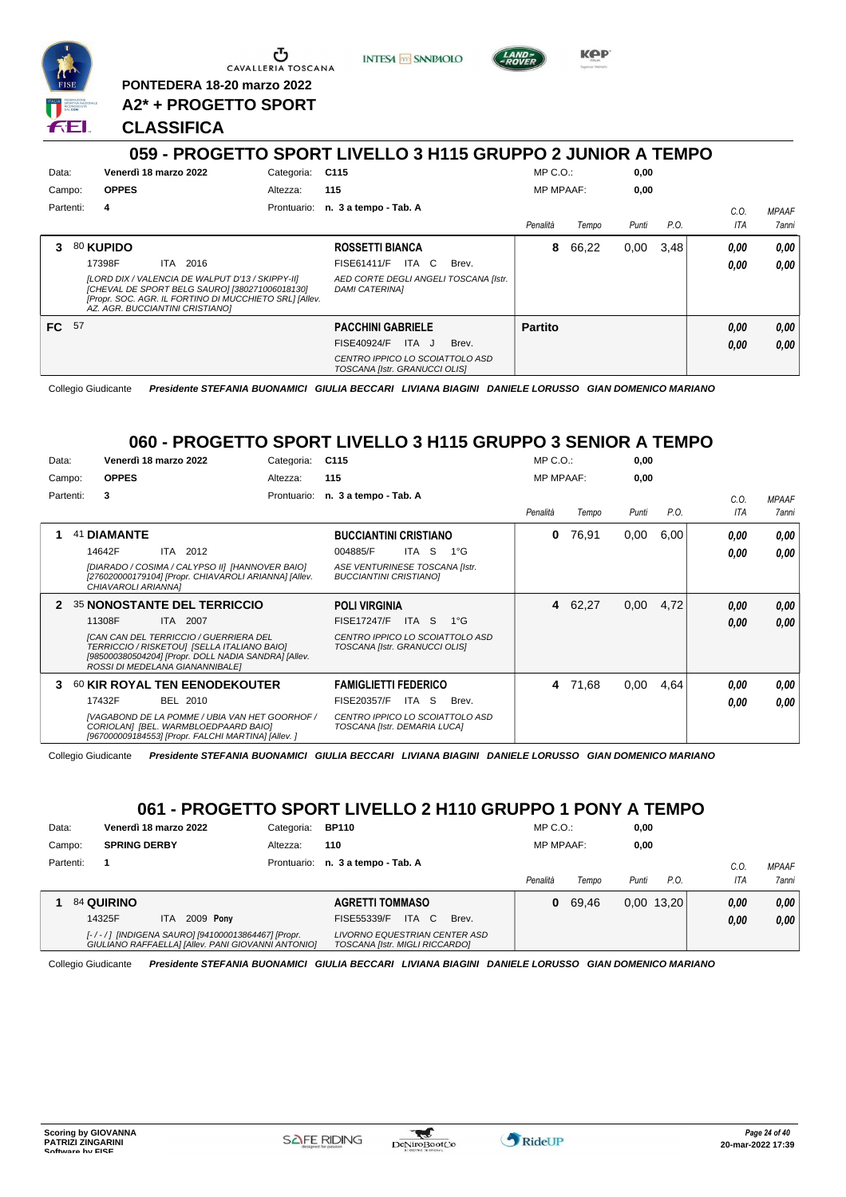PONTEDERA 18-20 marzo 2022

**A2* + PROGETTO SPORT**

**CLASSIFICA**

## 059 - PROGETTO SPORT LIVELLO 3 H115 GRUPPO 2 JUNIOR A TEMPO

Data: **Venerdì 18 marzo 2022** — Categoria: **C115** — MP C.O.: **0,00**
Campo: **OPPES** — Altezza: **115** — MP MPAAF: **0,00**
Partenti: **4** — Prontuario: **n. 3 a tempo - Tab. A**

| Cl. | N. | Cavallo | Cavaliere | Penalità | Tempo | Punti | P.O. | C.O. ITA | MPAAF 7anni |
|---|---|---|---|---|---|---|---|---|---|
| 3 | 80 | **KUPIDO** 17398F ITA 2016 [LORD DIX / VALENCIA DE WALPUT D'13 / SKIPPY-II] [CHEVAL DE SPORT BELG SAURO] [380271006018130] [Propr. SOC. AGR. IL FORTINO DI MUCCHIETO SRL] [Allev. AZ. AGR. BUCCIANTINI CRISTIANO] | **ROSSETTI BIANCA** FISE61411/F ITA C Brev. AED CORTE DEGLI ANGELI TOSCANA [Istr. DAMI CATERINA] | 8 | 66,22 | 0,00 | 3,48 | 0,00 / 0,00 | 0,00 / 0,00 |
| FC | 57 | | **PACCHINI GABRIELE** FISE40924/F ITA J Brev. CENTRO IPPICO LO SCOIATTOLO ASD TOSCANA [Istr. GRANUCCI OLIS] | Partito | | | | 0,00 / 0,00 | 0,00 / 0,00 |

Collegio Giudicante *Presidente STEFANIA BUONAMICI GIULIA BECCARI LIVIANA BIAGINI DANIELE LORUSSO GIAN DOMENICO MARIANO*

## 060 - PROGETTO SPORT LIVELLO 3 H115 GRUPPO 3 SENIOR A TEMPO

Data: **Venerdì 18 marzo 2022** — Categoria: **C115** — MP C.O.: **0,00**
Campo: **OPPES** — Altezza: **115** — MP MPAAF: **0,00**
Partenti: **3** — Prontuario: **n. 3 a tempo - Tab. A**

| Cl. | N. | Cavallo | Cavaliere | Penalità | Tempo | Punti | P.O. | C.O. ITA | MPAAF 7anni |
|---|---|---|---|---|---|---|---|---|---|
| 1 | 41 | **DIAMANTE** 14642F ITA 2012 [DIARADO / COSIMA / CALYPSO II] [HANNOVER BAIO] [276020000179104] [Propr. CHIAVAROLI ARIANNA] [Allev. CHIAVAROLI ARIANNA] | **BUCCIANTINI CRISTIANO** 004885/F ITA S 1°G ASE VENTURINESE TOSCANA [Istr. BUCCIANTINI CRISTIANO] | 0 | 76,91 | 0,00 | 6,00 | 0,00 / 0,00 | 0,00 / 0,00 |
| 2 | 35 | **NONOSTANTE DEL TERRICCIO** 11308F ITA 2007 [CAN CAN DEL TERRICCIO / GUERRIERA DEL TERRICCIO / RISKETOU] [SELLA ITALIANO BAIO] [985000380504204] [Propr. DOLL NADIA SANDRA] [Allev. ROSSI DI MEDELANA GIANANNIBALE] | **POLI VIRGINIA** FISE17247/F ITA S 1°G CENTRO IPPICO LO SCOIATTOLO ASD TOSCANA [Istr. GRANUCCI OLIS] | 4 | 62,27 | 0,00 | 4,72 | 0,00 / 0,00 | 0,00 / 0,00 |
| 3 | 60 | **KIR ROYAL TEN EENODEKOUTER** 17432F BEL 2010 [VAGABOND DE LA POMME / UBIA VAN HET GOORHOF / CORIOLAN] [BEL. WARMBLOEDPAARD BAIO] [967000009184553] [Propr. FALCHI MARTINA] [Allev. ] | **FAMIGLIETTI FEDERICO** FISE20357/F ITA S Brev. CENTRO IPPICO LO SCOIATTOLO ASD TOSCANA [Istr. DEMARIA LUCA] | 4 | 71,68 | 0,00 | 4,64 | 0,00 / 0,00 | 0,00 / 0,00 |

Collegio Giudicante *Presidente STEFANIA BUONAMICI GIULIA BECCARI LIVIANA BIAGINI DANIELE LORUSSO GIAN DOMENICO MARIANO*

## 061 - PROGETTO SPORT LIVELLO 2 H110 GRUPPO 1 PONY A TEMPO

Data: **Venerdì 18 marzo 2022** — Categoria: **BP110** — MP C.O.: **0,00**
Campo: **SPRING DERBY** — Altezza: **110** — MP MPAAF: **0,00**
Partenti: **1** — Prontuario: **n. 3 a tempo - Tab. A**

| Cl. | N. | Cavallo | Cavaliere | Penalità | Tempo | Punti | P.O. | C.O. ITA | MPAAF 7anni |
|---|---|---|---|---|---|---|---|---|---|
| 1 | 84 | **QUIRINO** 14325F ITA 2009 **Pony** [- / - / ] [INDIGENA SAURO] [941000013864467] [Propr. GIULIANO RAFFAELLA] [Allev. PANI GIOVANNI ANTONIO] | **AGRETTI TOMMASO** FISE55339/F ITA C Brev. LIVORNO EQUESTRIAN CENTER ASD TOSCANA [Istr. MIGLI RICCARDO] | 0 | 69,46 | 0,00 | 13,20 | 0,00 / 0,00 | 0,00 / 0,00 |

Collegio Giudicante *Presidente STEFANIA BUONAMICI GIULIA BECCARI LIVIANA BIAGINI DANIELE LORUSSO GIAN DOMENICO MARIANO*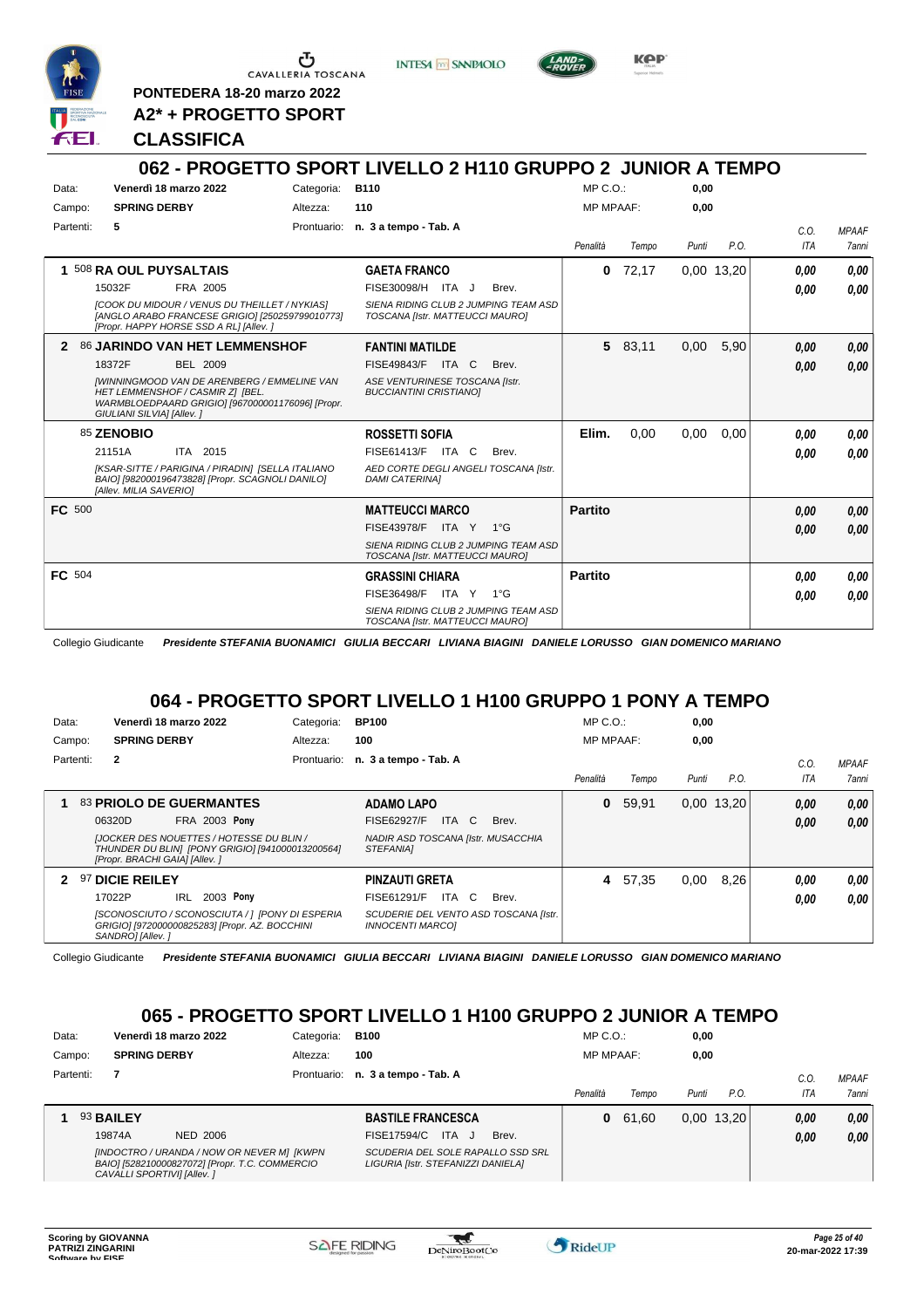PONTEDERA 18-20 marzo 2022

**A2* + PROGETTO SPORT**

**CLASSIFICA**

## 062 - PROGETTO SPORT LIVELLO 2 H110 GRUPPO 2 JUNIOR A TEMPO

| Data: | Venerdì 18 marzo 2022 | Categoria: | B110 | MP C.O.: | 0,00 |
|---|---|---|---|---|---|
| Campo: | SPRING DERBY | Altezza: | 110 | MP MPAAF: | 0,00 |
| Partenti: | 5 | Prontuario: | n. 3 a tempo - Tab. A | | |

| Cl. | Cavallo | Cavaliere | Penalità | Tempo | Punti | P.O. | C.O. ITA | MPAAF 7anni |
|---|---|---|---|---|---|---|---|---|
| 1 | 508 **RA OUL PUYSALTAIS** 15032F FRA 2005 *[COOK DU MIDOUR / VENUS DU THEILLET / NYKIAS] [ANGLO ARABO FRANCESE GRIGIO] [250259799010773] [Propr. HAPPY HORSE SSD A RL] [Allev. ]* | **GAETA FRANCO** FISE30098/H ITA J Brev. *SIENA RIDING CLUB 2 JUMPING TEAM ASD TOSCANA [Istr. MATTEUCCI MAURO]* | 0 | 72,17 | 0,00 | 13,20 | 0,00 / 0,00 | 0,00 / 0,00 |
| 2 | 86 **JARINDO VAN HET LEMMENSHOF** 18372F BEL 2009 *[WINNINGMOOD VAN DE ARENBERG / EMMELINE VAN HET LEMMENSHOF / CASMIR Z] [BEL. WARMBLOEDPAARD GRIGIO] [967000001176096] [Propr. GIULIANI SILVIA] [Allev. ]* | **FANTINI MATILDE** FISE49843/F ITA C Brev. *ASE VENTURINESE TOSCANA [Istr. BUCCIANTINI CRISTIANO]* | 5 | 83,11 | 0,00 | 5,90 | 0,00 / 0,00 | 0,00 / 0,00 |
| | 85 **ZENOBIO** 21151A ITA 2015 *[KSAR-SITTE / PARIGINA / PIRADIN] [SELLA ITALIANO BAIO] [982000196473828] [Propr. SCAGNOLI DANILO] [Allev. MILIA SAVERIO]* | **ROSSETTI SOFIA** FISE61413/F ITA C Brev. *AED CORTE DEGLI ANGELI TOSCANA [Istr. DAMI CATERINA]* | Elim. | 0,00 | 0,00 | 0,00 | 0,00 / 0,00 | 0,00 / 0,00 |
| FC | 500 | **MATTEUCCI MARCO** FISE43978/F ITA Y 1°G *SIENA RIDING CLUB 2 JUMPING TEAM ASD TOSCANA [Istr. MATTEUCCI MAURO]* | Partito | | | | 0,00 / 0,00 | 0,00 / 0,00 |
| FC | 504 | **GRASSINI CHIARA** FISE36498/F ITA Y 1°G *SIENA RIDING CLUB 2 JUMPING TEAM ASD TOSCANA [Istr. MATTEUCCI MAURO]* | Partito | | | | 0,00 / 0,00 | 0,00 / 0,00 |

Collegio Giudicante *Presidente STEFANIA BUONAMICI GIULIA BECCARI LIVIANA BIAGINI DANIELE LORUSSO GIAN DOMENICO MARIANO*

## 064 - PROGETTO SPORT LIVELLO 1 H100 GRUPPO 1 PONY A TEMPO

| Data: | Venerdì 18 marzo 2022 | Categoria: | BP100 | MP C.O.: | 0,00 |
|---|---|---|---|---|---|
| Campo: | SPRING DERBY | Altezza: | 100 | MP MPAAF: | 0,00 |
| Partenti: | 2 | Prontuario: | n. 3 a tempo - Tab. A | | |

| Cl. | Cavallo | Cavaliere | Penalità | Tempo | Punti | P.O. | C.O. ITA | MPAAF 7anni |
|---|---|---|---|---|---|---|---|---|
| 1 | 83 **PRIOLO DE GUERMANTES** 06320D FRA 2003 **Pony** *[JOCKER DES NOUETTES / HOTESSE DU BLIN / THUNDER DU BLIN] [PONY GRIGIO] [941000013200564] [Propr. BRACHI GAIA] [Allev. ]* | **ADAMO LAPO** FISE62927/F ITA C Brev. *NADIR ASD TOSCANA [Istr. MUSACCHIA STEFANIA]* | 0 | 59,91 | 0,00 | 13,20 | 0,00 / 0,00 | 0,00 / 0,00 |
| 2 | 97 **DICIE REILEY** 17022P IRL 2003 **Pony** *[SCONOSCIUTO / SCONOSCIUTA / ] [PONY DI ESPERIA GRIGIO] [972000000825283] [Propr. AZ. BOCCHINI SANDRO] [Allev. ]* | **PINZAUTI GRETA** FISE61291/F ITA C Brev. *SCUDERIE DEL VENTO ASD TOSCANA [Istr. INNOCENTI MARCO]* | 4 | 57,35 | 0,00 | 8,26 | 0,00 / 0,00 | 0,00 / 0,00 |

Collegio Giudicante *Presidente STEFANIA BUONAMICI GIULIA BECCARI LIVIANA BIAGINI DANIELE LORUSSO GIAN DOMENICO MARIANO*

## 065 - PROGETTO SPORT LIVELLO 1 H100 GRUPPO 2 JUNIOR A TEMPO

| Data: | Venerdì 18 marzo 2022 | Categoria: | B100 | MP C.O.: | 0,00 |
|---|---|---|---|---|---|
| Campo: | SPRING DERBY | Altezza: | 100 | MP MPAAF: | 0,00 |
| Partenti: | 7 | Prontuario: | n. 3 a tempo - Tab. A | | |

| Cl. | Cavallo | Cavaliere | Penalità | Tempo | Punti | P.O. | C.O. ITA | MPAAF 7anni |
|---|---|---|---|---|---|---|---|---|
| 1 | 93 **BAILEY** 19874A NED 2006 *[INDOCTRO / URANDA / NOW OR NEVER M] [KWPN BAIO] [528210000827072] [Propr. T.C. COMMERCIO CAVALLI SPORTIVI] [Allev. ]* | **BASTILE FRANCESCA** FISE17594/C ITA J Brev. *SCUDERIA DEL SOLE RAPALLO SSD SRL LIGURIA [Istr. STEFANIZZI DANIELA]* | 0 | 61,60 | 0,00 | 13,20 | 0,00 / 0,00 | 0,00 / 0,00 |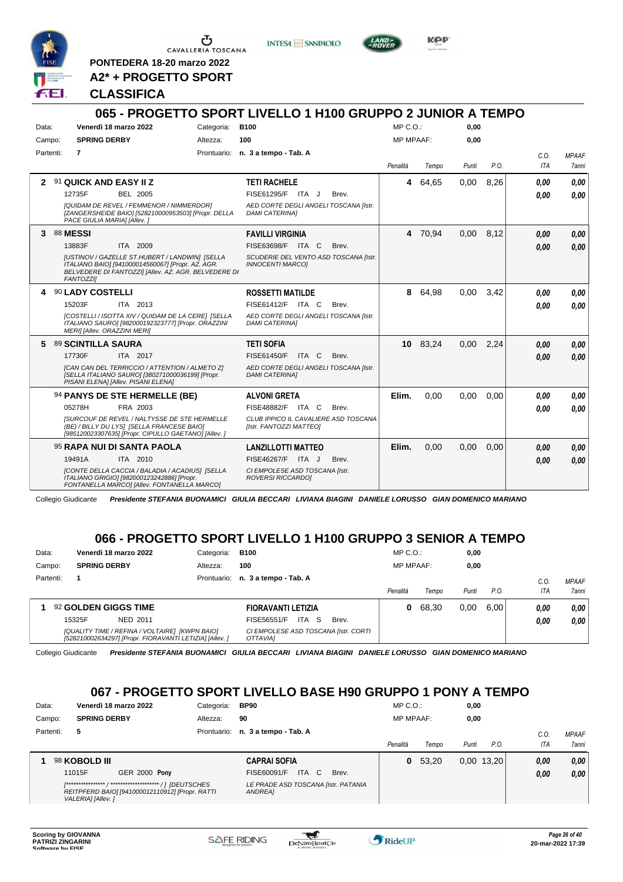PONTEDERA 18-20 marzo 2022

**A2* + PROGETTO SPORT**

**CLASSIFICA**

## 065 - PROGETTO SPORT LIVELLO 1 H100 GRUPPO 2 JUNIOR A TEMPO

| | | | | | |
|---|---|---|---|---|---|
| Data: | **Venerdì 18 marzo 2022** | Categoria: | **B100** | MP C.O.: | **0,00** |
| Campo: | **SPRING DERBY** | Altezza: | **100** | MP MPAAF: | **0,00** |
| Partenti: | **7** | Prontuario: | **n. 3 a tempo - Tab. A** | | |

| Cl. | Cavallo | Cavaliere | Penalità | Tempo | Punti | P.O. | C.O. ITA | MPAAF 7anni |
|---|---|---|---|---|---|---|---|---|
| 2 | 91 **QUICK AND EASY II Z** 12735F BEL 2005 *[QUIDAM DE REVEL / FEMMENOR / NIMMERDOR] [ZANGERSHEIDE BAIO] [528210000953503] [Propr. DELLA PACE GIULIA MARIA] [Allev. ]* | **TETI RACHELE** FISE61295/F ITA J Brev. *AED CORTE DEGLI ANGELI TOSCANA [Istr. DAMI CATERINA]* | 4 | 64,65 | 0,00 | 8,26 | 0,00 / 0,00 | 0,00 / 0,00 |
| 3 | 88 **MESSI** 13883F ITA 2009 *[USTINOV / GAZELLE ST.HUBERT / LANDWIN] [SELLA ITALIANO BAIO] [941000014560067] [Propr. AZ. AGR. BELVEDERE DI FANTOZZI] [Allev. AZ. AGR. BELVEDERE DI FANTOZZI]* | **FAVILLI VIRGINIA** FISE63698/F ITA C Brev. *SCUDERIE DEL VENTO ASD TOSCANA [Istr. INNOCENTI MARCO]* | 4 | 70,94 | 0,00 | 8,12 | 0,00 / 0,00 | 0,00 / 0,00 |
| 4 | 90 **LADY COSTELLI** 15203F ITA 2013 *[COSTELLI / ISOTTA XIV / QUIDAM DE LA CERE] [SELLA ITALIANO SAURO] [982000192323777] [Propr. ORAZZINI MERI] [Allev. ORAZZINI MERI]* | **ROSSETTI MATILDE** FISE61412/F ITA C Brev. *AED CORTE DEGLI ANGELI TOSCANA [Istr. DAMI CATERINA]* | 8 | 64,98 | 0,00 | 3,42 | 0,00 / 0,00 | 0,00 / 0,00 |
| 5 | 89 **SCINTILLA SAURA** 17730F ITA 2017 *[CAN CAN DEL TERRICCIO / ATTENTION / ALMETO Z] [SELLA ITALIANO SAURO] [380271000036199] [Propr. PISANI ELENA] [Allev. PISANI ELENA]* | **TETI SOFIA** FISE61450/F ITA C Brev. *AED CORTE DEGLI ANGELI TOSCANA [Istr. DAMI CATERINA]* | 10 | 83,24 | 0,00 | 2,24 | 0,00 / 0,00 | 0,00 / 0,00 |
| | 94 **PANYS DE STE HERMELLE (BE)** 05278H FRA 2003 *[SURCOUF DE REVEL / NALTYSSE DE STE HERMELLE (BE) / BILLY DU LYS] [SELLA FRANCESE BAIO] [985120023307635] [Propr. CIPULLO GAETANO] [Allev. ]* | **ALVONI GRETA** FISE48882/F ITA C Brev. *CLUB IPPICO IL CAVALIERE ASD TOSCANA [Istr. FANTOZZI MATTEO]* | Elim. | 0,00 | 0,00 | 0,00 | 0,00 / 0,00 | 0,00 / 0,00 |
| | 95 **RAPA NUI DI SANTA PAOLA** 19491A ITA 2010 *[CONTE DELLA CACCIA / BALADIA / ACADIUS] [SELLA ITALIANO GRIGIO] [982000123242886] [Propr. FONTANELLA MARCO] [Allev. FONTANELLA MARCO]* | **LANZILLOTTI MATTEO** FISE46267/F ITA J Brev. *CI EMPOLESE ASD TOSCANA [Istr. ROVERSI RICCARDO]* | Elim. | 0,00 | 0,00 | 0,00 | 0,00 / 0,00 | 0,00 / 0,00 |

Collegio Giudicante *Presidente STEFANIA BUONAMICI GIULIA BECCARI LIVIANA BIAGINI DANIELE LORUSSO GIAN DOMENICO MARIANO*

## 066 - PROGETTO SPORT LIVELLO 1 H100 GRUPPO 3 SENIOR A TEMPO

| | | | | | |
|---|---|---|---|---|---|
| Data: | **Venerdì 18 marzo 2022** | Categoria: | **B100** | MP C.O.: | **0,00** |
| Campo: | **SPRING DERBY** | Altezza: | **100** | MP MPAAF: | **0,00** |
| Partenti: | **1** | Prontuario: | **n. 3 a tempo - Tab. A** | | |

| Cl. | Cavallo | Cavaliere | Penalità | Tempo | Punti | P.O. | C.O. ITA | MPAAF 7anni |
|---|---|---|---|---|---|---|---|---|
| 1 | 92 **GOLDEN GIGGS TIME** 15325F NED 2011 *[QUALITY TIME / REFINA / VOLTAIRE] [KWPN BAIO] [528210002634297] [Propr. FIORAVANTI LETIZIA] [Allev. ]* | **FIORAVANTI LETIZIA** FISE56551/F ITA S Brev. *CI EMPOLESE ASD TOSCANA [Istr. CORTI OTTAVIA]* | 0 | 68,30 | 0,00 | 6,00 | 0,00 / 0,00 | 0,00 / 0,00 |

Collegio Giudicante *Presidente STEFANIA BUONAMICI GIULIA BECCARI LIVIANA BIAGINI DANIELE LORUSSO GIAN DOMENICO MARIANO*

## 067 - PROGETTO SPORT LIVELLO BASE H90 GRUPPO 1 PONY A TEMPO

| | | | | | |
|---|---|---|---|---|---|
| Data: | **Venerdì 18 marzo 2022** | Categoria: | **BP90** | MP C.O.: | **0,00** |
| Campo: | **SPRING DERBY** | Altezza: | **90** | MP MPAAF: | **0,00** |
| Partenti: | **5** | Prontuario: | **n. 3 a tempo - Tab. A** | | |

| Cl. | Cavallo | Cavaliere | Penalità | Tempo | Punti | P.O. | C.O. ITA | MPAAF 7anni |
|---|---|---|---|---|---|---|---|---|
| 1 | 98 **KOBOLD III** 11015F GER 2000 **Pony** *[**************** / ******************** / ] [DEUTSCHES REITPFERD BAIO] [941000012110912] [Propr. RATTI VALERIA] [Allev. ]* | **CAPRAI SOFIA** FISE60091/F ITA C Brev. *LE PRADE ASD TOSCANA [Istr. PATANIA ANDREA]* | 0 | 53,20 | 0,00 | 13,20 | 0,00 / 0,00 | 0,00 / 0,00 |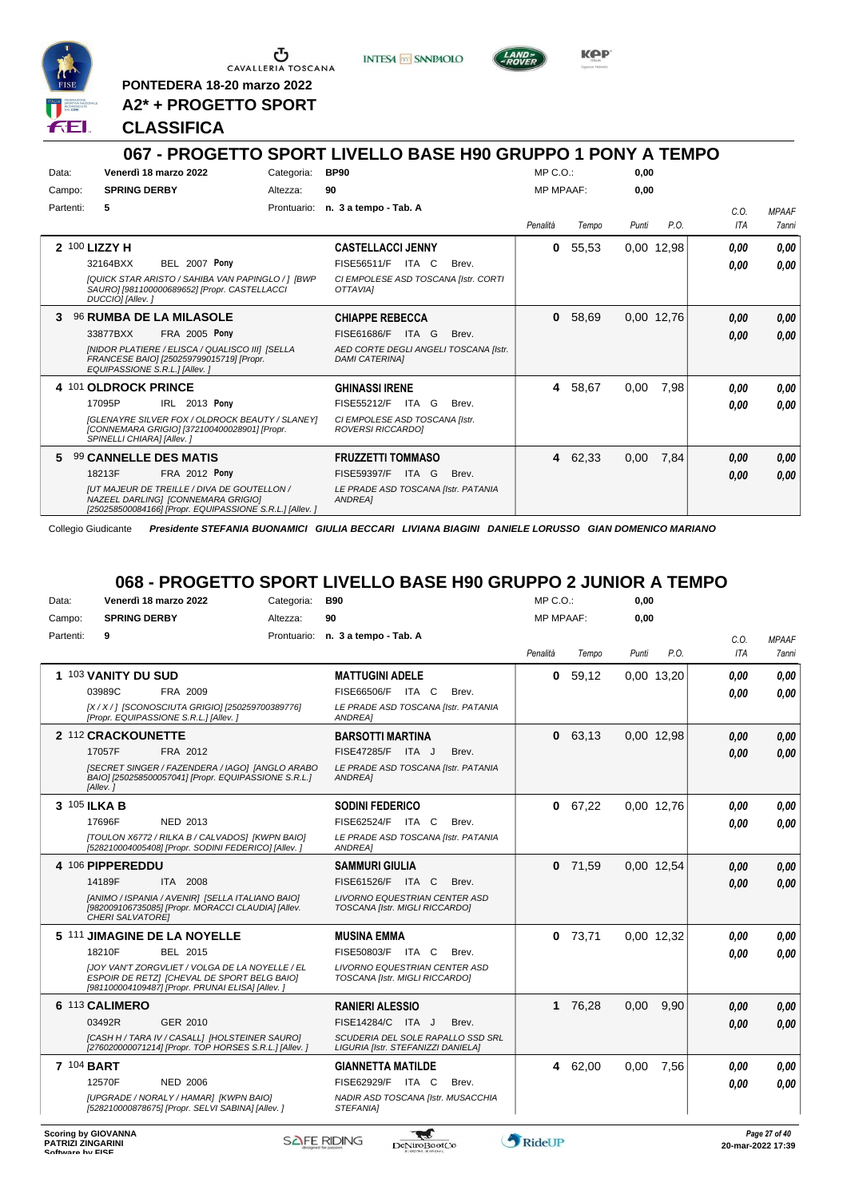PONTEDERA 18-20 marzo 2022

**A2* + PROGETTO SPORT**

**CLASSIFICA**

## 067 - PROGETTO SPORT LIVELLO BASE H90 GRUPPO 1 PONY A TEMPO

| | | | | | |
|---|---|---|---|---|---|
| Data: | Venerdì 18 marzo 2022 | Categoria: | BP90 | MP C.O.: | 0,00 |
| Campo: | SPRING DERBY | Altezza: | 90 | MP MPAAF: | 0,00 |
| Partenti: | 5 | Prontuario: | n. 3 a tempo - Tab. A | | |

| Cl. | N. | Cavallo | Cavaliere | Penalità | Tempo | Punti | P.O. | C.O. ITA | MPAAF 7anni |
|---|---|---|---|---|---|---|---|---|---|
| 2 | 100 | **LIZZY H** 32164BXX BEL 2007 **Pony** *[QUICK STAR ARISTO / SAHIBA VAN PAPINGLO / ] [BWP SAURO] [981100000689652] [Propr. CASTELLACCI DUCCIO] [Allev. ]* | **CASTELLACCI JENNY** FISE56511/F ITA C Brev. *CI EMPOLESE ASD TOSCANA [Istr. CORTI OTTAVIA]* | 0 | 55,53 | 0,00 | 12,98 | 0,00 / 0,00 | 0,00 / 0,00 |
| 3 | 96 | **RUMBA DE LA MILASOLE** 33877BXX FRA 2005 **Pony** *[NIDOR PLATIERE / ELISCA / QUALISCO III] [SELLA FRANCESE BAIO] [250259799015719] [Propr. EQUIPASSIONE S.R.L.] [Allev. ]* | **CHIAPPE REBECCA** FISE61686/F ITA G Brev. *AED CORTE DEGLI ANGELI TOSCANA [Istr. DAMI CATERINA]* | 0 | 58,69 | 0,00 | 12,76 | 0,00 / 0,00 | 0,00 / 0,00 |
| 4 | 101 | **OLDROCK PRINCE** 17095P IRL 2013 **Pony** *[GLENAYRE SILVER FOX / OLDROCK BEAUTY / SLANEY] [CONNEMARA GRIGIO] [372100400028901] [Propr. SPINELLI CHIARA] [Allev. ]* | **GHINASSI IRENE** FISE55212/F ITA G Brev. *CI EMPOLESE ASD TOSCANA [Istr. ROVERSI RICCARDO]* | 4 | 58,67 | 0,00 | 7,98 | 0,00 / 0,00 | 0,00 / 0,00 |
| 5 | 99 | **CANNELLE DES MATIS** 18213F FRA 2012 **Pony** *[UT MAJEUR DE TREILLE / DIVA DE GOUTELLON / NAZEEL DARLING] [CONNEMARA GRIGIO] [250258500084166] [Propr. EQUIPASSIONE S.R.L.] [Allev. ]* | **FRUZZETTI TOMMASO** FISE59397/F ITA G Brev. *LE PRADE ASD TOSCANA [Istr. PATANIA ANDREA]* | 4 | 62,33 | 0,00 | 7,84 | 0,00 / 0,00 | 0,00 / 0,00 |

Collegio Giudicante *Presidente STEFANIA BUONAMICI GIULIA BECCARI LIVIANA BIAGINI DANIELE LORUSSO GIAN DOMENICO MARIANO*

## 068 - PROGETTO SPORT LIVELLO BASE H90 GRUPPO 2 JUNIOR A TEMPO

| | | | | | |
|---|---|---|---|---|---|
| Data: | Venerdì 18 marzo 2022 | Categoria: | B90 | MP C.O.: | 0,00 |
| Campo: | SPRING DERBY | Altezza: | 90 | MP MPAAF: | 0,00 |
| Partenti: | 9 | Prontuario: | n. 3 a tempo - Tab. A | | |

| Cl. | N. | Cavallo | Cavaliere | Penalità | Tempo | Punti | P.O. | C.O. ITA | MPAAF 7anni |
|---|---|---|---|---|---|---|---|---|---|
| 1 | 103 | **VANITY DU SUD** 03989C FRA 2009 *[X / X / ] [SCONOSCIUTA GRIGIO] [250259700389776] [Propr. EQUIPASSIONE S.R.L.] [Allev. ]* | **MATTUGINI ADELE** FISE66506/F ITA C Brev. *LE PRADE ASD TOSCANA [Istr. PATANIA ANDREA]* | 0 | 59,12 | 0,00 | 13,20 | 0,00 / 0,00 | 0,00 / 0,00 |
| 2 | 112 | **CRACKOUNETTE** 17057F FRA 2012 *[SECRET SINGER / FAZENDERA / IAGO] [ANGLO ARABO BAIO] [250258500057041] [Propr. EQUIPASSIONE S.R.L.] [Allev. ]* | **BARSOTTI MARTINA** FISE47285/F ITA J Brev. *LE PRADE ASD TOSCANA [Istr. PATANIA ANDREA]* | 0 | 63,13 | 0,00 | 12,98 | 0,00 / 0,00 | 0,00 / 0,00 |
| 3 | 105 | **ILKA B** 17696F NED 2013 *[TOULON X6772 / RILKA B / CALVADOS] [KWPN BAIO] [528210004005408] [Propr. SODINI FEDERICO] [Allev. ]* | **SODINI FEDERICO** FISE62524/F ITA C Brev. *LE PRADE ASD TOSCANA [Istr. PATANIA ANDREA]* | 0 | 67,22 | 0,00 | 12,76 | 0,00 / 0,00 | 0,00 / 0,00 |
| 4 | 106 | **PIPPEREDDU** 14189F ITA 2008 *[ANIMO / ISPANIA / AVENIR] [SELLA ITALIANO BAIO] [982009106735085] [Propr. MORACCI CLAUDIA] [Allev. CHERI SALVATORE]* | **SAMMURI GIULIA** FISE61526/F ITA C Brev. *LIVORNO EQUESTRIAN CENTER ASD TOSCANA [Istr. MIGLI RICCARDO]* | 0 | 71,59 | 0,00 | 12,54 | 0,00 / 0,00 | 0,00 / 0,00 |
| 5 | 111 | **JIMAGINE DE LA NOYELLE** 18210F BEL 2015 *[JOY VAN'T ZORGVLIET / VOLGA DE LA NOYELLE / EL ESPOIR DE RETZ] [CHEVAL DE SPORT BELG BAIO] [981100004109487] [Propr. PRUNAI ELISA] [Allev. ]* | **MUSINA EMMA** FISE50803/F ITA C Brev. *LIVORNO EQUESTRIAN CENTER ASD TOSCANA [Istr. MIGLI RICCARDO]* | 0 | 73,71 | 0,00 | 12,32 | 0,00 / 0,00 | 0,00 / 0,00 |
| 6 | 113 | **CALIMERO** 03492R GER 2010 *[CASH H / TARA IV / CASALL] [HOLSTEINER SAURO] [276020000071214] [Propr. TOP HORSES S.R.L.] [Allev. ]* | **RANIERI ALESSIO** FISE14284/C ITA J Brev. *SCUDERIA DEL SOLE RAPALLO SSD SRL LIGURIA [Istr. STEFANIZZI DANIELA]* | 1 | 76,28 | 0,00 | 9,90 | 0,00 / 0,00 | 0,00 / 0,00 |
| 7 | 104 | **BART** 12570F NED 2006 *[UPGRADE / NORALY / HAMAR] [KWPN BAIO] [528210000878675] [Propr. SELVI SABINA] [Allev. ]* | **GIANNETTA MATILDE** FISE62929/F ITA C Brev. *NADIR ASD TOSCANA [Istr. MUSACCHIA STEFANIA]* | 4 | 62,00 | 0,00 | 7,56 | 0,00 / 0,00 | 0,00 / 0,00 |

Scoring by GIOVANNA PATRIZI ZINGARINI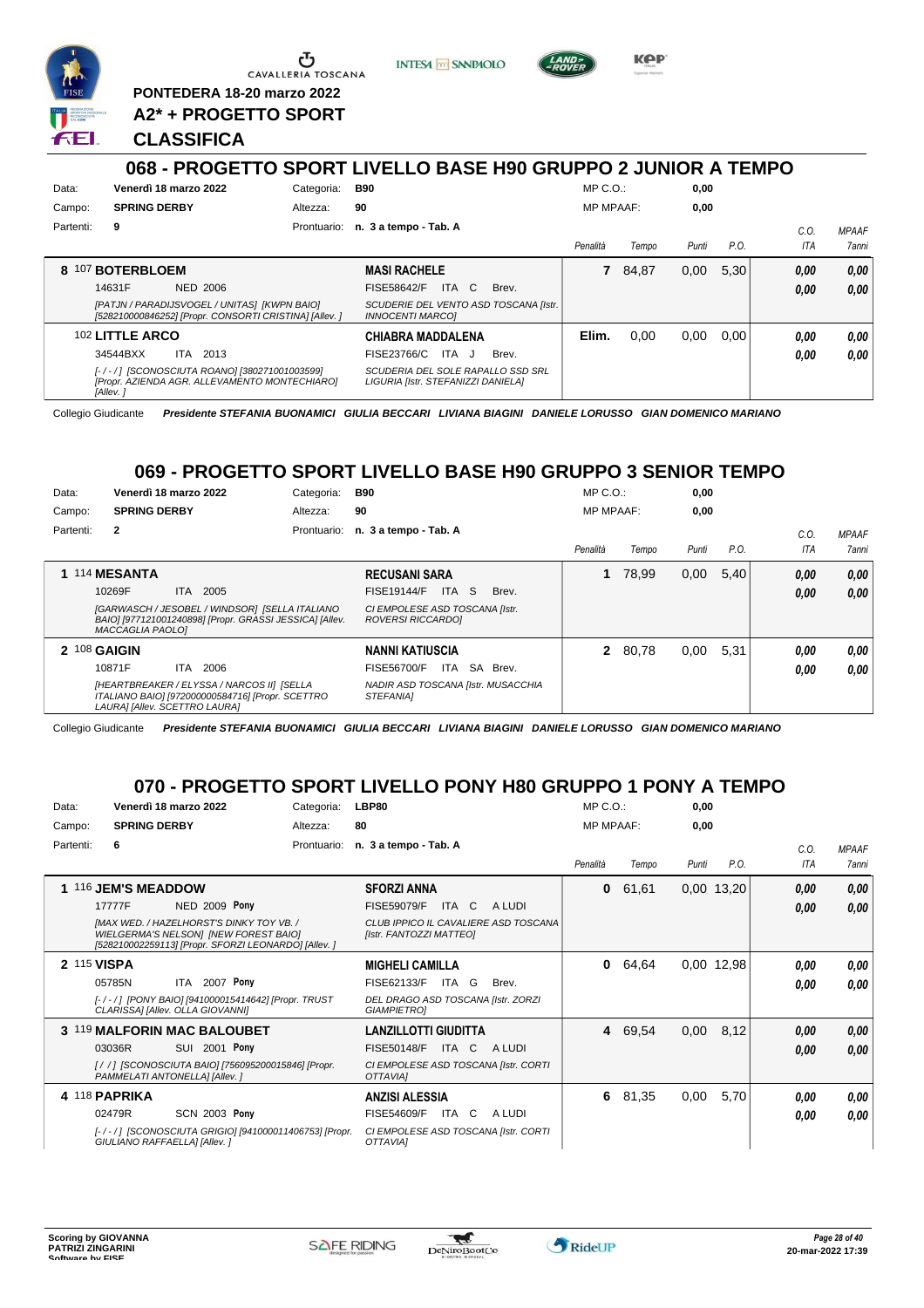CAVALLERIA TOSCANA

**PONTEDERA 18-20 marzo 2022**

## A2* + PROGETTO SPORT

## CLASSIFICA

### 068 - PROGETTO SPORT LIVELLO BASE H90 GRUPPO 2 JUNIOR A TEMPO

Data: **Venerdì 18 marzo 2022** Categoria: **B90** MP C.O.: **0,00**
Campo: **SPRING DERBY** Altezza: **90** MP MPAAF: **0,00**
Partenti: **9** Prontuario: **n. 3 a tempo - Tab. A**

| Cl. | Cavallo | Cavaliere | Penalità | Tempo | Punti | P.O. | C.O. ITA | MPAAF 7anni |
|---|---|---|---|---|---|---|---|---|
| 8 | 107 **BOTERBLOEM** 14631F NED 2006 *[PATJN / PARADIJSVOGEL / UNITAS] [KWPN BAIO] [528210000846252] [Propr. CONSORTI CRISTINA] [Allev. ]* | **MASI RACHELE** FISE58642/F ITA C Brev. *SCUDERIE DEL VENTO ASD TOSCANA [Istr. INNOCENTI MARCO]* | 7 | 84,87 | 0,00 | 5,30 | 0,00 / 0,00 | 0,00 / 0,00 |
| | 102 **LITTLE ARCO** 34544BXX ITA 2013 *[-/-/] [SCONOSCIUTA ROANO] [380271001003599] [Propr. AZIENDA AGR. ALLEVAMENTO MONTECHIARO] [Allev. ]* | **CHIABRA MADDALENA** FISE23766/C ITA J Brev. *SCUDERIA DEL SOLE RAPALLO SSD SRL LIGURIA [Istr. STEFANIZZI DANIELA]* | Elim. | 0,00 | 0,00 | 0,00 | 0,00 / 0,00 | 0,00 / 0,00 |

Collegio Giudicante *Presidente STEFANIA BUONAMICI GIULIA BECCARI LIVIANA BIAGINI DANIELE LORUSSO GIAN DOMENICO MARIANO*

### 069 - PROGETTO SPORT LIVELLO BASE H90 GRUPPO 3 SENIOR TEMPO

Data: **Venerdì 18 marzo 2022** Categoria: **B90** MP C.O.: **0,00**
Campo: **SPRING DERBY** Altezza: **90** MP MPAAF: **0,00**
Partenti: **2** Prontuario: **n. 3 a tempo - Tab. A**

| Cl. | Cavallo | Cavaliere | Penalità | Tempo | Punti | P.O. | C.O. ITA | MPAAF 7anni |
|---|---|---|---|---|---|---|---|---|
| 1 | 114 **MESANTA** 10269F ITA 2005 *[GARWASCH / JESOBEL / WINDSOR] [SELLA ITALIANO BAIO] [977121001240898] [Propr. GRASSI JESSICA] [Allev. MACCAGLIA PAOLO]* | **RECUSANI SARA** FISE19144/F ITA S Brev. *CI EMPOLESE ASD TOSCANA [Istr. ROVERSI RICCARDO]* | 1 | 78,99 | 0,00 | 5,40 | 0,00 / 0,00 | 0,00 / 0,00 |
| 2 | 108 **GAIGIN** 10871F ITA 2006 *[HEARTBREAKER / ELYSSA / NARCOS II] [SELLA ITALIANO BAIO] [972000000584716] [Propr. SCETTRO LAURA] [Allev. SCETTRO LAURA]* | **NANNI KATIUSCIA** FISE56700/F ITA SA Brev. *NADIR ASD TOSCANA [Istr. MUSACCHIA STEFANIA]* | 2 | 80,78 | 0,00 | 5,31 | 0,00 / 0,00 | 0,00 / 0,00 |

Collegio Giudicante *Presidente STEFANIA BUONAMICI GIULIA BECCARI LIVIANA BIAGINI DANIELE LORUSSO GIAN DOMENICO MARIANO*

### 070 - PROGETTO SPORT LIVELLO PONY H80 GRUPPO 1 PONY A TEMPO

Data: **Venerdì 18 marzo 2022** Categoria: **LBP80** MP C.O.: **0,00**
Campo: **SPRING DERBY** Altezza: **80** MP MPAAF: **0,00**
Partenti: **6** Prontuario: **n. 3 a tempo - Tab. A**

| Cl. | Cavallo | Cavaliere | Penalità | Tempo | Punti | P.O. | C.O. ITA | MPAAF 7anni |
|---|---|---|---|---|---|---|---|---|
| 1 | 116 **JEM'S MEADDOW** 17777F NED 2009 **Pony** *[MAX WED. / HAZELHORST'S DINKY TOY VB. / WIELGERMA'S NELSON] [NEW FOREST BAIO] [528210002259113] [Propr. SFORZI LEONARDO] [Allev. ]* | **SFORZI ANNA** FISE59079/F ITA C A LUDI *CLUB IPPICO IL CAVALIERE ASD TOSCANA [Istr. FANTOZZI MATTEO]* | 0 | 61,61 | 0,00 | 13,20 | 0,00 / 0,00 | 0,00 / 0,00 |
| 2 | 115 **VISPA** 05785N ITA 2007 **Pony** *[-/-/] [PONY BAIO] [941000015414642] [Propr. TRUST CLARISSA] [Allev. OLLA GIOVANNI]* | **MIGHELI CAMILLA** FISE62133/F ITA G Brev. *DEL DRAGO ASD TOSCANA [Istr. ZORZI GIAMPIETRO]* | 0 | 64,64 | 0,00 | 12,98 | 0,00 / 0,00 | 0,00 / 0,00 |
| 3 | 119 **MALFORIN MAC BALOUBET** 03036R SUI 2001 **Pony** *[/ /] [SCONOSCIUTA BAIO] [756095200015846] [Propr. PAMMELATI ANTONELLA] [Allev. ]* | **LANZILLOTTI GIUDITTA** FISE50148/F ITA C A LUDI *CI EMPOLESE ASD TOSCANA [Istr. CORTI OTTAVIA]* | 4 | 69,54 | 0,00 | 8,12 | 0,00 / 0,00 | 0,00 / 0,00 |
| 4 | 118 **PAPRIKA** 02479R SCN 2003 **Pony** *[-/-/] [SCONOSCIUTA GRIGIO] [941000011406753] [Propr. GIULIANO RAFFAELLA] [Allev. ]* | **ANZISI ALESSIA** FISE54609/F ITA C A LUDI *CI EMPOLESE ASD TOSCANA [Istr. CORTI OTTAVIA]* | 6 | 81,35 | 0,00 | 5,70 | 0,00 / 0,00 | 0,00 / 0,00 |

Scoring by GIOVANNA PATRIZI ZINGARINI
20-mar-2022 17:39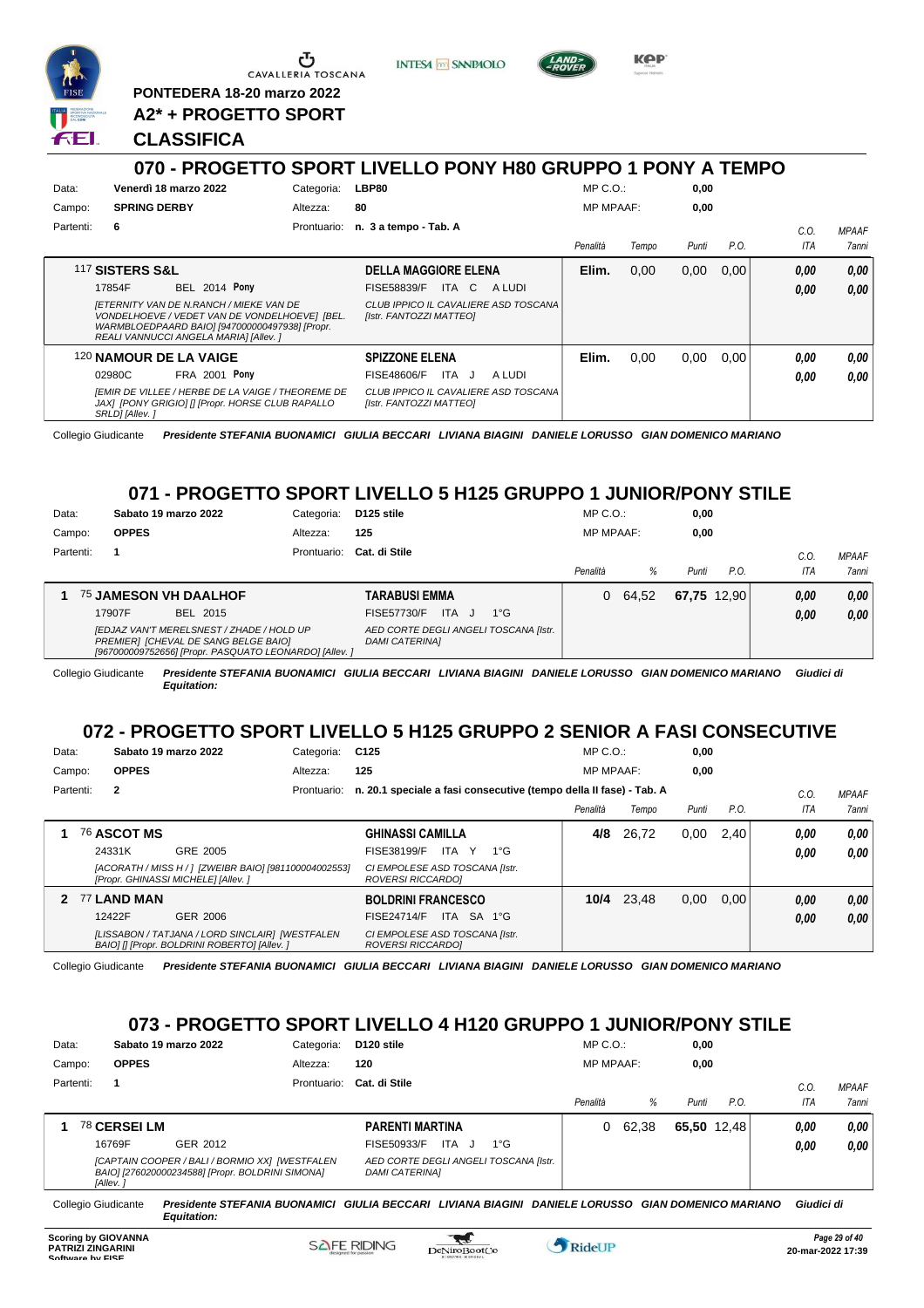PONTEDERA 18-20 marzo 2022

**A2* + PROGETTO SPORT**

**CLASSIFICA**

## 070 - PROGETTO SPORT LIVELLO PONY H80 GRUPPO 1 PONY A TEMPO

| Data: | Venerdì 18 marzo 2022 | Categoria: | LBP80 | MP C.O.: | 0,00 |
|---|---|---|---|---|---|
| Campo: | SPRING DERBY | Altezza: | 80 | MP MPAAF: | 0,00 |
| Partenti: | 6 | Prontuario: | n. 3 a tempo - Tab. A | | |

| | Cavallo | Cavaliere | Penalità | Tempo | Punti | P.O. | C.O. ITA | MPAAF 7anni |
|---|---|---|---|---|---|---|---|---|
| | 117 **SISTERS S&L** 17854F BEL 2014 **Pony** *[ETERNITY VAN DE N.RANCH / MIEKE VAN DE VONDELHOEVE / VEDET VAN DE VONDELHOEVE] [BEL. WARMBLOEDPAARD BAIO] [947000000497938] [Propr. REALI VANNUCCI ANGELA MARIA] [Allev. ]* | **DELLA MAGGIORE ELENA** FISE58839/F ITA C A LUDI *CLUB IPPICO IL CAVALIERE ASD TOSCANA [Istr. FANTOZZI MATTEO]* | **Elim.** | 0,00 | 0,00 | 0,00 | **0,00** **0,00** | **0,00** **0,00** |
| | 120 **NAMOUR DE LA VAIGE** 02980C FRA 2001 **Pony** *[EMIR DE VILLEE / HERBE DE LA VAIGE / THEOREME DE JAX] [PONY GRIGIO] [] [Propr. HORSE CLUB RAPALLO SRLD] [Allev. ]* | **SPIZZONE ELENA** FISE48606/F ITA J A LUDI *CLUB IPPICO IL CAVALIERE ASD TOSCANA [Istr. FANTOZZI MATTEO]* | **Elim.** | 0,00 | 0,00 | 0,00 | **0,00** **0,00** | **0,00** **0,00** |

Collegio Giudicante *Presidente STEFANIA BUONAMICI GIULIA BECCARI LIVIANA BIAGINI DANIELE LORUSSO GIAN DOMENICO MARIANO*

## 071 - PROGETTO SPORT LIVELLO 5 H125 GRUPPO 1 JUNIOR/PONY STILE

| Data: | Sabato 19 marzo 2022 | Categoria: | D125 stile | MP C.O.: | 0,00 |
|---|---|---|---|---|---|
| Campo: | OPPES | Altezza: | 125 | MP MPAAF: | 0,00 |
| Partenti: | 1 | Prontuario: | Cat. di Stile | | |

| | Cavallo | Cavaliere | Penalità | % | Punti | P.O. | C.O. ITA | MPAAF 7anni |
|---|---|---|---|---|---|---|---|---|
| 1 | 75 **JAMESON VH DAALHOF** 17907F BEL 2015 *[EDJAZ VAN'T MERELSNEST / ZHADE / HOLD UP PREMIER] [CHEVAL DE SANG BELGE BAIO] [967000009752656] [Propr. PASQUATO LEONARDO] [Allev. ]* | **TARABUSI EMMA** FISE57730/F ITA J 1°G *AED CORTE DEGLI ANGELI TOSCANA [Istr. DAMI CATERINA]* | 0 | 64,52 | **67,75** | 12,90 | **0,00** **0,00** | **0,00** **0,00** |

Collegio Giudicante *Presidente STEFANIA BUONAMICI GIULIA BECCARI LIVIANA BIAGINI DANIELE LORUSSO GIAN DOMENICO MARIANO Giudici di Equitation:*

## 072 - PROGETTO SPORT LIVELLO 5 H125 GRUPPO 2 SENIOR A FASI CONSECUTIVE

| Data: | Sabato 19 marzo 2022 | Categoria: | C125 | MP C.O.: | 0,00 |
|---|---|---|---|---|---|
| Campo: | OPPES | Altezza: | 125 | MP MPAAF: | 0,00 |
| Partenti: | 2 | Prontuario: | n. 20.1 speciale a fasi consecutive (tempo della II fase) - Tab. A | | |

| | Cavallo | Cavaliere | Penalità | Tempo | Punti | P.O. | C.O. ITA | MPAAF 7anni |
|---|---|---|---|---|---|---|---|---|
| 1 | 76 **ASCOT MS** 24331K GRE 2005 *[ACORATH / MISS H / ] [ZWEIBR BAIO] [981100004002553] [Propr. GHINASSI MICHELE] [Allev. ]* | **GHINASSI CAMILLA** FISE38199/F ITA Y 1°G *CI EMPOLESE ASD TOSCANA [Istr. ROVERSI RICCARDO]* | **4/8** | 26,72 | 0,00 | 2,40 | **0,00** **0,00** | **0,00** **0,00** |
| 2 | 77 **LAND MAN** 12422F GER 2006 *[LISSABON / TATJANA / LORD SINCLAIR] [WESTFALEN BAIO] [] [Propr. BOLDRINI ROBERTO] [Allev. ]* | **BOLDRINI FRANCESCO** FISE24714/F ITA SA 1°G *CI EMPOLESE ASD TOSCANA [Istr. ROVERSI RICCARDO]* | **10/4** | 23,48 | 0,00 | 0,00 | **0,00** **0,00** | **0,00** **0,00** |

Collegio Giudicante *Presidente STEFANIA BUONAMICI GIULIA BECCARI LIVIANA BIAGINI DANIELE LORUSSO GIAN DOMENICO MARIANO*

## 073 - PROGETTO SPORT LIVELLO 4 H120 GRUPPO 1 JUNIOR/PONY STILE

| Data: | Sabato 19 marzo 2022 | Categoria: | D120 stile | MP C.O.: | 0,00 |
|---|---|---|---|---|---|
| Campo: | OPPES | Altezza: | 120 | MP MPAAF: | 0,00 |
| Partenti: | 1 | Prontuario: | Cat. di Stile | | |

| | Cavallo | Cavaliere | Penalità | % | Punti | P.O. | C.O. ITA | MPAAF 7anni |
|---|---|---|---|---|---|---|---|---|
| 1 | 78 **CERSEI LM** 16769F GER 2012 *[CAPTAIN COOPER / BALI / BORMIO XX] [WESTFALEN BAIO] [276020000234588] [Propr. BOLDRINI SIMONA] [Allev. ]* | **PARENTI MARTINA** FISE50933/F ITA J 1°G *AED CORTE DEGLI ANGELI TOSCANA [Istr. DAMI CATERINA]* | 0 | 62,38 | **65,50** | 12,48 | **0,00** **0,00** | **0,00** **0,00** |

Collegio Giudicante *Presidente STEFANIA BUONAMICI GIULIA BECCARI LIVIANA BIAGINI DANIELE LORUSSO GIAN DOMENICO MARIANO Giudici di Equitation:*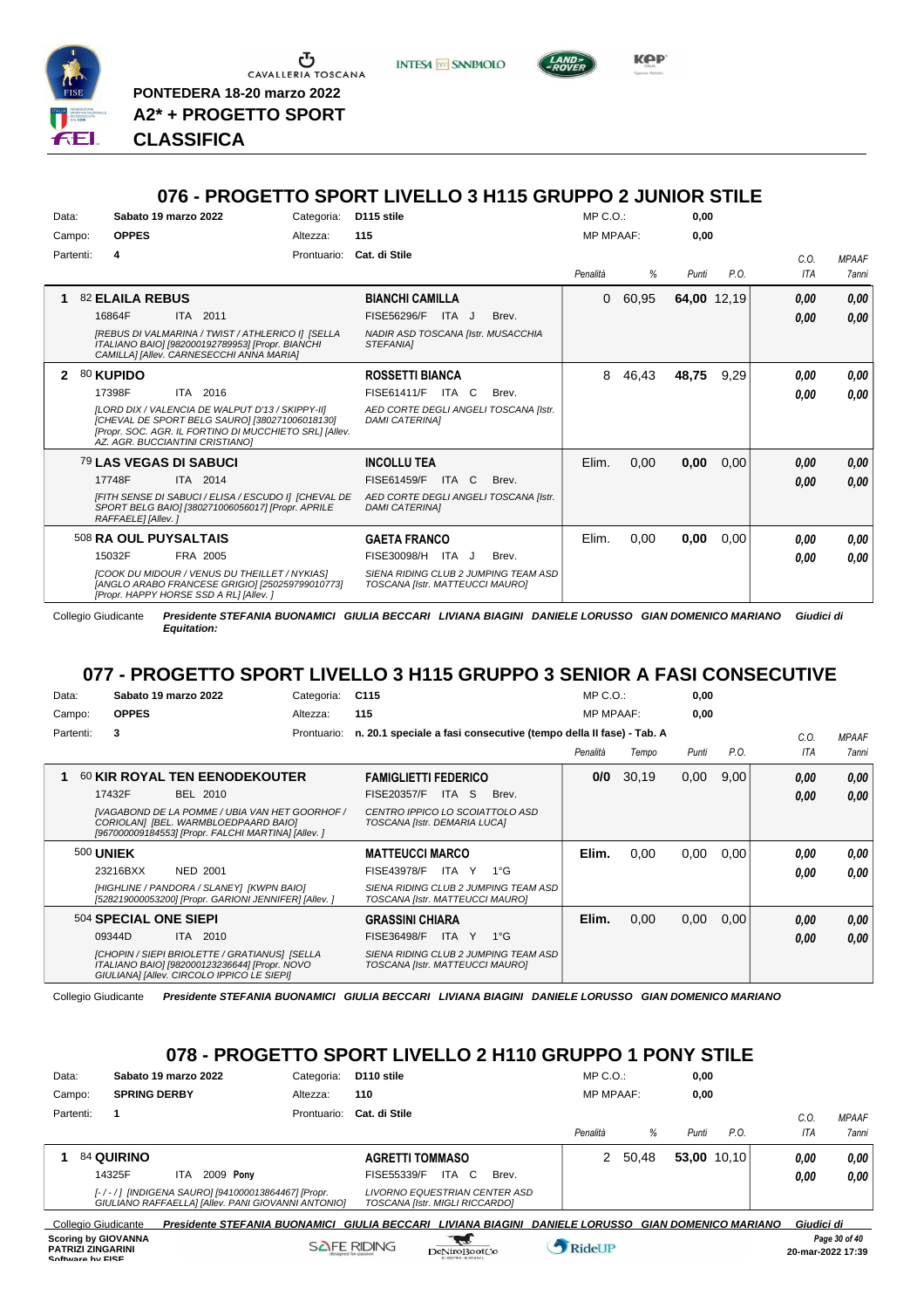PONTEDERA 18-20 marzo 2022

A2* + PROGETTO SPORT

CLASSIFICA

## 076 - PROGETTO SPORT LIVELLO 3 H115 GRUPPO 2 JUNIOR STILE

Data: Sabato 19 marzo 2022 — Categoria: D115 stile — MP C.O.: 0,00
Campo: OPPES — Altezza: 115 — MP MPAAF: 0,00
Partenti: 4 — Prontuario: Cat. di Stile

| | Cavallo | Cavaliere | Penalità | % | Punti | P.O. | C.O. ITA | MPAAF 7anni |
|---|---|---|---|---|---|---|---|---|
| 1 | 82 **ELAILA REBUS** 16864F ITA 2011 *[REBUS DI VALMARINA / TWIST / ATHLERICO I] [SELLA ITALIANO BAIO] [982000192789953] [Propr. BIANCHI CAMILLA] [Allev. CARNESECCHI ANNA MARIA]* | **BIANCHI CAMILLA** FISE56296/F ITA J Brev. *NADIR ASD TOSCANA [Istr. MUSACCHIA STEFANIA]* | 0 | 60,95 | 64,00 | 12,19 | 0,00 / 0,00 | 0,00 / 0,00 |
| 2 | 80 **KUPIDO** 17398F ITA 2016 *[LORD DIX / VALENCIA DE WALPUT D'13 / SKIPPY-II] [CHEVAL DE SPORT BELG SAURO] [380271006018130] [Propr. SOC. AGR. IL FORTINO DI MUCCHIETO SRL] [Allev. AZ. AGR. BUCCIANTINI CRISTIANO]* | **ROSSETTI BIANCA** FISE61411/F ITA C Brev. *AED CORTE DEGLI ANGELI TOSCANA [Istr. DAMI CATERINA]* | 8 | 46,43 | 48,75 | 9,29 | 0,00 / 0,00 | 0,00 / 0,00 |
| | 79 **LAS VEGAS DI SABUCI** 17748F ITA 2014 *[FITH SENSE DI SABUCI / ELISA / ESCUDO I] [CHEVAL DE SPORT BELG BAIO] [380271006056017] [Propr. APRILE RAFFAELE] [Allev. ]* | **INCOLLU TEA** FISE61459/F ITA C Brev. *AED CORTE DEGLI ANGELI TOSCANA [Istr. DAMI CATERINA]* | Elim. | 0,00 | 0,00 | 0,00 | 0,00 / 0,00 | 0,00 / 0,00 |
| | 508 **RA OUL PUYSALTAIS** 15032F FRA 2005 *[COOK DU MIDOUR / VENUS DU THEILLET / NYKIAS] [ANGLO ARABO FRANCESE GRIGIO] [250259799010773] [Propr. HAPPY HORSE SSD A RL] [Allev. ]* | **GAETA FRANCO** FISE30098/H ITA J Brev. *SIENA RIDING CLUB 2 JUMPING TEAM ASD TOSCANA [Istr. MATTEUCCI MAURO]* | Elim. | 0,00 | 0,00 | 0,00 | 0,00 / 0,00 | 0,00 / 0,00 |

Collegio Giudicante *Presidente STEFANIA BUONAMICI GIULIA BECCARI LIVIANA BIAGINI DANIELE LORUSSO GIAN DOMENICO MARIANO Giudici di Equitation:*

## 077 - PROGETTO SPORT LIVELLO 3 H115 GRUPPO 3 SENIOR A FASI CONSECUTIVE

Data: Sabato 19 marzo 2022 — Categoria: C115 — MP C.O.: 0,00
Campo: OPPES — Altezza: 115 — MP MPAAF: 0,00
Partenti: 3 — Prontuario: n. 20.1 speciale a fasi consecutive (tempo della II fase) - Tab. A

| | Cavallo | Cavaliere | Penalità | Tempo | Punti | P.O. | C.O. ITA | MPAAF 7anni |
|---|---|---|---|---|---|---|---|---|
| 1 | 60 **KIR ROYAL TEN EENODEKOUTER** 17432F BEL 2010 *[VAGABOND DE LA POMME / UBIA VAN HET GOORHOF / CORIOLAN] [BEL. WARMBLOEDPAARD BAIO] [967000009184553] [Propr. FALCHI MARTINA] [Allev. ]* | **FAMIGLIETTI FEDERICO** FISE20357/F ITA S Brev. *CENTRO IPPICO LO SCOIATTOLO ASD TOSCANA [Istr. DEMARIA LUCA]* | 0/0 | 30,19 | 0,00 | 9,00 | 0,00 / 0,00 | 0,00 / 0,00 |
| | 500 **UNIEK** 23216BXX NED 2001 *[HIGHLINE / PANDORA / SLANEY] [KWPN BAIO] [528219000053200] [Propr. GARIONI JENNIFER] [Allev. ]* | **MATTEUCCI MARCO** FISE43978/F ITA Y 1°G *SIENA RIDING CLUB 2 JUMPING TEAM ASD TOSCANA [Istr. MATTEUCCI MAURO]* | Elim. | 0,00 | 0,00 | 0,00 | 0,00 / 0,00 | 0,00 / 0,00 |
| | 504 **SPECIAL ONE SIEPI** 09344D ITA 2010 *[CHOPIN / SIEPI BRIOLETTE / GRATIANUS] [SELLA ITALIANO BAIO] [982000123236644] [Propr. NOVO GIULIANA] [Allev. CIRCOLO IPPICO LE SIEPI]* | **GRASSINI CHIARA** FISE36498/F ITA Y 1°G *SIENA RIDING CLUB 2 JUMPING TEAM ASD TOSCANA [Istr. MATTEUCCI MAURO]* | Elim. | 0,00 | 0,00 | 0,00 | 0,00 / 0,00 | 0,00 / 0,00 |

Collegio Giudicante *Presidente STEFANIA BUONAMICI GIULIA BECCARI LIVIANA BIAGINI DANIELE LORUSSO GIAN DOMENICO MARIANO*

## 078 - PROGETTO SPORT LIVELLO 2 H110 GRUPPO 1 PONY STILE

Data: Sabato 19 marzo 2022 — Categoria: D110 stile — MP C.O.: 0,00
Campo: SPRING DERBY — Altezza: 110 — MP MPAAF: 0,00
Partenti: 1 — Prontuario: Cat. di Stile

| | Cavallo | Cavaliere | Penalità | % | Punti | P.O. | C.O. ITA | MPAAF 7anni |
|---|---|---|---|---|---|---|---|---|
| 1 | 84 **QUIRINO** 14325F ITA 2009 **Pony** *[- / - / ] [INDIGENA SAURO] [941000013864467] [Propr. GIULIANO RAFFAELLA] [Allev. PANI GIOVANNI ANTONIO]* | **AGRETTI TOMMASO** FISE55339/F ITA C Brev. *LIVORNO EQUESTRIAN CENTER ASD TOSCANA [Istr. MIGLI RICCARDO]* | 2 | 50,48 | 53,00 | 10,10 | 0,00 / 0,00 | 0,00 / 0,00 |

Collegio Giudicante *Presidente STEFANIA BUONAMICI GIULIA BECCARI LIVIANA BIAGINI DANIELE LORUSSO GIAN DOMENICO MARIANO Giudici di*

Scoring by GIOVANNA PATRIZI ZINGARINI — 20-mar-2022 17:39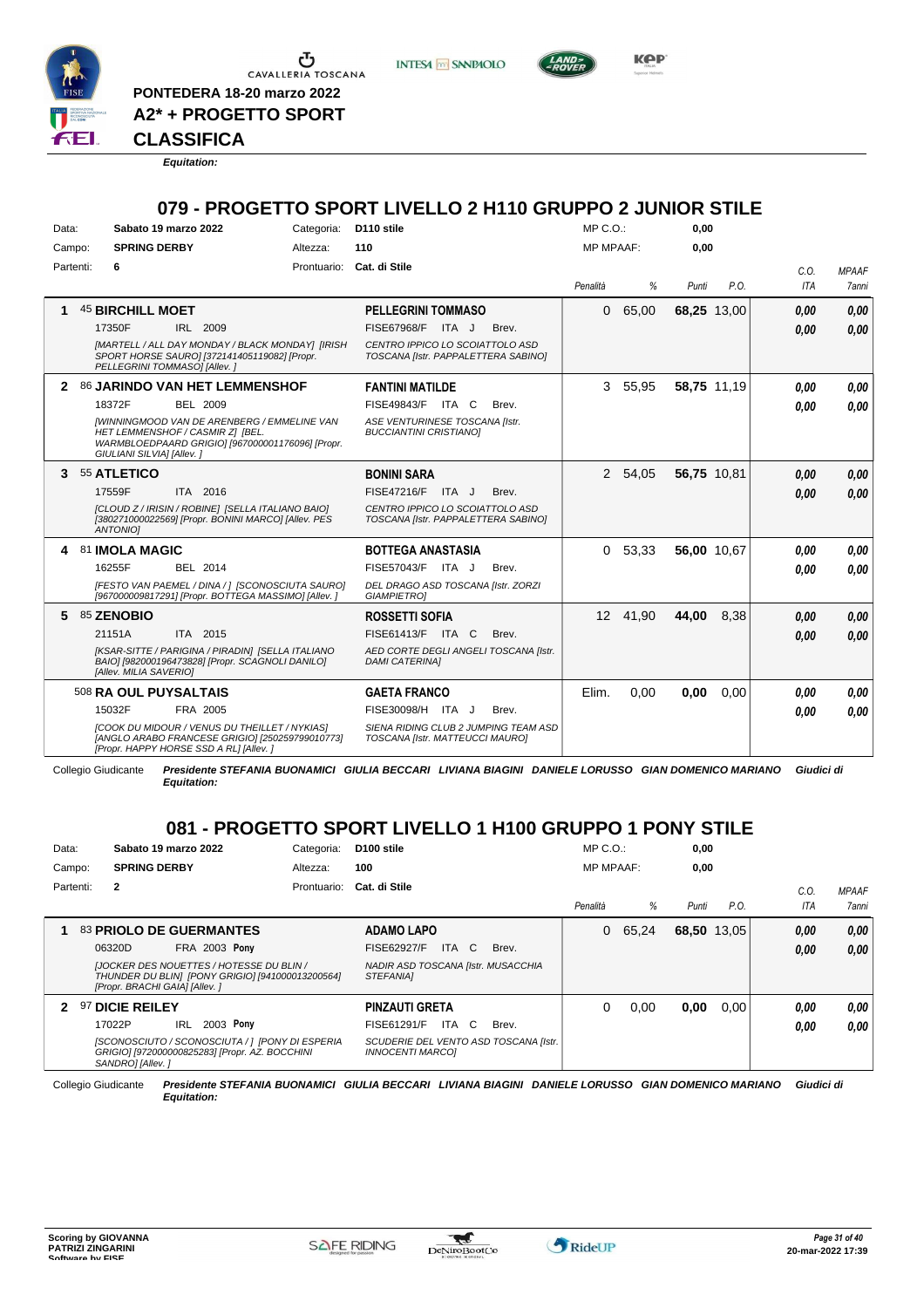PONTEDERA 18-20 marzo 2022

**A2* + PROGETTO SPORT**

**CLASSIFICA**

*Equitation:*

## 079 - PROGETTO SPORT LIVELLO 2 H110 GRUPPO 2 JUNIOR STILE

Data: **Sabato 19 marzo 2022** Categoria: **D110 stile** MP C.O.: **0,00**
Campo: **SPRING DERBY** Altezza: **110** MP MPAAF: **0,00**
Partenti: **6** Prontuario: **Cat. di Stile**

| | Cavallo | Cavaliere | Penalità | % | Punti | P.O. | C.O. ITA | MPAAF 7anni |
|---|---|---|---|---|---|---|---|---|
| 1 | 45 **BIRCHILL MOET** 17350F IRL 2009 *[MARTELL / ALL DAY MONDAY / BLACK MONDAY] [IRISH SPORT HORSE SAURO] [372141405119082] [Propr. PELLEGRINI TOMMASO] [Allev. ]* | **PELLEGRINI TOMMASO** FISE67968/F ITA J Brev. *CENTRO IPPICO LO SCOIATTOLO ASD TOSCANA [Istr. PAPPALETTERA SABINO]* | 0 | 65,00 | **68,25** | 13,00 | **0,00** **0,00** | **0,00** **0,00** |
| 2 | 86 **JARINDO VAN HET LEMMENSHOF** 18372F BEL 2009 *[WINNINGMOOD VAN DE ARENBERG / EMMELINE VAN HET LEMMENSHOF / CASMIR Z] [BEL. WARMBLOEDPAARD GRIGIO] [967000001176096] [Propr. GIULIANI SILVIA] [Allev. ]* | **FANTINI MATILDE** FISE49843/F ITA C Brev. *ASE VENTURINESE TOSCANA [Istr. BUCCIANTINI CRISTIANO]* | 3 | 55,95 | **58,75** | 11,19 | **0,00** **0,00** | **0,00** **0,00** |
| 3 | 55 **ATLETICO** 17559F ITA 2016 *[CLOUD Z / IRISIN / ROBINE] [SELLA ITALIANO BAIO] [380271000022569] [Propr. BONINI MARCO] [Allev. PES ANTONIO]* | **BONINI SARA** FISE47216/F ITA J Brev. *CENTRO IPPICO LO SCOIATTOLO ASD TOSCANA [Istr. PAPPALETTERA SABINO]* | 2 | 54,05 | **56,75** | 10,81 | **0,00** **0,00** | **0,00** **0,00** |
| 4 | 81 **IMOLA MAGIC** 16255F BEL 2014 *[FESTO VAN PAEMEL / DINA / ] [SCONOSCIUTA SAURO] [967000009817291] [Propr. BOTTEGA MASSIMO] [Allev. ]* | **BOTTEGA ANASTASIA** FISE57043/F ITA J Brev. *DEL DRAGO ASD TOSCANA [Istr. ZORZI GIAMPIETRO]* | 0 | 53,33 | **56,00** | 10,67 | **0,00** **0,00** | **0,00** **0,00** |
| 5 | 85 **ZENOBIO** 21151A ITA 2015 *[KSAR-SITTE / PARIGINA / PIRADIN] [SELLA ITALIANO BAIO] [982000196473828] [Propr. SCAGNOLI DANILO] [Allev. MILIA SAVERIO]* | **ROSSETTI SOFIA** FISE61413/F ITA C Brev. *AED CORTE DEGLI ANGELI TOSCANA [Istr. DAMI CATERINA]* | 12 | 41,90 | **44,00** | 8,38 | **0,00** **0,00** | **0,00** **0,00** |
| | 508 **RA OUL PUYSALTAIS** 15032F FRA 2005 *[COOK DU MIDOUR / VENUS DU THEILLET / NYKIAS] [ANGLO ARABO FRANCESE GRIGIO] [250259799010773] [Propr. HAPPY HORSE SSD A RL] [Allev. ]* | **GAETA FRANCO** FISE30098/H ITA J Brev. *SIENA RIDING CLUB 2 JUMPING TEAM ASD TOSCANA [Istr. MATTEUCCI MAURO]* | Elim. | 0,00 | **0,00** | 0,00 | **0,00** **0,00** | **0,00** **0,00** |

Collegio Giudicante *Presidente STEFANIA BUONAMICI GIULIA BECCARI LIVIANA BIAGINI DANIELE LORUSSO GIAN DOMENICO MARIANO Giudici di Equitation:*

## 081 - PROGETTO SPORT LIVELLO 1 H100 GRUPPO 1 PONY STILE

Data: **Sabato 19 marzo 2022** Categoria: **D100 stile** MP C.O.: **0,00**
Campo: **SPRING DERBY** Altezza: **100** MP MPAAF: **0,00**
Partenti: **2** Prontuario: **Cat. di Stile**

| | Cavallo | Cavaliere | Penalità | % | Punti | P.O. | C.O. ITA | MPAAF 7anni |
|---|---|---|---|---|---|---|---|---|
| 1 | 83 **PRIOLO DE GUERMANTES** 06320D FRA 2003 **Pony** *[JOCKER DES NOUETTES / HOTESSE DU BLIN / THUNDER DU BLIN] [PONY GRIGIO] [941000013200564] [Propr. BRACHI GAIA] [Allev. ]* | **ADAMO LAPO** FISE62927/F ITA C Brev. *NADIR ASD TOSCANA [Istr. MUSACCHIA STEFANIA]* | 0 | 65,24 | **68,50** | 13,05 | **0,00** **0,00** | **0,00** **0,00** |
| 2 | 97 **DICIE REILEY** 17022P IRL 2003 **Pony** *[SCONOSCIUTO / SCONOSCIUTA / ] [PONY DI ESPERIA GRIGIO] [972000000825283] [Propr. AZ. BOCCHINI SANDRO] [Allev. ]* | **PINZAUTI GRETA** FISE61291/F ITA C Brev. *SCUDERIE DEL VENTO ASD TOSCANA [Istr. INNOCENTI MARCO]* | 0 | 0,00 | **0,00** | 0,00 | **0,00** **0,00** | **0,00** **0,00** |

Collegio Giudicante *Presidente STEFANIA BUONAMICI GIULIA BECCARI LIVIANA BIAGINI DANIELE LORUSSO GIAN DOMENICO MARIANO Giudici di Equitation:*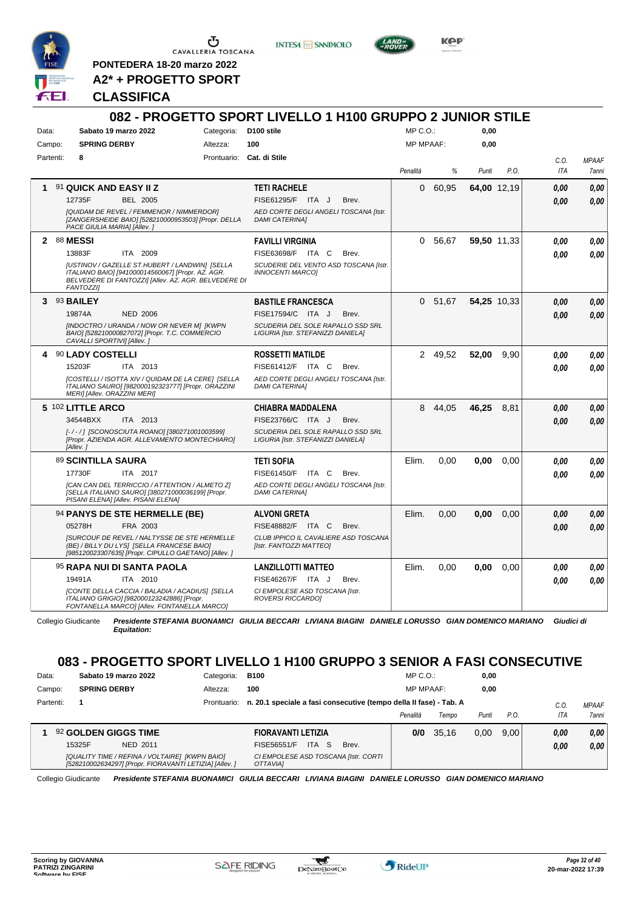PONTEDERA 18-20 marzo 2022

**A2\* + PROGETTO SPORT**

**CLASSIFICA**

## 082 - PROGETTO SPORT LIVELLO 1 H100 GRUPPO 2 JUNIOR STILE

Data: **Sabato 19 marzo 2022** Categoria: **D100 stile** MP C.O.: **0,00**
Campo: **SPRING DERBY** Altezza: **100** MP MPAAF: **0,00**
Partenti: **8** Prontuario: **Cat. di Stile**

| | Cavallo | Cavaliere | Penalità | % | Punti | P.O. | C.O. ITA | MPAAF 7anni |
|---|---|---|---|---|---|---|---|---|
| 1 | 91 **QUICK AND EASY II Z** 12735F BEL 2005 *[QUIDAM DE REVEL / FEMMENOR / NIMMERDOR] [ZANGERSHEIDE BAIO] [528210000953503] [Propr. DELLA PACE GIULIA MARIA] [Allev. ]* | **TETI RACHELE** FISE61295/F ITA J Brev. *AED CORTE DEGLI ANGELI TOSCANA [Istr. DAMI CATERINA]* | 0 | 60,95 | **64,00** | 12,19 | *0,00* *0,00* | *0,00* *0,00* |
| 2 | 88 **MESSI** 13883F ITA 2009 *[USTINOV / GAZELLE ST.HUBERT / LANDWIN] [SELLA ITALIANO BAIO] [941000014560067] [Propr. AZ. AGR. BELVEDERE DI FANTOZZI] [Allev. AZ. AGR. BELVEDERE DI FANTOZZI]* | **FAVILLI VIRGINIA** FISE63698/F ITA C Brev. *SCUDERIE DEL VENTO ASD TOSCANA [Istr. INNOCENTI MARCO]* | 0 | 56,67 | **59,50** | 11,33 | *0,00* *0,00* | *0,00* *0,00* |
| 3 | 93 **BAILEY** 19874A NED 2006 *[INDOCTRO / URANDA / NOW OR NEVER M] [KWPN BAIO] [528210000827072] [Propr. T.C. COMMERCIO CAVALLI SPORTIVI] [Allev. ]* | **BASTILE FRANCESCA** FISE17594/C ITA J Brev. *SCUDERIA DEL SOLE RAPALLO SSD SRL LIGURIA [Istr. STEFANIZZI DANIELA]* | 0 | 51,67 | **54,25** | 10,33 | *0,00* *0,00* | *0,00* *0,00* |
| 4 | 90 **LADY COSTELLI** 15203F ITA 2013 *[COSTELLI / ISOTTA XIV / QUIDAM DE LA CERE] [SELLA ITALIANO SAURO] [982000192323777] [Propr. ORAZZINI MERI] [Allev. ORAZZINI MERI]* | **ROSSETTI MATILDE** FISE61412/F ITA C Brev. *AED CORTE DEGLI ANGELI TOSCANA [Istr. DAMI CATERINA]* | 2 | 49,52 | **52,00** | 9,90 | *0,00* *0,00* | *0,00* *0,00* |
| 5 | 102 **LITTLE ARCO** 34544BXX ITA 2013 *[- / - / ] [SCONOSCIUTA ROANO] [380271001003599] [Propr. AZIENDA AGR. ALLEVAMENTO MONTECHIARO] [Allev. ]* | **CHIABRA MADDALENA** FISE23766/C ITA J Brev. *SCUDERIA DEL SOLE RAPALLO SSD SRL LIGURIA [Istr. STEFANIZZI DANIELA]* | 8 | 44,05 | **46,25** | 8,81 | *0,00* *0,00* | *0,00* *0,00* |
| | 89 **SCINTILLA SAURA** 17730F ITA 2017 *[CAN CAN DEL TERRICCIO / ATTENTION / ALMETO Z] [SELLA ITALIANO SAURO] [380271000036199] [Propr. PISANI ELENA] [Allev. PISANI ELENA]* | **TETI SOFIA** FISE61450/F ITA C Brev. *AED CORTE DEGLI ANGELI TOSCANA [Istr. DAMI CATERINA]* | Elim. | 0,00 | **0,00** | 0,00 | *0,00* *0,00* | *0,00* *0,00* |
| | 94 **PANYS DE STE HERMELLE (BE)** 05278H FRA 2003 *[SURCOUF DE REVEL / NALTYSSE DE STE HERMELLE (BE) / BILLY DU LYS] [SELLA FRANCESE BAIO] [985120023307635] [Propr. CIPULLO GAETANO] [Allev. ]* | **ALVONI GRETA** FISE48882/F ITA C Brev. *CLUB IPPICO IL CAVALIERE ASD TOSCANA [Istr. FANTOZZI MATTEO]* | Elim. | 0,00 | **0,00** | 0,00 | *0,00* *0,00* | *0,00* *0,00* |
| | 95 **RAPA NUI DI SANTA PAOLA** 19491A ITA 2010 *[CONTE DELLA CACCIA / BALADIA / ACADIUS] [SELLA ITALIANO GRIGIO] [982000123242886] [Propr. FONTANELLA MARCO] [Allev. FONTANELLA MARCO]* | **LANZILLOTTI MATTEO** FISE46267/F ITA J Brev. *CI EMPOLESE ASD TOSCANA [Istr. ROVERSI RICCARDO]* | Elim. | 0,00 | **0,00** | 0,00 | *0,00* *0,00* | *0,00* *0,00* |

Collegio Giudicante ***Presidente STEFANIA BUONAMICI GIULIA BECCARI LIVIANA BIAGINI DANIELE LORUSSO GIAN DOMENICO MARIANO Giudici di Equitation:***

## 083 - PROGETTO SPORT LIVELLO 1 H100 GRUPPO 3 SENIOR A FASI CONSECUTIVE

Data: **Sabato 19 marzo 2022** Categoria: **B100** MP C.O.: **0,00**
Campo: **SPRING DERBY** Altezza: **100** MP MPAAF: **0,00**
Partenti: **1** Prontuario: **n. 20.1 speciale a fasi consecutive (tempo della II fase) - Tab. A**

| | Cavallo | Cavaliere | Penalità | Tempo | Punti | P.O. | C.O. ITA | MPAAF 7anni |
|---|---|---|---|---|---|---|---|---|
| 1 | 92 **GOLDEN GIGGS TIME** 15325F NED 2011 *[QUALITY TIME / REFINA / VOLTAIRE] [KWPN BAIO] [528210002634297] [Propr. FIORAVANTI LETIZIA] [Allev. ]* | **FIORAVANTI LETIZIA** FISE56551/F ITA S Brev. *CI EMPOLESE ASD TOSCANA [Istr. CORTI OTTAVIA]* | **0/0** | 35,16 | 0,00 | 9,00 | *0,00* *0,00* | *0,00* *0,00* |

Collegio Giudicante ***Presidente STEFANIA BUONAMICI GIULIA BECCARI LIVIANA BIAGINI DANIELE LORUSSO GIAN DOMENICO MARIANO***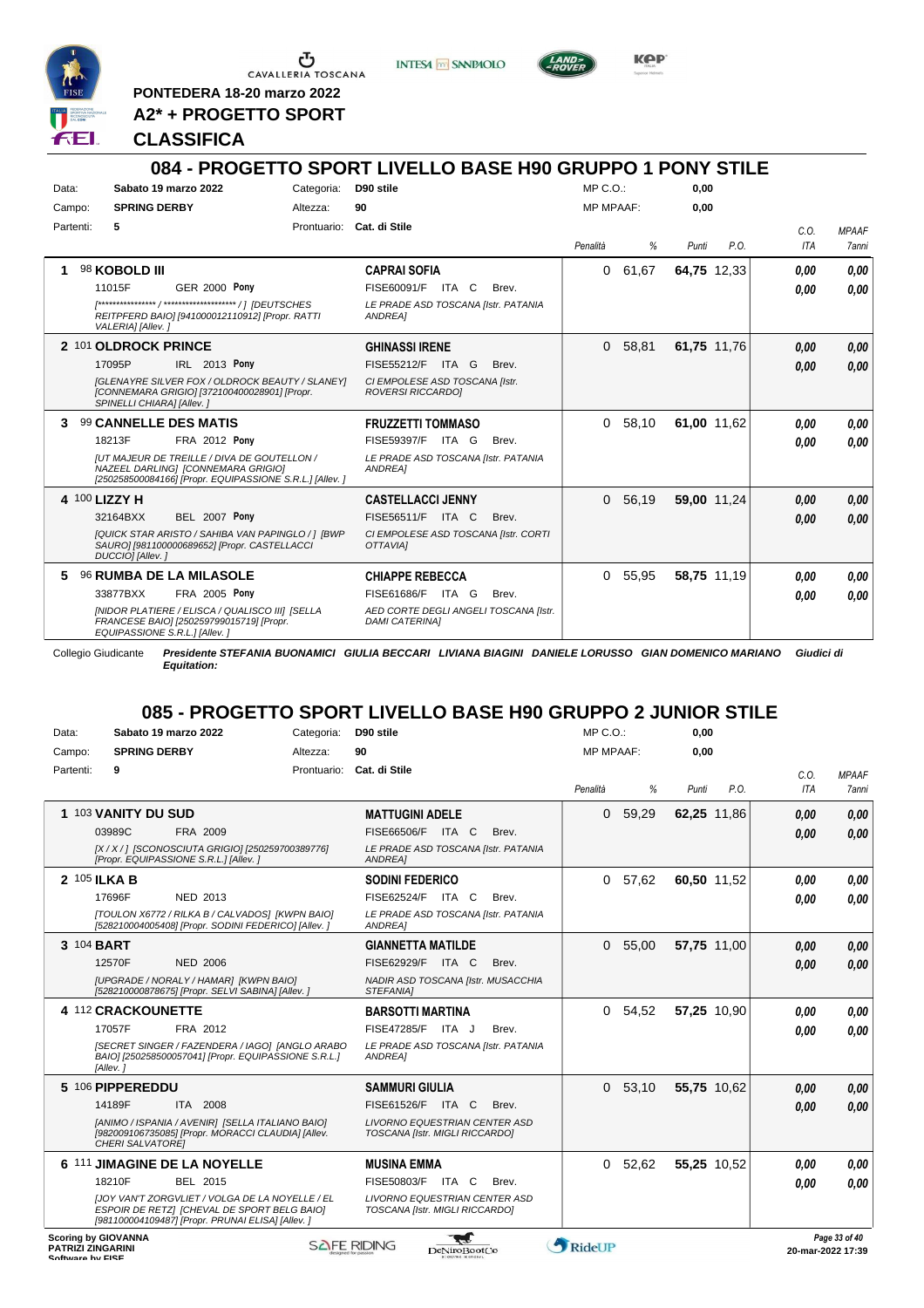PONTEDERA 18-20 marzo 2022

**A2* + PROGETTO SPORT**

**CLASSIFICA**

## 084 - PROGETTO SPORT LIVELLO BASE H90 GRUPPO 1 PONY STILE

Data: **Sabato 19 marzo 2022** Categoria: **D90 stile** MP C.O.: **0,00**
Campo: **SPRING DERBY** Altezza: **90** MP MPAAF: **0,00**
Partenti: **5** Prontuario: **Cat. di Stile**

| | Cavallo | Cavaliere | Penalità | % | Punti | P.O. | C.O. ITA | MPAAF 7anni |
|---|---|---|---|---|---|---|---|---|
| 1 | 98 **KOBOLD III**<br>11015F GER 2000 **Pony**<br>*[**************** / ******************** / ] [DEUTSCHES REITPFERD BAIO] [941000012110912] [Propr. RATTI VALERIA] [Allev. ]* | **CAPRAI SOFIA**<br>FISE60091/F ITA C Brev.<br>*LE PRADE ASD TOSCANA [Istr. PATANIA ANDREA]* | 0 | 61,67 | **64,75** | 12,33 | *0,00*<br>*0,00* | *0,00*<br>*0,00* |
| 2 | 101 **OLDROCK PRINCE**<br>17095P IRL 2013 **Pony**<br>*[GLENAYRE SILVER FOX / OLDROCK BEAUTY / SLANEY] [CONNEMARA GRIGIO] [372100400028901] [Propr. SPINELLI CHIARA] [Allev. ]* | **GHINASSI IRENE**<br>FISE55212/F ITA G Brev.<br>*CI EMPOLESE ASD TOSCANA [Istr. ROVERSI RICCARDO]* | 0 | 58,81 | **61,75** | 11,76 | *0,00*<br>*0,00* | *0,00*<br>*0,00* |
| 3 | 99 **CANNELLE DES MATIS**<br>18213F FRA 2012 **Pony**<br>*[UT MAJEUR DE TREILLE / DIVA DE GOUTELLON / NAZEEL DARLING] [CONNEMARA GRIGIO] [250258500084166] [Propr. EQUIPASSIONE S.R.L.] [Allev. ]* | **FRUZZETTI TOMMASO**<br>FISE59397/F ITA G Brev.<br>*LE PRADE ASD TOSCANA [Istr. PATANIA ANDREA]* | 0 | 58,10 | **61,00** | 11,62 | *0,00*<br>*0,00* | *0,00*<br>*0,00* |
| 4 | 100 **LIZZY H**<br>32164BXX BEL 2007 **Pony**<br>*[QUICK STAR ARISTO / SAHIBA VAN PAPINGLO / ] [BWP SAURO] [981100000689652] [Propr. CASTELLACCI DUCCIO] [Allev. ]* | **CASTELLACCI JENNY**<br>FISE56511/F ITA C Brev.<br>*CI EMPOLESE ASD TOSCANA [Istr. CORTI OTTAVIA]* | 0 | 56,19 | **59,00** | 11,24 | *0,00*<br>*0,00* | *0,00*<br>*0,00* |
| 5 | 96 **RUMBA DE LA MILASOLE**<br>33877BXX FRA 2005 **Pony**<br>*[NIDOR PLATIERE / ELISCA / QUALISCO III] [SELLA FRANCESE BAIO] [250259799015719] [Propr. EQUIPASSIONE S.R.L.] [Allev. ]* | **CHIAPPE REBECCA**<br>FISE61686/F ITA G Brev.<br>*AED CORTE DEGLI ANGELI TOSCANA [Istr. DAMI CATERINA]* | 0 | 55,95 | **58,75** | 11,19 | *0,00*<br>*0,00* | *0,00*<br>*0,00* |

Collegio Giudicante ***Presidente STEFANIA BUONAMICI GIULIA BECCARI LIVIANA BIAGINI DANIELE LORUSSO GIAN DOMENICO MARIANO Giudici di Equitation:***

## 085 - PROGETTO SPORT LIVELLO BASE H90 GRUPPO 2 JUNIOR STILE

Data: **Sabato 19 marzo 2022** Categoria: **D90 stile** MP C.O.: **0,00**
Campo: **SPRING DERBY** Altezza: **90** MP MPAAF: **0,00**
Partenti: **9** Prontuario: **Cat. di Stile**

| | Cavallo | Cavaliere | Penalità | % | Punti | P.O. | C.O. ITA | MPAAF 7anni |
|---|---|---|---|---|---|---|---|---|
| 1 | 103 **VANITY DU SUD**<br>03989C FRA 2009<br>*[X / X / ] [SCONOSCIUTA GRIGIO] [250259700389776] [Propr. EQUIPASSIONE S.R.L.] [Allev. ]* | **MATTUGINI ADELE**<br>FISE66506/F ITA C Brev.<br>*LE PRADE ASD TOSCANA [Istr. PATANIA ANDREA]* | 0 | 59,29 | **62,25** | 11,86 | *0,00*<br>*0,00* | *0,00*<br>*0,00* |
| 2 | 105 **ILKA B**<br>17696F NED 2013<br>*[TOULON X6772 / RILKA B / CALVADOS] [KWPN BAIO] [528210004005408] [Propr. SODINI FEDERICO] [Allev. ]* | **SODINI FEDERICO**<br>FISE62524/F ITA C Brev.<br>*LE PRADE ASD TOSCANA [Istr. PATANIA ANDREA]* | 0 | 57,62 | **60,50** | 11,52 | *0,00*<br>*0,00* | *0,00*<br>*0,00* |
| 3 | 104 **BART**<br>12570F NED 2006<br>*[UPGRADE / NORALY / HAMAR] [KWPN BAIO] [528210000878675] [Propr. SELVI SABINA] [Allev. ]* | **GIANNETTA MATILDE**<br>FISE62929/F ITA C Brev.<br>*NADIR ASD TOSCANA [Istr. MUSACCHIA STEFANIA]* | 0 | 55,00 | **57,75** | 11,00 | *0,00*<br>*0,00* | *0,00*<br>*0,00* |
| 4 | 112 **CRACKOUNETTE**<br>17057F FRA 2012<br>*[SECRET SINGER / FAZENDERA / IAGO] [ANGLO ARABO BAIO] [250258500057041] [Propr. EQUIPASSIONE S.R.L.] [Allev. ]* | **BARSOTTI MARTINA**<br>FISE47285/F ITA J Brev.<br>*LE PRADE ASD TOSCANA [Istr. PATANIA ANDREA]* | 0 | 54,52 | **57,25** | 10,90 | *0,00*<br>*0,00* | *0,00*<br>*0,00* |
| 5 | 106 **PIPPEREDDU**<br>14189F ITA 2008<br>*[ANIMO / ISPANIA / AVENIR] [SELLA ITALIANO BAIO] [982009106735085] [Propr. MORACCI CLAUDIA] [Allev. CHERI SALVATORE]* | **SAMMURI GIULIA**<br>FISE61526/F ITA C Brev.<br>*LIVORNO EQUESTRIAN CENTER ASD TOSCANA [Istr. MIGLI RICCARDO]* | 0 | 53,10 | **55,75** | 10,62 | *0,00*<br>*0,00* | *0,00*<br>*0,00* |
| 6 | 111 **JIMAGINE DE LA NOYELLE**<br>18210F BEL 2015<br>*[JOY VAN'T ZORGVLIET / VOLGA DE LA NOYELLE / EL ESPOIR DE RETZ] [CHEVAL DE SPORT BELG BAIO] [981100004109487] [Propr. PRUNAI ELISA] [Allev. ]* | **MUSINA EMMA**<br>FISE50803/F ITA C Brev.<br>*LIVORNO EQUESTRIAN CENTER ASD TOSCANA [Istr. MIGLI RICCARDO]* | 0 | 52,62 | **55,25** | 10,52 | *0,00*<br>*0,00* | *0,00*<br>*0,00* |

Scoring by GIOVANNA PATRIZI ZINGARINI — 20-mar-2022 17:39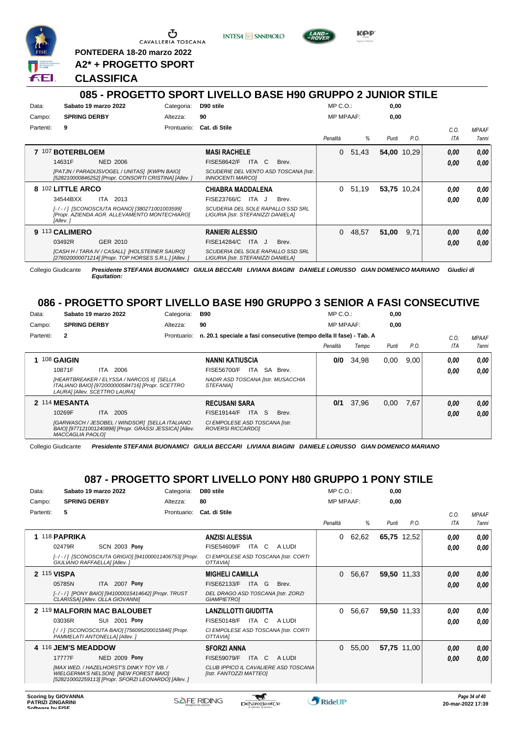PONTEDERA 18-20 marzo 2022

**A2* + PROGETTO SPORT**

**CLASSIFICA**

## 085 - PROGETTO SPORT LIVELLO BASE H90 GRUPPO 2 JUNIOR STILE

Data: **Sabato 19 marzo 2022** Categoria: **D90 stile** MP C.O.: **0,00**
Campo: **SPRING DERBY** Altezza: **90** MP MPAAF: **0,00**
Partenti: **9** Prontuario: **Cat. di Stile**

| | Cavallo | Cavaliere | Penalità | % | Punti | P.O. | C.O. ITA | MPAAF 7anni |
|---|---|---|---|---|---|---|---|---|
| 7 | 107 **BOTERBLOEM** 14631F NED 2006 [PATJN / PARADIJSVOGEL / UNITAS] [KWPN BAIO] [528210000846252] [Propr. CONSORTI CRISTINA] [Allev. ] | **MASI RACHELE** FISE58642/F ITA C Brev. SCUDERIE DEL VENTO ASD TOSCANA [Istr. INNOCENTI MARCO] | 0 | 51,43 | **54,00** | 10,29 | **0,00** **0,00** | **0,00** **0,00** |
| 8 | 102 **LITTLE ARCO** 34544BXX ITA 2013 [-/-/] [SCONOSCIUTA ROANO] [380271001003599] [Propr. AZIENDA AGR. ALLEVAMENTO MONTECHIARO] [Allev. ] | **CHIABRA MADDALENA** FISE23766/C ITA J Brev. SCUDERIA DEL SOLE RAPALLO SSD SRL LIGURIA [Istr. STEFANIZZI DANIELA] | 0 | 51,19 | **53,75** | 10,24 | **0,00** **0,00** | **0,00** **0,00** |
| 9 | 113 **CALIMERO** 03492R GER 2010 [CASH H / TARA IV / CASALL] [HOLSTEINER SAURO] [276020000071214] [Propr. TOP HORSES S.R.L.] [Allev. ] | **RANIERI ALESSIO** FISE14284/C ITA J Brev. SCUDERIA DEL SOLE RAPALLO SSD SRL LIGURIA [Istr. STEFANIZZI DANIELA] | 0 | 48,57 | **51,00** | 9,71 | **0,00** **0,00** | **0,00** **0,00** |

Collegio Giudicante *Presidente STEFANIA BUONAMICI GIULIA BECCARI LIVIANA BIAGINI DANIELE LORUSSO GIAN DOMENICO MARIANO Giudici di Equitation:*

## 086 - PROGETTO SPORT LIVELLO BASE H90 GRUPPO 3 SENIOR A FASI CONSECUTIVE

Data: **Sabato 19 marzo 2022** Categoria: **B90** MP C.O.: **0,00**
Campo: **SPRING DERBY** Altezza: **90** MP MPAAF: **0,00**
Partenti: **2** Prontuario: **n. 20.1 speciale a fasi consecutive (tempo della II fase) - Tab. A**

| | Cavallo | Cavaliere | Penalità | Tempo | Punti | P.O. | C.O. ITA | MPAAF 7anni |
|---|---|---|---|---|---|---|---|---|
| 1 | 108 **GAIGIN** 10871F ITA 2006 [HEARTBREAKER / ELYSSA / NARCOS II] [SELLA ITALIANO BAIO] [972000000584716] [Propr. SCETTRO LAURA] [Allev. SCETTRO LAURA] | **NANNI KATIUSCIA** FISE56700/F ITA SA Brev. NADIR ASD TOSCANA [Istr. MUSACCHIA STEFANIA] | **0/0** | 34,98 | 0,00 | 9,00 | **0,00** **0,00** | **0,00** **0,00** |
| 2 | 114 **MESANTA** 10269F ITA 2005 [GARWASCH / JESOBEL / WINDSOR] [SELLA ITALIANO BAIO] [977121001240898] [Propr. GRASSI JESSICA] [Allev. MACCAGLIA PAOLO] | **RECUSANI SARA** FISE19144/F ITA S Brev. CI EMPOLESE ASD TOSCANA [Istr. ROVERSI RICCARDO] | **0/1** | 37,96 | 0,00 | 7,67 | **0,00** **0,00** | **0,00** **0,00** |

Collegio Giudicante *Presidente STEFANIA BUONAMICI GIULIA BECCARI LIVIANA BIAGINI DANIELE LORUSSO GIAN DOMENICO MARIANO*

## 087 - PROGETTO SPORT LIVELLO PONY H80 GRUPPO 1 PONY STILE

Data: **Sabato 19 marzo 2022** Categoria: **D80 stile** MP C.O.: **0,00**
Campo: **SPRING DERBY** Altezza: **80** MP MPAAF: **0,00**
Partenti: **5** Prontuario: **Cat. di Stile**

| | Cavallo | Cavaliere | Penalità | % | Punti | P.O. | C.O. ITA | MPAAF 7anni |
|---|---|---|---|---|---|---|---|---|
| 1 | 118 **PAPRIKA** 02479R SCN 2003 **Pony** [-/-/] [SCONOSCIUTA GRIGIO] [941000011406753] [Propr. GIULIANO RAFFAELLA] [Allev. ] | **ANZISI ALESSIA** FISE54609/F ITA C A LUDI CI EMPOLESE ASD TOSCANA [Istr. CORTI OTTAVIA] | 0 | 62,62 | **65,75** | 12,52 | **0,00** **0,00** | **0,00** **0,00** |
| 2 | 115 **VISPA** 05785N ITA 2007 **Pony** [-/-/] [PONY BAIO] [941000015414642] [Propr. TRUST CLARISSA] [Allev. OLLA GIOVANNI] | **MIGHELI CAMILLA** FISE62133/F ITA G Brev. DEL DRAGO ASD TOSCANA [Istr. ZORZI GIAMPIETRO] | 0 | 56,67 | **59,50** | 11,33 | **0,00** **0,00** | **0,00** **0,00** |
| 2 | 119 **MALFORIN MAC BALOUBET** 03036R SUI 2001 **Pony** [/ /] [SCONOSCIUTA BAIO] [756095200015846] [Propr. PAMMELATI ANTONELLA] [Allev. ] | **LANZILLOTTI GIUDITTA** FISE50148/F ITA C A LUDI CI EMPOLESE ASD TOSCANA [Istr. CORTI OTTAVIA] | 0 | 56,67 | **59,50** | 11,33 | **0,00** **0,00** | **0,00** **0,00** |
| 4 | 116 **JEM'S MEADDOW** 17777F NED 2009 **Pony** [MAX WED. / HAZELHORST'S DINKY TOY VB. / WIELGERMA'S NELSON] [NEW FOREST BAIO] [528210002259113] [Propr. SFORZI LEONARDO] [Allev. ] | **SFORZI ANNA** FISE59079/F ITA C A LUDI CLUB IPPICO IL CAVALIERE ASD TOSCANA [Istr. FANTOZZI MATTEO] | 0 | 55,00 | **57,75** | 11,00 | **0,00** **0,00** | **0,00** **0,00** |

Scoring by GIOVANNA PATRIZI ZINGARINI
20-mar-2022 17:39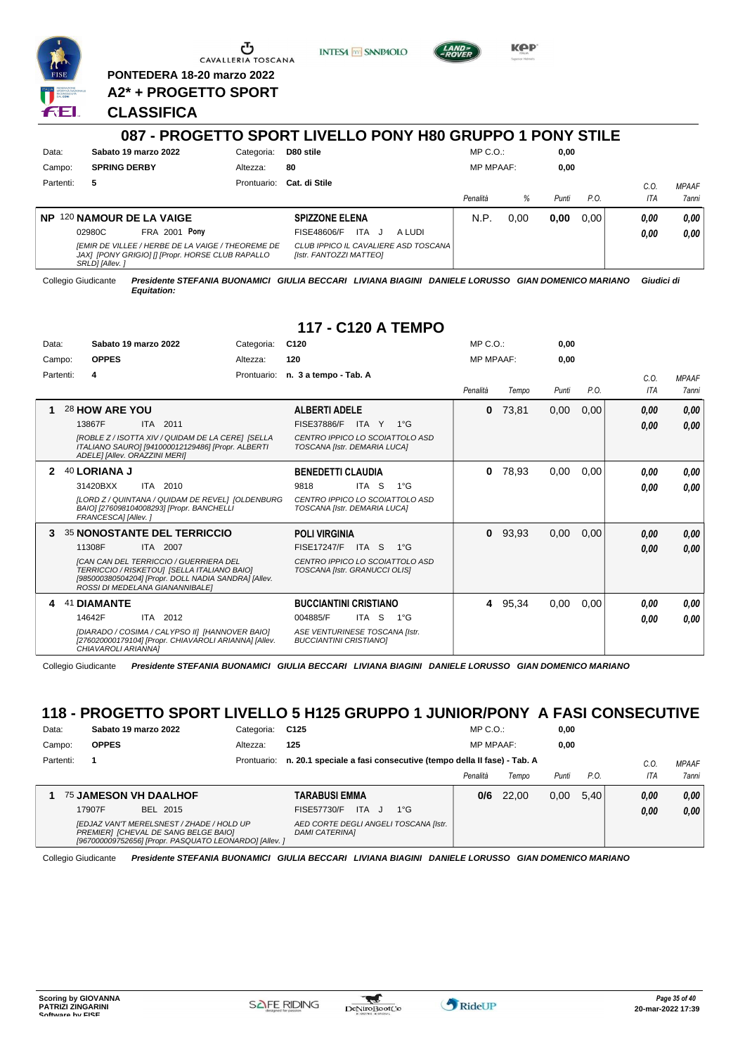PONTEDERA 18-20 marzo 2022

A2* + PROGETTO SPORT

CLASSIFICA

## 087 - PROGETTO SPORT LIVELLO PONY H80 GRUPPO 1 PONY STILE

| | | | | | |
|---|---|---|---|---|---|
| Data: | Sabato 19 marzo 2022 | Categoria: | D80 stile | MP C.O.: | 0,00 |
| Campo: | SPRING DERBY | Altezza: | 80 | MP MPAAF: | 0,00 |
| Partenti: | 5 | Prontuario: | Cat. di Stile | | |

| | Cavallo | Cavaliere | Penalità | % | Punti | P.O. | C.O. ITA | MPAAF 7anni |
|---|---|---|---|---|---|---|---|---|
| NP | 120 **NAMOUR DE LA VAIGE** 02980C FRA 2001 **Pony** *[EMIR DE VILLEE / HERBE DE LA VAIGE / THEOREME DE JAX] [PONY GRIGIO] [] [Propr. HORSE CLUB RAPALLO SRLD] [Allev. ]* | **SPIZZONE ELENA** FISE48606/F ITA J A LUDI *CLUB IPPICO IL CAVALIERE ASD TOSCANA [Istr. FANTOZZI MATTEO]* | N.P. | 0,00 | **0,00** | 0,00 | *0,00* *0,00* | *0,00* *0,00* |

Collegio Giudicante *Presidente STEFANIA BUONAMICI GIULIA BECCARI LIVIANA BIAGINI DANIELE LORUSSO GIAN DOMENICO MARIANO Giudici di Equitation:*

## 117 - C120 A TEMPO

| | | | | | |
|---|---|---|---|---|---|
| Data: | Sabato 19 marzo 2022 | Categoria: | C120 | MP C.O.: | 0,00 |
| Campo: | OPPES | Altezza: | 120 | MP MPAAF: | 0,00 |
| Partenti: | 4 | Prontuario: | n. 3 a tempo - Tab. A | | |

| | Cavallo | Cavaliere | Penalità | Tempo | Punti | P.O. | C.O. ITA | MPAAF 7anni |
|---|---|---|---|---|---|---|---|---|
| 1 | 28 **HOW ARE YOU** 13867F ITA 2011 *[ROBLE Z / ISOTTA XIV / QUIDAM DE LA CERE] [SELLA ITALIANO SAURO] [941000012129486] [Propr. ALBERTI ADELE] [Allev. ORAZZINI MERI]* | **ALBERTI ADELE** FISE37886/F ITA Y 1°G *CENTRO IPPICO LO SCOIATTOLO ASD TOSCANA [Istr. DEMARIA LUCA]* | **0** | 73,81 | 0,00 | 0,00 | *0,00* *0,00* | *0,00* *0,00* |
| 2 | 40 **LORIANA J** 31420BXX ITA 2010 *[LORD Z / QUINTANA / QUIDAM DE REVEL] [OLDENBURG BAIO] [276098104008293] [Propr. BANCHELLI FRANCESCA] [Allev. ]* | **BENEDETTI CLAUDIA** 9818 ITA S 1°G *CENTRO IPPICO LO SCOIATTOLO ASD TOSCANA [Istr. DEMARIA LUCA]* | **0** | 78,93 | 0,00 | 0,00 | *0,00* *0,00* | *0,00* *0,00* |
| 3 | 35 **NONOSTANTE DEL TERRICCIO** 11308F ITA 2007 *[CAN CAN DEL TERRICCIO / GUERRIERA DEL TERRICCIO / RISKETOU] [SELLA ITALIANO BAIO] [985000380504204] [Propr. DOLL NADIA SANDRA] [Allev. ROSSI DI MEDELANA GIANANNIBALE]* | **POLI VIRGINIA** FISE17247/F ITA S 1°G *CENTRO IPPICO LO SCOIATTOLO ASD TOSCANA [Istr. GRANUCCI OLIS]* | **0** | 93,93 | 0,00 | 0,00 | *0,00* *0,00* | *0,00* *0,00* |
| 4 | 41 **DIAMANTE** 14642F ITA 2012 *[DIARADO / COSIMA / CALYPSO II] [HANNOVER BAIO] [276020000179104] [Propr. CHIAVAROLI ARIANNA] [Allev. CHIAVAROLI ARIANNA]* | **BUCCIANTINI CRISTIANO** 004885/F ITA S 1°G *ASE VENTURINESE TOSCANA [Istr. BUCCIANTINI CRISTIANO]* | **4** | 95,34 | 0,00 | 0,00 | *0,00* *0,00* | *0,00* *0,00* |

Collegio Giudicante *Presidente STEFANIA BUONAMICI GIULIA BECCARI LIVIANA BIAGINI DANIELE LORUSSO GIAN DOMENICO MARIANO*

## 118 - PROGETTO SPORT LIVELLO 5 H125 GRUPPO 1 JUNIOR/PONY A FASI CONSECUTIVE

| | | | | | |
|---|---|---|---|---|---|
| Data: | Sabato 19 marzo 2022 | Categoria: | C125 | MP C.O.: | 0,00 |
| Campo: | OPPES | Altezza: | 125 | MP MPAAF: | 0,00 |
| Partenti: | 1 | Prontuario: | n. 20.1 speciale a fasi consecutive (tempo della II fase) - Tab. A | | |

| | Cavallo | Cavaliere | Penalità | Tempo | Punti | P.O. | C.O. ITA | MPAAF 7anni |
|---|---|---|---|---|---|---|---|---|
| 1 | 75 **JAMESON VH DAALHOF** 17907F BEL 2015 *[EDJAZ VAN'T MERELSNEST / ZHADE / HOLD UP PREMIER] [CHEVAL DE SANG BELGE BAIO] [967000009752656] [Propr. PASQUATO LEONARDO] [Allev. ]* | **TARABUSI EMMA** FISE57730/F ITA J 1°G *AED CORTE DEGLI ANGELI TOSCANA [Istr. DAMI CATERINA]* | **0/6** | 22,00 | 0,00 | 5,40 | *0,00* *0,00* | *0,00* *0,00* |

Collegio Giudicante *Presidente STEFANIA BUONAMICI GIULIA BECCARI LIVIANA BIAGINI DANIELE LORUSSO GIAN DOMENICO MARIANO*

Scoring by GIOVANNA PATRIZI ZINGARINI Software by FISE

20-mar-2022 17:39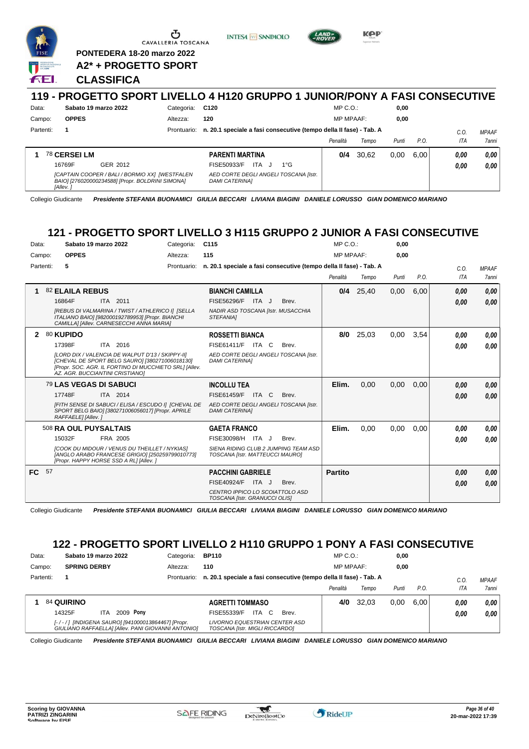PONTEDERA 18-20 marzo 2022

A2* + PROGETTO SPORT

CLASSIFICA

## 119 - PROGETTO SPORT LIVELLO 4 H120 GRUPPO 1 JUNIOR/PONY A FASI CONSECUTIVE

Data: Sabato 19 marzo 2022 — Categoria: C120 — MP C.O.: 0,00
Campo: OPPES — Altezza: 120 — MP MPAAF: 0,00
Partenti: 1 — Prontuario: n. 20.1 speciale a fasi consecutive (tempo della II fase) - Tab. A

| | Cavallo | Cavaliere | Penalità | Tempo | Punti | P.O. | C.O. ITA | MPAAF 7anni |
|---|---|---|---|---|---|---|---|---|
| 1 | 78 **CERSEI LM**<br>16769F GER 2012<br>*[CAPTAIN COOPER / BALI / BORMIO XX] [WESTFALEN BAIO] [276020000234588] [Propr. BOLDRINI SIMONA] [Allev. ]* | **PARENTI MARTINA**<br>FISE50933/F ITA J 1°G<br>*AED CORTE DEGLI ANGELI TOSCANA [Istr. DAMI CATERINA]* | 0/4 | 30,62 | 0,00 | 6,00 | 0,00<br>0,00 | 0,00<br>0,00 |

Collegio Giudicante *Presidente STEFANIA BUONAMICI GIULIA BECCARI LIVIANA BIAGINI DANIELE LORUSSO GIAN DOMENICO MARIANO*

## 121 - PROGETTO SPORT LIVELLO 3 H115 GRUPPO 2 JUNIOR A FASI CONSECUTIVE

Data: Sabato 19 marzo 2022 — Categoria: C115 — MP C.O.: 0,00
Campo: OPPES — Altezza: 115 — MP MPAAF: 0,00
Partenti: 5 — Prontuario: n. 20.1 speciale a fasi consecutive (tempo della II fase) - Tab. A

| | Cavallo | Cavaliere | Penalità | Tempo | Punti | P.O. | C.O. ITA | MPAAF 7anni |
|---|---|---|---|---|---|---|---|---|
| 1 | 82 **ELAILA REBUS**<br>16864F ITA 2011<br>*[REBUS DI VALMARINA / TWIST / ATHLERICO I] [SELLA ITALIANO BAIO] [982000192789953] [Propr. BIANCHI CAMILLA] [Allev. CARNESECCHI ANNA MARIA]* | **BIANCHI CAMILLA**<br>FISE56296/F ITA J Brev.<br>*NADIR ASD TOSCANA [Istr. MUSACCHIA STEFANIA]* | 0/4 | 25,40 | 0,00 | 6,00 | 0,00<br>0,00 | 0,00<br>0,00 |
| 2 | 80 **KUPIDO**<br>17398F ITA 2016<br>*[LORD DIX / VALENCIA DE WALPUT D'13 / SKIPPY-II] [CHEVAL DE SPORT BELG SAURO] [380271006018130] [Propr. SOC. AGR. IL FORTINO DI MUCCHIETO SRL] [Allev. AZ. AGR. BUCCIANTINI CRISTIANO]* | **ROSSETTI BIANCA**<br>FISE61411/F ITA C Brev.<br>*AED CORTE DEGLI ANGELI TOSCANA [Istr. DAMI CATERINA]* | 8/0 | 25,03 | 0,00 | 3,54 | 0,00<br>0,00 | 0,00<br>0,00 |
| | 79 **LAS VEGAS DI SABUCI**<br>17748F ITA 2014<br>*[FITH SENSE DI SABUCI / ELISA / ESCUDO I] [CHEVAL DE SPORT BELG BAIO] [380271006056017] [Propr. APRILE RAFFAELE] [Allev. ]* | **INCOLLU TEA**<br>FISE61459/F ITA C Brev.<br>*AED CORTE DEGLI ANGELI TOSCANA [Istr. DAMI CATERINA]* | Elim. | 0,00 | 0,00 | 0,00 | 0,00<br>0,00 | 0,00<br>0,00 |
| | 508 **RA OUL PUYSALTAIS**<br>15032F FRA 2005<br>*[COOK DU MIDOUR / VENUS DU THEILLET / NYKIAS] [ANGLO ARABO FRANCESE GRIGIO] [250259799010773] [Propr. HAPPY HORSE SSD A RL] [Allev. ]* | **GAETA FRANCO**<br>FISE30098/H ITA J Brev.<br>*SIENA RIDING CLUB 2 JUMPING TEAM ASD TOSCANA [Istr. MATTEUCCI MAURO]* | Elim. | 0,00 | 0,00 | 0,00 | 0,00<br>0,00 | 0,00<br>0,00 |
| FC | 57 | **PACCHINI GABRIELE**<br>FISE40924/F ITA J Brev.<br>*CENTRO IPPICO LO SCOIATTOLO ASD TOSCANA [Istr. GRANUCCI OLIS]* | Partito | | | | 0,00<br>0,00 | 0,00<br>0,00 |

Collegio Giudicante *Presidente STEFANIA BUONAMICI GIULIA BECCARI LIVIANA BIAGINI DANIELE LORUSSO GIAN DOMENICO MARIANO*

## 122 - PROGETTO SPORT LIVELLO 2 H110 GRUPPO 1 PONY A FASI CONSECUTIVE

Data: Sabato 19 marzo 2022 — Categoria: BP110 — MP C.O.: 0,00
Campo: SPRING DERBY — Altezza: 110 — MP MPAAF: 0,00
Partenti: 1 — Prontuario: n. 20.1 speciale a fasi consecutive (tempo della II fase) - Tab. A

| | Cavallo | Cavaliere | Penalità | Tempo | Punti | P.O. | C.O. ITA | MPAAF 7anni |
|---|---|---|---|---|---|---|---|---|
| 1 | 84 **QUIRINO**<br>14325F ITA 2009 **Pony**<br>*[- / - / ] [INDIGENA SAURO] [941000013864467] [Propr. GIULIANO RAFFAELLA] [Allev. PANI GIOVANNI ANTONIO]* | **AGRETTI TOMMASO**<br>FISE55339/F ITA C Brev.<br>*LIVORNO EQUESTRIAN CENTER ASD TOSCANA [Istr. MIGLI RICCARDO]* | 4/0 | 32,03 | 0,00 | 6,00 | 0,00<br>0,00 | 0,00<br>0,00 |

Collegio Giudicante *Presidente STEFANIA BUONAMICI GIULIA BECCARI LIVIANA BIAGINI DANIELE LORUSSO GIAN DOMENICO MARIANO*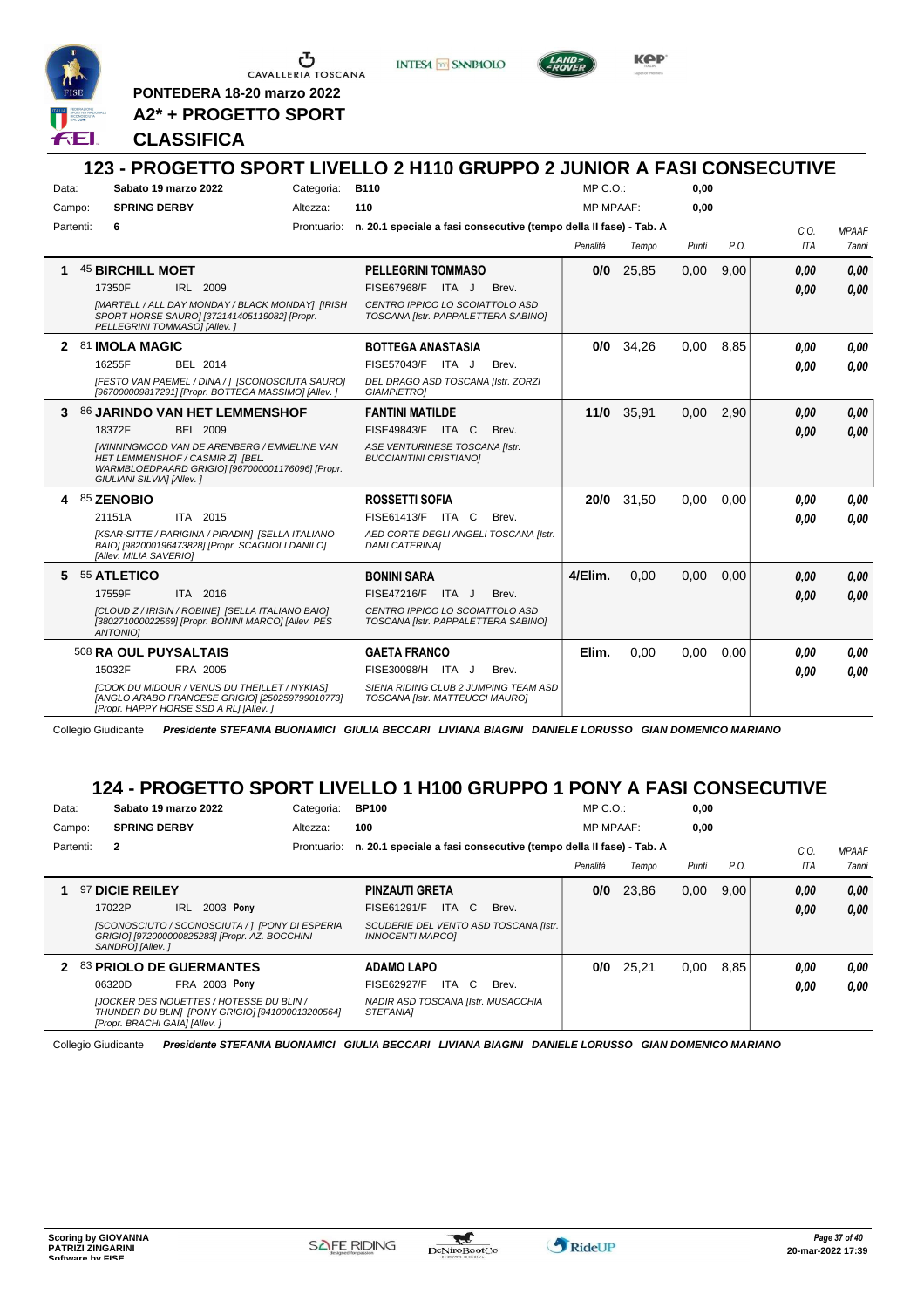PONTEDERA 18-20 marzo 2022

**A2* + PROGETTO SPORT**

**CLASSIFICA**

## 123 - PROGETTO SPORT LIVELLO 2 H110 GRUPPO 2 JUNIOR A FASI CONSECUTIVE

Data: **Sabato 19 marzo 2022** Categoria: **B110** MP C.O.: **0,00**

Campo: **SPRING DERBY** Altezza: **110** MP MPAAF: **0,00**

Partenti: **6** Prontuario: **n. 20.1 speciale a fasi consecutive (tempo della II fase) - Tab. A**

| | Cavallo | Cavaliere | Penalità | Tempo | Punti | P.O. | C.O. ITA | MPAAF 7anni |
|---|---|---|---|---|---|---|---|---|
| 1 | 45 **BIRCHILL MOET** 17350F IRL 2009 *[MARTELL / ALL DAY MONDAY / BLACK MONDAY] [IRISH SPORT HORSE SAURO] [372141405119082] [Propr. PELLEGRINI TOMMASO] [Allev. ]* | **PELLEGRINI TOMMASO** FISE67968/F ITA J Brev. *CENTRO IPPICO LO SCOIATTOLO ASD TOSCANA [Istr. PAPPALETTERA SABINO]* | **0/0** | 25,85 | 0,00 | 9,00 | 0,00 / 0,00 | 0,00 / 0,00 |
| 2 | 81 **IMOLA MAGIC** 16255F BEL 2014 *[FESTO VAN PAEMEL / DINA / ] [SCONOSCIUTA SAURO] [967000009817291] [Propr. BOTTEGA MASSIMO] [Allev. ]* | **BOTTEGA ANASTASIA** FISE57043/F ITA J Brev. *DEL DRAGO ASD TOSCANA [Istr. ZORZI GIAMPIETRO]* | **0/0** | 34,26 | 0,00 | 8,85 | 0,00 / 0,00 | 0,00 / 0,00 |
| 3 | 86 **JARINDO VAN HET LEMMENSHOF** 18372F BEL 2009 *[WINNINGMOOD VAN DE ARENBERG / EMMELINE VAN HET LEMMENSHOF / CASMIR Z] [BEL. WARMBLOEDPAARD GRIGIO] [967000001176096] [Propr. GIULIANI SILVIA] [Allev. ]* | **FANTINI MATILDE** FISE49843/F ITA C Brev. *ASE VENTURINESE TOSCANA [Istr. BUCCIANTINI CRISTIANO]* | **11/0** | 35,91 | 0,00 | 2,90 | 0,00 / 0,00 | 0,00 / 0,00 |
| 4 | 85 **ZENOBIO** 21151A ITA 2015 *[KSAR-SITTE / PARIGINA / PIRADIN] [SELLA ITALIANO BAIO] [982000196473828] [Propr. SCAGNOLI DANILO] [Allev. MILIA SAVERIO]* | **ROSSETTI SOFIA** FISE61413/F ITA C Brev. *AED CORTE DEGLI ANGELI TOSCANA [Istr. DAMI CATERINA]* | **20/0** | 31,50 | 0,00 | 0,00 | 0,00 / 0,00 | 0,00 / 0,00 |
| 5 | 55 **ATLETICO** 17559F ITA 2016 *[CLOUD Z / IRISIN / ROBINE] [SELLA ITALIANO BAIO] [380271000022569] [Propr. BONINI MARCO] [Allev. PES ANTONIO]* | **BONINI SARA** FISE47216/F ITA J Brev. *CENTRO IPPICO LO SCOIATTOLO ASD TOSCANA [Istr. PAPPALETTERA SABINO]* | **4/Elim.** | 0,00 | 0,00 | 0,00 | 0,00 / 0,00 | 0,00 / 0,00 |
| | 508 **RA OUL PUYSALTAIS** 15032F FRA 2005 *[COOK DU MIDOUR / VENUS DU THEILLET / NYKIAS] [ANGLO ARABO FRANCESE GRIGIO] [250259799010773] [Propr. HAPPY HORSE SSD A RL] [Allev. ]* | **GAETA FRANCO** FISE30098/H ITA J Brev. *SIENA RIDING CLUB 2 JUMPING TEAM ASD TOSCANA [Istr. MATTEUCCI MAURO]* | **Elim.** | 0,00 | 0,00 | 0,00 | 0,00 / 0,00 | 0,00 / 0,00 |

Collegio Giudicante *Presidente STEFANIA BUONAMICI GIULIA BECCARI LIVIANA BIAGINI DANIELE LORUSSO GIAN DOMENICO MARIANO*

## 124 - PROGETTO SPORT LIVELLO 1 H100 GRUPPO 1 PONY A FASI CONSECUTIVE

Data: **Sabato 19 marzo 2022** Categoria: **BP100** MP C.O.: **0,00**

Campo: **SPRING DERBY** Altezza: **100** MP MPAAF: **0,00**

Partenti: **2** Prontuario: **n. 20.1 speciale a fasi consecutive (tempo della II fase) - Tab. A**

| | Cavallo | Cavaliere | Penalità | Tempo | Punti | P.O. | C.O. ITA | MPAAF 7anni |
|---|---|---|---|---|---|---|---|---|
| 1 | 97 **DICIE REILEY** 17022P IRL 2003 **Pony** *[SCONOSCIUTO / SCONOSCIUTA / ] [PONY DI ESPERIA GRIGIO] [972000000825283] [Propr. AZ. BOCCHINI SANDRO] [Allev. ]* | **PINZAUTI GRETA** FISE61291/F ITA C Brev. *SCUDERIE DEL VENTO ASD TOSCANA [Istr. INNOCENTI MARCO]* | **0/0** | 23,86 | 0,00 | 9,00 | 0,00 / 0,00 | 0,00 / 0,00 |
| 2 | 83 **PRIOLO DE GUERMANTES** 06320D FRA 2003 **Pony** *[JOCKER DES NOUETTES / HOTESSE DU BLIN / THUNDER DU BLIN] [PONY GRIGIO] [941000013200564] [Propr. BRACHI GAIA] [Allev. ]* | **ADAMO LAPO** FISE62927/F ITA C Brev. *NADIR ASD TOSCANA [Istr. MUSACCHIA STEFANIA]* | **0/0** | 25,21 | 0,00 | 8,85 | 0,00 / 0,00 | 0,00 / 0,00 |

Collegio Giudicante *Presidente STEFANIA BUONAMICI GIULIA BECCARI LIVIANA BIAGINI DANIELE LORUSSO GIAN DOMENICO MARIANO*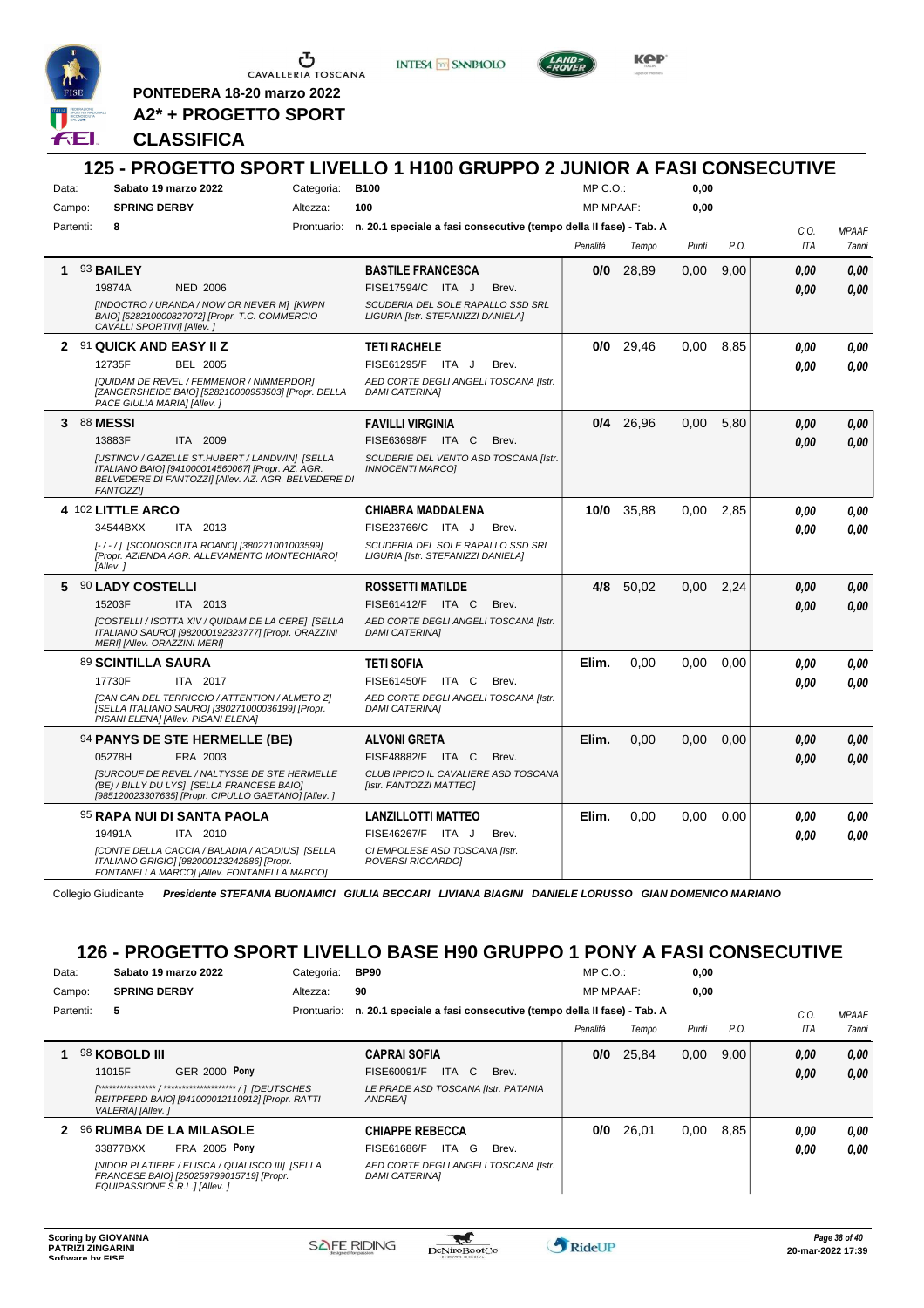PONTEDERA 18-20 marzo 2022

**A2* + PROGETTO SPORT**

**CLASSIFICA**

## 125 - PROGETTO SPORT LIVELLO 1 H100 GRUPPO 2 JUNIOR A FASI CONSECUTIVE

Data: **Sabato 19 marzo 2022** Categoria: **B100** MP C.O.: **0,00**
Campo: **SPRING DERBY** Altezza: **100** MP MPAAF: **0,00**
Partenti: **8** Prontuario: **n. 20.1 speciale a fasi consecutive (tempo della II fase) - Tab. A**

| | Cavallo | Cavaliere | Penalità | Tempo | Punti | P.O. | C.O. ITA | MPAAF 7anni |
|---|---|---|---|---|---|---|---|---|
| 1 | 93 **BAILEY** 19874A NED 2006 [INDOCTRO / URANDA / NOW OR NEVER M] [KWPN BAIO] [528210000827072] [Propr. T.C. COMMERCIO CAVALLI SPORTIVI] [Allev. ] | **BASTILE FRANCESCA** FISE17594/C ITA J Brev. SCUDERIA DEL SOLE RAPALLO SSD SRL LIGURIA [Istr. STEFANIZZI DANIELA] | 0/0 | 28,89 | 0,00 | 9,00 | 0,00 / 0,00 | 0,00 / 0,00 |
| 2 | 91 **QUICK AND EASY II Z** 12735F BEL 2005 [QUIDAM DE REVEL / FEMMENOR / NIMMERDOR] [ZANGERSHEIDE BAIO] [528210000953503] [Propr. DELLA PACE GIULIA MARIA] [Allev. ] | **TETI RACHELE** FISE61295/F ITA J Brev. AED CORTE DEGLI ANGELI TOSCANA [Istr. DAMI CATERINA] | 0/0 | 29,46 | 0,00 | 8,85 | 0,00 / 0,00 | 0,00 / 0,00 |
| 3 | 88 **MESSI** 13883F ITA 2009 [USTINOV / GAZELLE ST.HUBERT / LANDWIN] [SELLA ITALIANO BAIO] [941000014560067] [Propr. AZ. AGR. BELVEDERE DI FANTOZZI] [Allev. AZ. AGR. BELVEDERE DI FANTOZZI] | **FAVILLI VIRGINIA** FISE63698/F ITA C Brev. SCUDERIE DEL VENTO ASD TOSCANA [Istr. INNOCENTI MARCO] | 0/4 | 26,96 | 0,00 | 5,80 | 0,00 / 0,00 | 0,00 / 0,00 |
| 4 | 102 **LITTLE ARCO** 34544BXX ITA 2013 [-/-/] [SCONOSCIUTA ROANO] [380271001003599] [Propr. AZIENDA AGR. ALLEVAMENTO MONTECHIARO] [Allev. ] | **CHIABRA MADDALENA** FISE23766/C ITA J Brev. SCUDERIA DEL SOLE RAPALLO SSD SRL LIGURIA [Istr. STEFANIZZI DANIELA] | 10/0 | 35,88 | 0,00 | 2,85 | 0,00 / 0,00 | 0,00 / 0,00 |
| 5 | 90 **LADY COSTELLI** 15203F ITA 2013 [COSTELLI / ISOTTA XIV / QUIDAM DE LA CERE] [SELLA ITALIANO SAURO] [982000192323777] [Propr. ORAZZINI MERI] [Allev. ORAZZINI MERI] | **ROSSETTI MATILDE** FISE61412/F ITA C Brev. AED CORTE DEGLI ANGELI TOSCANA [Istr. DAMI CATERINA] | 4/8 | 50,02 | 0,00 | 2,24 | 0,00 / 0,00 | 0,00 / 0,00 |
| | 89 **SCINTILLA SAURA** 17730F ITA 2017 [CAN CAN DEL TERRICCIO / ATTENTION / ALMETO Z] [SELLA ITALIANO SAURO] [380271000036199] [Propr. PISANI ELENA] [Allev. PISANI ELENA] | **TETI SOFIA** FISE61450/F ITA C Brev. AED CORTE DEGLI ANGELI TOSCANA [Istr. DAMI CATERINA] | Elim. | 0,00 | 0,00 | 0,00 | 0,00 / 0,00 | 0,00 / 0,00 |
| | 94 **PANYS DE STE HERMELLE (BE)** 05278H FRA 2003 [SURCOUF DE REVEL / NALTYSSE DE STE HERMELLE (BE) / BILLY DU LYS] [SELLA FRANCESE BAIO] [985120023307635] [Propr. CIPULLO GAETANO] [Allev. ] | **ALVONI GRETA** FISE48882/F ITA C Brev. CLUB IPPICO IL CAVALIERE ASD TOSCANA [Istr. FANTOZZI MATTEO] | Elim. | 0,00 | 0,00 | 0,00 | 0,00 / 0,00 | 0,00 / 0,00 |
| | 95 **RAPA NUI DI SANTA PAOLA** 19491A ITA 2010 [CONTE DELLA CACCIA / BALADIA / ACADIUS] [SELLA ITALIANO GRIGIO] [982000123242886] [Propr. FONTANELLA MARCO] [Allev. FONTANELLA MARCO] | **LANZILLOTTI MATTEO** FISE46267/F ITA J Brev. CI EMPOLESE ASD TOSCANA [Istr. ROVERSI RICCARDO] | Elim. | 0,00 | 0,00 | 0,00 | 0,00 / 0,00 | 0,00 / 0,00 |

Collegio Giudicante *Presidente STEFANIA BUONAMICI GIULIA BECCARI LIVIANA BIAGINI DANIELE LORUSSO GIAN DOMENICO MARIANO*

## 126 - PROGETTO SPORT LIVELLO BASE H90 GRUPPO 1 PONY A FASI CONSECUTIVE

Data: **Sabato 19 marzo 2022** Categoria: **BP90** MP C.O.: **0,00**
Campo: **SPRING DERBY** Altezza: **90** MP MPAAF: **0,00**
Partenti: **5** Prontuario: **n. 20.1 speciale a fasi consecutive (tempo della II fase) - Tab. A**

| | Cavallo | Cavaliere | Penalità | Tempo | Punti | P.O. | C.O. ITA | MPAAF 7anni |
|---|---|---|---|---|---|---|---|---|
| 1 | 98 **KOBOLD III** 11015F GER 2000 **Pony** [****************** / ******************** / ] [DEUTSCHES REITPFERD BAIO] [941000012110912] [Propr. RATTI VALERIA] [Allev. ] | **CAPRAI SOFIA** FISE60091/F ITA C Brev. LE PRADE ASD TOSCANA [Istr. PATANIA ANDREA] | 0/0 | 25,84 | 0,00 | 9,00 | 0,00 / 0,00 | 0,00 / 0,00 |
| 2 | 96 **RUMBA DE LA MILASOLE** 33877BXX FRA 2005 **Pony** [NIDOR PLATIERE / ELISCA / QUALISCO III] [SELLA FRANCESE BAIO] [250259799015719] [Propr. EQUIPASSIONE S.R.L.] [Allev. ] | **CHIAPPE REBECCA** FISE61686/F ITA G Brev. AED CORTE DEGLI ANGELI TOSCANA [Istr. DAMI CATERINA] | 0/0 | 26,01 | 0,00 | 8,85 | 0,00 / 0,00 | 0,00 / 0,00 |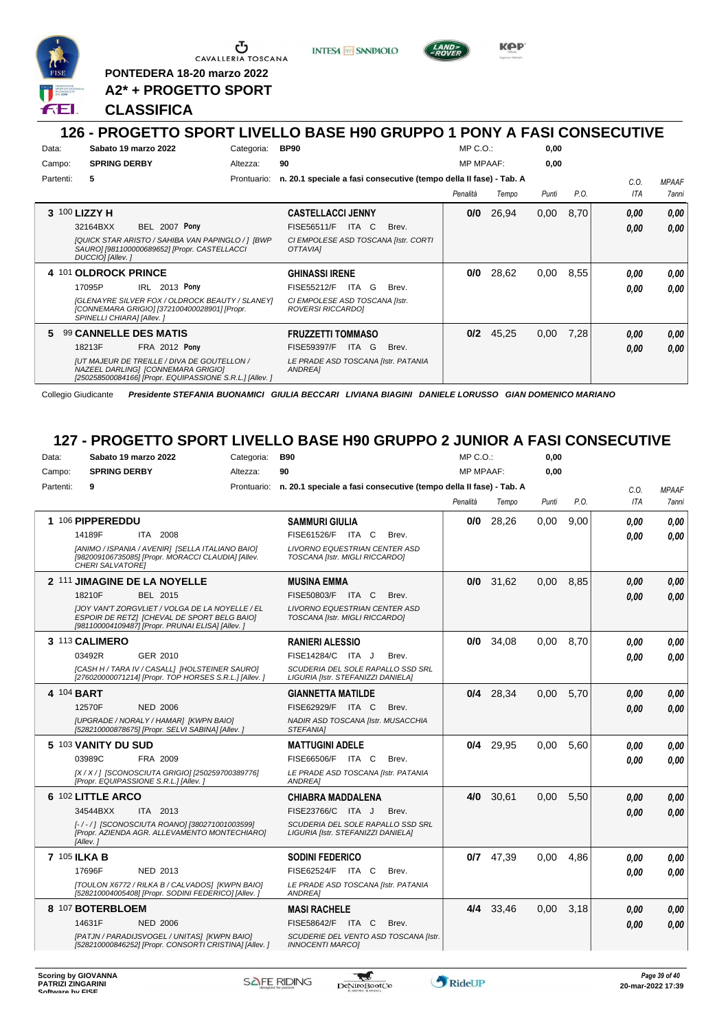PONTEDERA 18-20 marzo 2022

**A2* + PROGETTO SPORT**

**CLASSIFICA**

## 126 - PROGETTO SPORT LIVELLO BASE H90 GRUPPO 1 PONY A FASI CONSECUTIVE

Data: **Sabato 19 marzo 2022** Categoria: **BP90** MP C.O.: **0,00**
Campo: **SPRING DERBY** Altezza: **90** MP MPAAF: **0,00**
Partenti: **5** Prontuario: **n. 20.1 speciale a fasi consecutive (tempo della II fase) - Tab. A**

| | Cavallo | Cavaliere | Penalità | Tempo | Punti | P.O. | C.O. ITA | MPAAF 7anni |
|---|---|---|---|---|---|---|---|---|
| 3 | 100 **LIZZY H** 32164BXX BEL 2007 **Pony** *[QUICK STAR ARISTO / SAHIBA VAN PAPINGLO / ] [BWP SAURO] [981100000689652] [Propr. CASTELLACCI DUCCIO] [Allev. ]* | **CASTELLACCI JENNY** FISE56511/F ITA C Brev. *CI EMPOLESE ASD TOSCANA [Istr. CORTI OTTAVIA]* | **0/0** | 26,94 | 0,00 | 8,70 | 0,00 / 0,00 | 0,00 / 0,00 |
| 4 | 101 **OLDROCK PRINCE** 17095P IRL 2013 **Pony** *[GLENAYRE SILVER FOX / OLDROCK BEAUTY / SLANEY] [CONNEMARA GRIGIO] [372100400028901] [Propr. SPINELLI CHIARA] [Allev. ]* | **GHINASSI IRENE** FISE55212/F ITA G Brev. *CI EMPOLESE ASD TOSCANA [Istr. ROVERSI RICCARDO]* | **0/0** | 28,62 | 0,00 | 8,55 | 0,00 / 0,00 | 0,00 / 0,00 |
| 5 | 99 **CANNELLE DES MATIS** 18213F FRA 2012 **Pony** *[UT MAJEUR DE TREILLE / DIVA DE GOUTELLON / NAZEEL DARLING] [CONNEMARA GRIGIO] [250258500084166] [Propr. EQUIPASSIONE S.R.L.] [Allev. ]* | **FRUZZETTI TOMMASO** FISE59397/F ITA G Brev. *LE PRADE ASD TOSCANA [Istr. PATANIA ANDREA]* | **0/2** | 45,25 | 0,00 | 7,28 | 0,00 / 0,00 | 0,00 / 0,00 |

Collegio Giudicante *Presidente STEFANIA BUONAMICI GIULIA BECCARI LIVIANA BIAGINI DANIELE LORUSSO GIAN DOMENICO MARIANO*

## 127 - PROGETTO SPORT LIVELLO BASE H90 GRUPPO 2 JUNIOR A FASI CONSECUTIVE

Data: **Sabato 19 marzo 2022** Categoria: **B90** MP C.O.: **0,00**
Campo: **SPRING DERBY** Altezza: **90** MP MPAAF: **0,00**
Partenti: **9** Prontuario: **n. 20.1 speciale a fasi consecutive (tempo della II fase) - Tab. A**

| | Cavallo | Cavaliere | Penalità | Tempo | Punti | P.O. | C.O. ITA | MPAAF 7anni |
|---|---|---|---|---|---|---|---|---|
| 1 | 106 **PIPPEREDDU** 14189F ITA 2008 *[ANIMO / ISPANIA / AVENIR] [SELLA ITALIANO BAIO] [982009106735085] [Propr. MORACCI CLAUDIA] [Allev. CHERI SALVATORE]* | **SAMMURI GIULIA** FISE61526/F ITA C Brev. *LIVORNO EQUESTRIAN CENTER ASD TOSCANA [Istr. MIGLI RICCARDO]* | **0/0** | 28,26 | 0,00 | 9,00 | 0,00 / 0,00 | 0,00 / 0,00 |
| 2 | 111 **JIMAGINE DE LA NOYELLE** 18210F BEL 2015 *[JOY VAN'T ZORGVLIET / VOLGA DE LA NOYELLE / EL ESPOIR DE RETZ] [CHEVAL DE SPORT BELG BAIO] [981100004109487] [Propr. PRUNAI ELISA] [Allev. ]* | **MUSINA EMMA** FISE50803/F ITA C Brev. *LIVORNO EQUESTRIAN CENTER ASD TOSCANA [Istr. MIGLI RICCARDO]* | **0/0** | 31,62 | 0,00 | 8,85 | 0,00 / 0,00 | 0,00 / 0,00 |
| 3 | 113 **CALIMERO** 03492R GER 2010 *[CASH H / TARA IV / CASALL] [HOLSTEINER SAURO] [276020000071214] [Propr. TOP HORSES S.R.L.] [Allev. ]* | **RANIERI ALESSIO** FISE14284/C ITA J Brev. *SCUDERIA DEL SOLE RAPALLO SSD SRL LIGURIA [Istr. STEFANIZZI DANIELA]* | **0/0** | 34,08 | 0,00 | 8,70 | 0,00 / 0,00 | 0,00 / 0,00 |
| 4 | 104 **BART** 12570F NED 2006 *[UPGRADE / NORALY / HAMAR] [KWPN BAIO] [528210000878675] [Propr. SELVI SABINA] [Allev. ]* | **GIANNETTA MATILDE** FISE62929/F ITA C Brev. *NADIR ASD TOSCANA [Istr. MUSACCHIA STEFANIA]* | **0/4** | 28,34 | 0,00 | 5,70 | 0,00 / 0,00 | 0,00 / 0,00 |
| 5 | 103 **VANITY DU SUD** 03989C FRA 2009 *[X / X / ] [SCONOSCIUTA GRIGIO] [250259700389776] [Propr. EQUIPASSIONE S.R.L.] [Allev. ]* | **MATTUGINI ADELE** FISE66506/F ITA C Brev. *LE PRADE ASD TOSCANA [Istr. PATANIA ANDREA]* | **0/4** | 29,95 | 0,00 | 5,60 | 0,00 / 0,00 | 0,00 / 0,00 |
| 6 | 102 **LITTLE ARCO** 34544BXX ITA 2013 *[- / - / ] [SCONOSCIUTA ROANO] [380271001003599] [Propr. AZIENDA AGR. ALLEVAMENTO MONTECHIARO] [Allev. ]* | **CHIABRA MADDALENA** FISE23766/C ITA J Brev. *SCUDERIA DEL SOLE RAPALLO SSD SRL LIGURIA [Istr. STEFANIZZI DANIELA]* | **4/0** | 30,61 | 0,00 | 5,50 | 0,00 / 0,00 | 0,00 / 0,00 |
| 7 | 105 **ILKA B** 17696F NED 2013 *[TOULON X6772 / RILKA B / CALVADOS] [KWPN BAIO] [528210004005408] [Propr. SODINI FEDERICO] [Allev. ]* | **SODINI FEDERICO** FISE62524/F ITA C Brev. *LE PRADE ASD TOSCANA [Istr. PATANIA ANDREA]* | **0/7** | 47,39 | 0,00 | 4,86 | 0,00 / 0,00 | 0,00 / 0,00 |
| 8 | 107 **BOTERBLOEM** 14631F NED 2006 *[PATJN / PARADIJSVOGEL / UNITAS] [KWPN BAIO] [528210000846252] [Propr. CONSORTI CRISTINA] [Allev. ]* | **MASI RACHELE** FISE58642/F ITA C Brev. *SCUDERIE DEL VENTO ASD TOSCANA [Istr. INNOCENTI MARCO]* | **4/4** | 33,46 | 0,00 | 3,18 | 0,00 / 0,00 | 0,00 / 0,00 |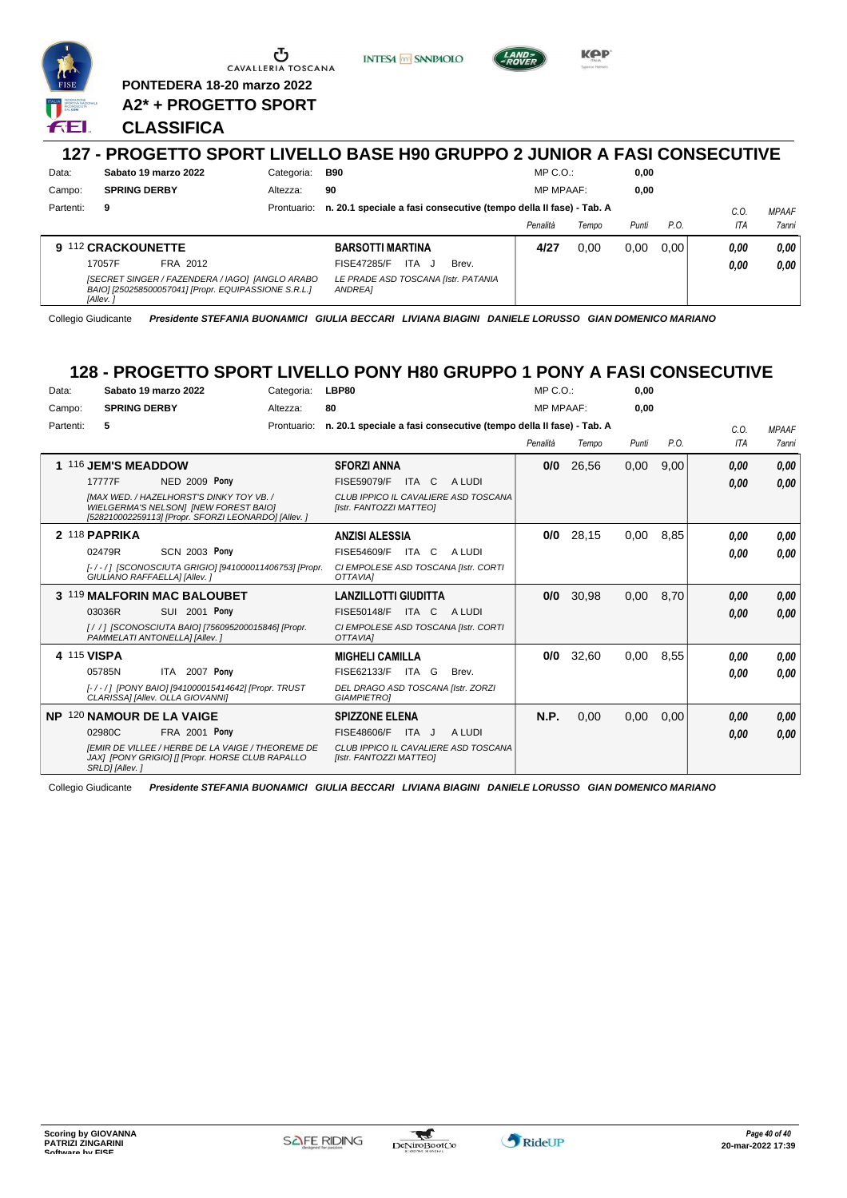CAVALLERIA TOSCANA

PONTEDERA 18-20 marzo 2022

A2* + PROGETTO SPORT

# CLASSIFICA

## 127 - PROGETTO SPORT LIVELLO BASE H90 GRUPPO 2 JUNIOR A FASI CONSECUTIVE

Data: **Sabato 19 marzo 2022** Categoria: **B90** MP C.O.: **0,00**

Campo: **SPRING DERBY** Altezza: **90** MP MPAAF: **0,00**

Partenti: **9** Prontuario: **n. 20.1 speciale a fasi consecutive (tempo della II fase) - Tab. A**

| Pos. | Cavallo | Cavaliere | Penalità | Tempo | Punti | P.O. | C.O. ITA | MPAAF 7anni |
|---|---|---|---|---|---|---|---|---|
| 9 | 112 **CRACKOUNETTE** 17057F FRA 2012 *[SECRET SINGER / FAZENDERA / IAGO] [ANGLO ARABO BAIO] [250258500057041] [Propr. EQUIPASSIONE S.R.L.] [Allev. ]* | **BARSOTTI MARTINA** FISE47285/F ITA J Brev. *LE PRADE ASD TOSCANA [Istr. PATANIA ANDREA]* | **4/27** | 0,00 | 0,00 | 0,00 | **0,00** / **0,00** | **0,00** / **0,00** |

Collegio Giudicante *Presidente STEFANIA BUONAMICI GIULIA BECCARI LIVIANA BIAGINI DANIELE LORUSSO GIAN DOMENICO MARIANO*

## 128 - PROGETTO SPORT LIVELLO PONY H80 GRUPPO 1 PONY A FASI CONSECUTIVE

Data: **Sabato 19 marzo 2022** Categoria: **LBP80** MP C.O.: **0,00**

Campo: **SPRING DERBY** Altezza: **80** MP MPAAF: **0,00**

Partenti: **5** Prontuario: **n. 20.1 speciale a fasi consecutive (tempo della II fase) - Tab. A**

| Pos. | Cavallo | Cavaliere | Penalità | Tempo | Punti | P.O. | C.O. ITA | MPAAF 7anni |
|---|---|---|---|---|---|---|---|---|
| 1 | 116 **JEM'S MEADDOW** 17777F NED 2009 **Pony** *[MAX WED. / HAZELHORST'S DINKY TOY VB. / WIELGERMA'S NELSON] [NEW FOREST BAIO] [528210002259113] [Propr. SFORZI LEONARDO] [Allev. ]* | **SFORZI ANNA** FISE59079/F ITA C A LUDI *CLUB IPPICO IL CAVALIERE ASD TOSCANA [Istr. FANTOZZI MATTEO]* | **0/0** | 26,56 | 0,00 | 9,00 | **0,00** / **0,00** | **0,00** / **0,00** |
| 2 | 118 **PAPRIKA** 02479R SCN 2003 **Pony** *[-/-/] [SCONOSCIUTA GRIGIO] [941000011406753] [Propr. GIULIANO RAFFAELLA] [Allev. ]* | **ANZISI ALESSIA** FISE54609/F ITA C A LUDI *CI EMPOLESE ASD TOSCANA [Istr. CORTI OTTAVIA]* | **0/0** | 28,15 | 0,00 | 8,85 | **0,00** / **0,00** | **0,00** / **0,00** |
| 3 | 119 **MALFORIN MAC BALOUBET** 03036R SUI 2001 **Pony** *[ / / ] [SCONOSCIUTA BAIO] [756095200015846] [Propr. PAMMELATI ANTONELLA] [Allev. ]* | **LANZILLOTTI GIUDITTA** FISE50148/F ITA C A LUDI *CI EMPOLESE ASD TOSCANA [Istr. CORTI OTTAVIA]* | **0/0** | 30,98 | 0,00 | 8,70 | **0,00** / **0,00** | **0,00** / **0,00** |
| 4 | 115 **VISPA** 05785N ITA 2007 **Pony** *[-/-/] [PONY BAIO] [941000015414642] [Propr. TRUST CLARISSA] [Allev. OLLA GIOVANNI]* | **MIGHELI CAMILLA** FISE62133/F ITA G Brev. *DEL DRAGO ASD TOSCANA [Istr. ZORZI GIAMPIETRO]* | **0/0** | 32,60 | 0,00 | 8,55 | **0,00** / **0,00** | **0,00** / **0,00** |
| NP | 120 **NAMOUR DE LA VAIGE** 02980C FRA 2001 **Pony** *[EMIR DE VILLEE / HERBE DE LA VAIGE / THEOREME DE JAX] [PONY GRIGIO] [] [Propr. HORSE CLUB RAPALLO SRLD] [Allev. ]* | **SPIZZONE ELENA** FISE48606/F ITA J A LUDI *CLUB IPPICO IL CAVALIERE ASD TOSCANA [Istr. FANTOZZI MATTEO]* | **N.P.** | 0,00 | 0,00 | 0,00 | **0,00** / **0,00** | **0,00** / **0,00** |

Collegio Giudicante *Presidente STEFANIA BUONAMICI GIULIA BECCARI LIVIANA BIAGINI DANIELE LORUSSO GIAN DOMENICO MARIANO*

**Scoring by GIOVANNA PATRIZI ZINGARINI**
**Software by FISE**

20-mar-2022 17:39